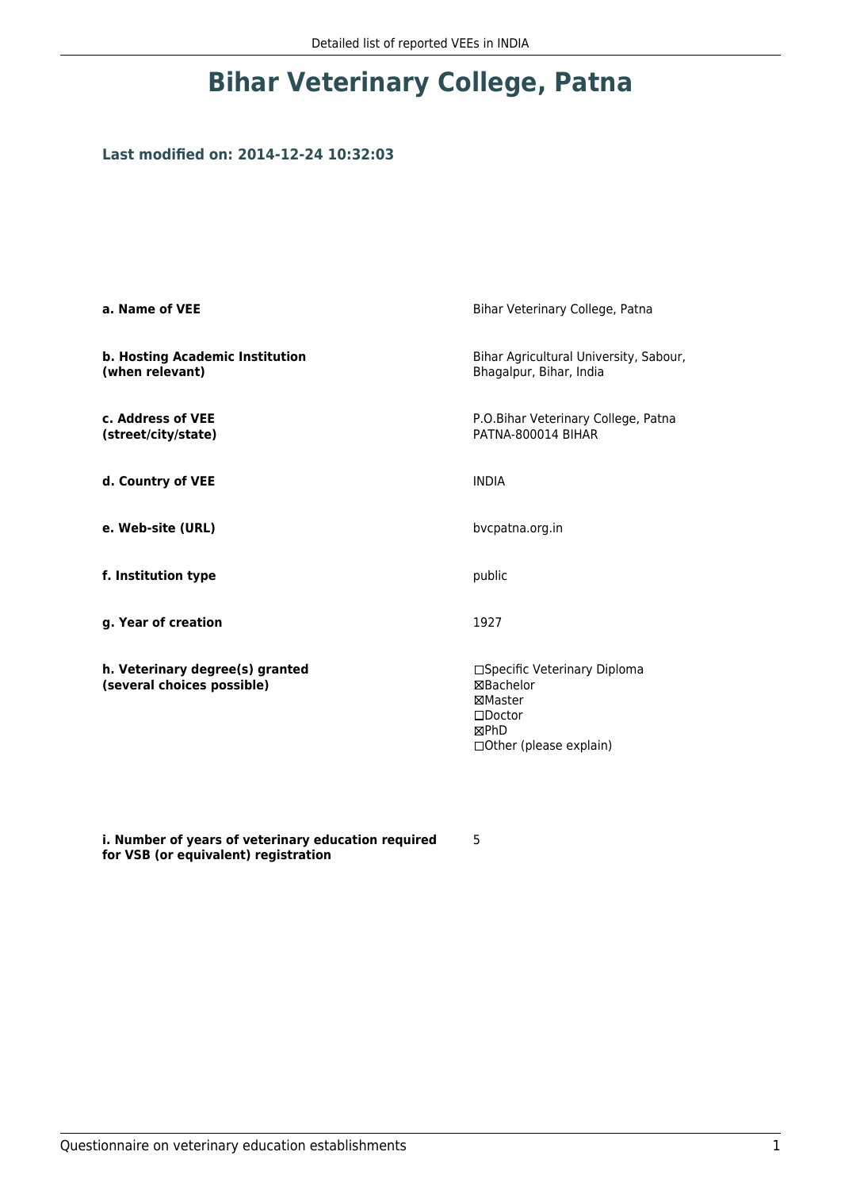# Bihar Veterinary College, Patna

### Last modified on: 2014-12-24 10:32:03

| | |
|---|---|
| **a. Name of VEE** | Bihar Veterinary College, Patna |
| **b. Hosting Academic Institution (when relevant)** | Bihar Agricultural University, Sabour, Bhagalpur, Bihar, India |
| **c. Address of VEE (street/city/state)** | P.O.Bihar Veterinary College, Patna PATNA-800014 BIHAR |
| **d. Country of VEE** | INDIA |
| **e. Web-site (URL)** | bvcpatna.org.in |
| **f. Institution type** | public |
| **g. Year of creation** | 1927 |
| **h. Veterinary degree(s) granted (several choices possible)** | ☐Specific Veterinary Diploma<br>☒Bachelor<br>☒Master<br>☐Doctor<br>☒PhD<br>☐Other (please explain) |
| **i. Number of years of veterinary education required for VSB (or equivalent) registration** | 5 |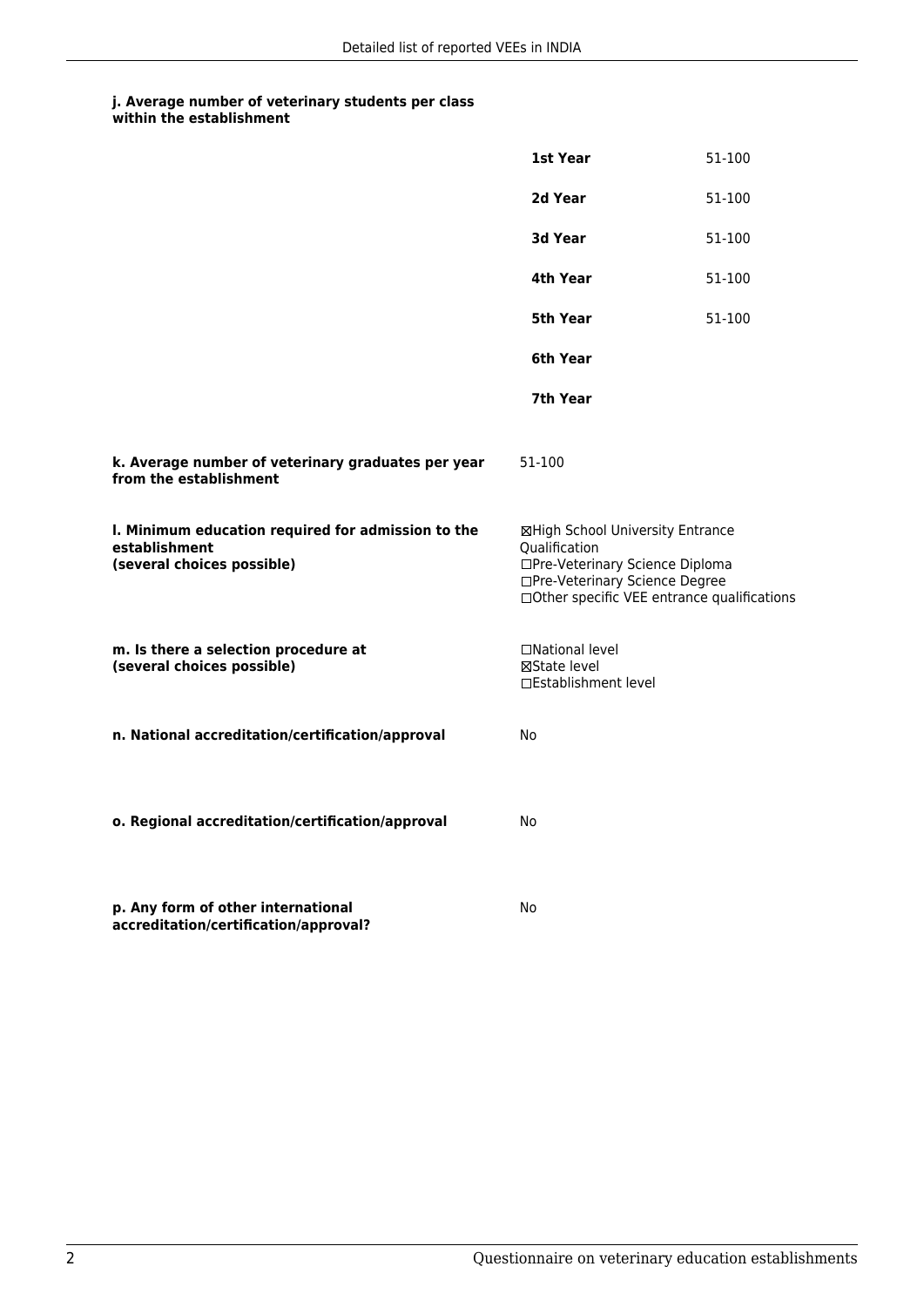**j. Average number of veterinary students per class within the establishment**

| | |
|---|---|
| **1st Year** | 51-100 |
| **2d Year** | 51-100 |
| **3d Year** | 51-100 |
| **4th Year** | 51-100 |
| **5th Year** | 51-100 |
| **6th Year** | |
| **7th Year** | |

**k. Average number of veterinary graduates per year from the establishment**

51-100

**l. Minimum education required for admission to the establishment (several choices possible)**

☒High School University Entrance Qualification
☐Pre-Veterinary Science Diploma
☐Pre-Veterinary Science Degree
☐Other specific VEE entrance qualifications

**m. Is there a selection procedure at (several choices possible)**

☐National level
☒State level
☐Establishment level

**n. National accreditation/certification/approval**

No

**o. Regional accreditation/certification/approval**

No

**p. Any form of other international accreditation/certification/approval?**

No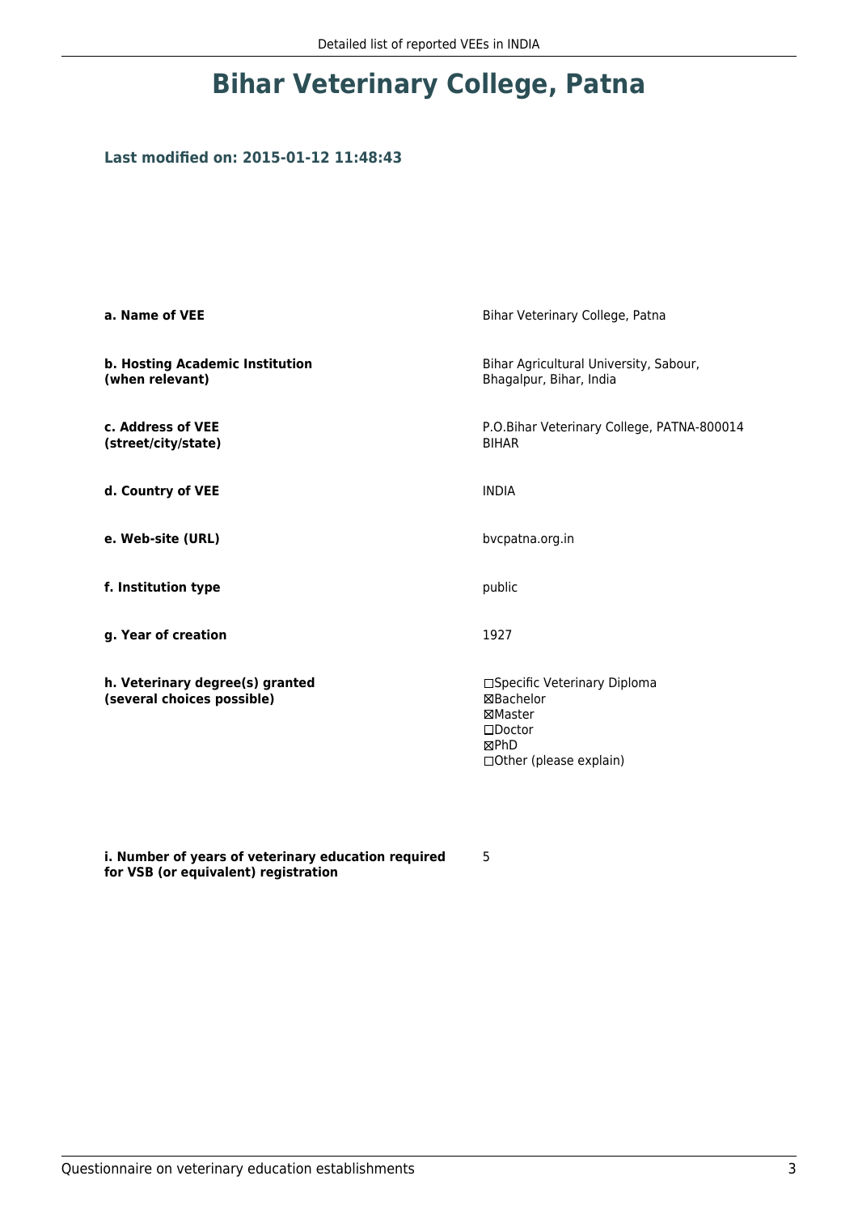# Bihar Veterinary College, Patna

### Last modified on: 2015-01-12 11:48:43

| | |
|---|---|
| **a. Name of VEE** | Bihar Veterinary College, Patna |
| **b. Hosting Academic Institution (when relevant)** | Bihar Agricultural University, Sabour, Bhagalpur, Bihar, India |
| **c. Address of VEE (street/city/state)** | P.O.Bihar Veterinary College, PATNA-800014 BIHAR |
| **d. Country of VEE** | INDIA |
| **e. Web-site (URL)** | bvcpatna.org.in |
| **f. Institution type** | public |
| **g. Year of creation** | 1927 |
| **h. Veterinary degree(s) granted (several choices possible)** | ☐Specific Veterinary Diploma<br>☒Bachelor<br>☒Master<br>☐Doctor<br>☒PhD<br>☐Other (please explain) |
| **i. Number of years of veterinary education required for VSB (or equivalent) registration** | 5 |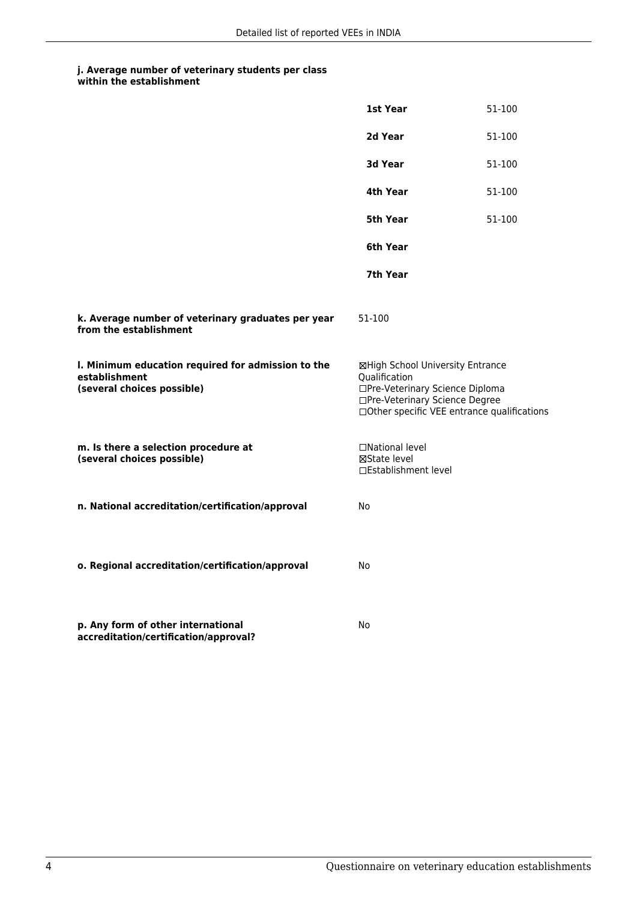**j. Average number of veterinary students per class within the establishment**

| | |
|---|---|
| **1st Year** | 51-100 |
| **2d Year** | 51-100 |
| **3d Year** | 51-100 |
| **4th Year** | 51-100 |
| **5th Year** | 51-100 |
| **6th Year** | |
| **7th Year** | |

**k. Average number of veterinary graduates per year from the establishment**

51-100

**l. Minimum education required for admission to the establishment (several choices possible)**

☒High School University Entrance Qualification
☐Pre-Veterinary Science Diploma
☐Pre-Veterinary Science Degree
☐Other specific VEE entrance qualifications

**m. Is there a selection procedure at (several choices possible)**

☐National level
☒State level
☐Establishment level

**n. National accreditation/certification/approval**

No

**o. Regional accreditation/certification/approval**

No

**p. Any form of other international accreditation/certification/approval?**

No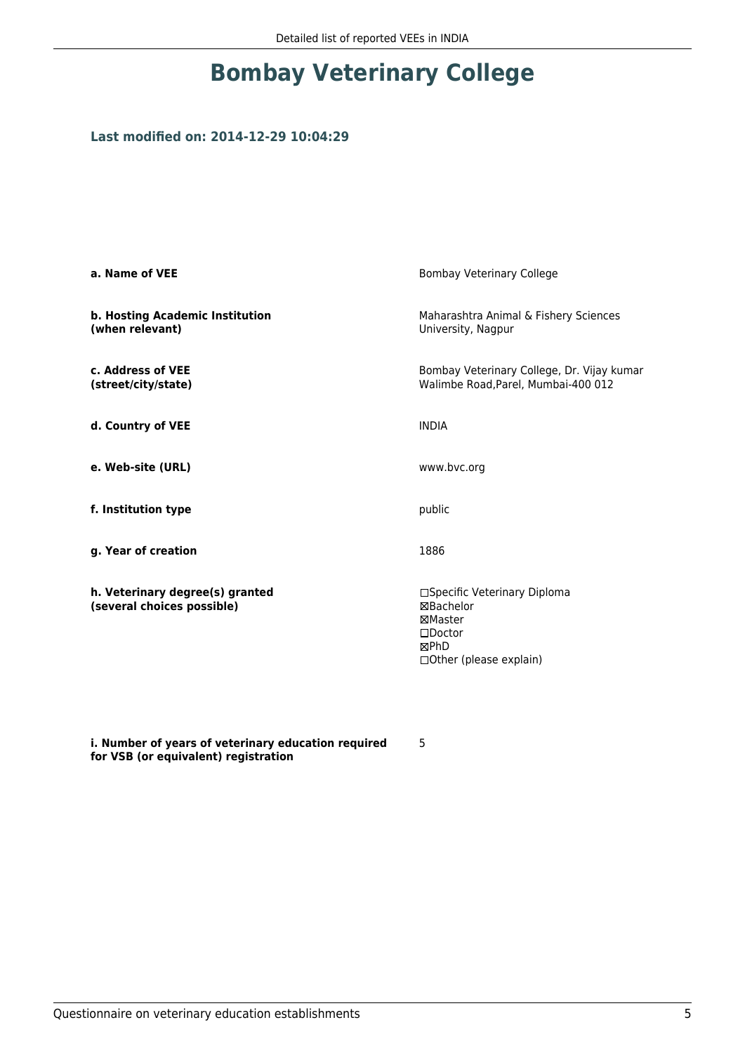# Bombay Veterinary College

### Last modified on: 2014-12-29 10:04:29

| | |
|---|---|
| **a. Name of VEE** | Bombay Veterinary College |
| **b. Hosting Academic Institution (when relevant)** | Maharashtra Animal & Fishery Sciences University, Nagpur |
| **c. Address of VEE (street/city/state)** | Bombay Veterinary College, Dr. Vijay kumar Walimbe Road,Parel, Mumbai-400 012 |
| **d. Country of VEE** | INDIA |
| **e. Web-site (URL)** | www.bvc.org |
| **f. Institution type** | public |
| **g. Year of creation** | 1886 |
| **h. Veterinary degree(s) granted (several choices possible)** | ☐Specific Veterinary Diploma<br>☒Bachelor<br>☒Master<br>☐Doctor<br>☒PhD<br>☐Other (please explain) |
| **i. Number of years of veterinary education required for VSB (or equivalent) registration** | 5 |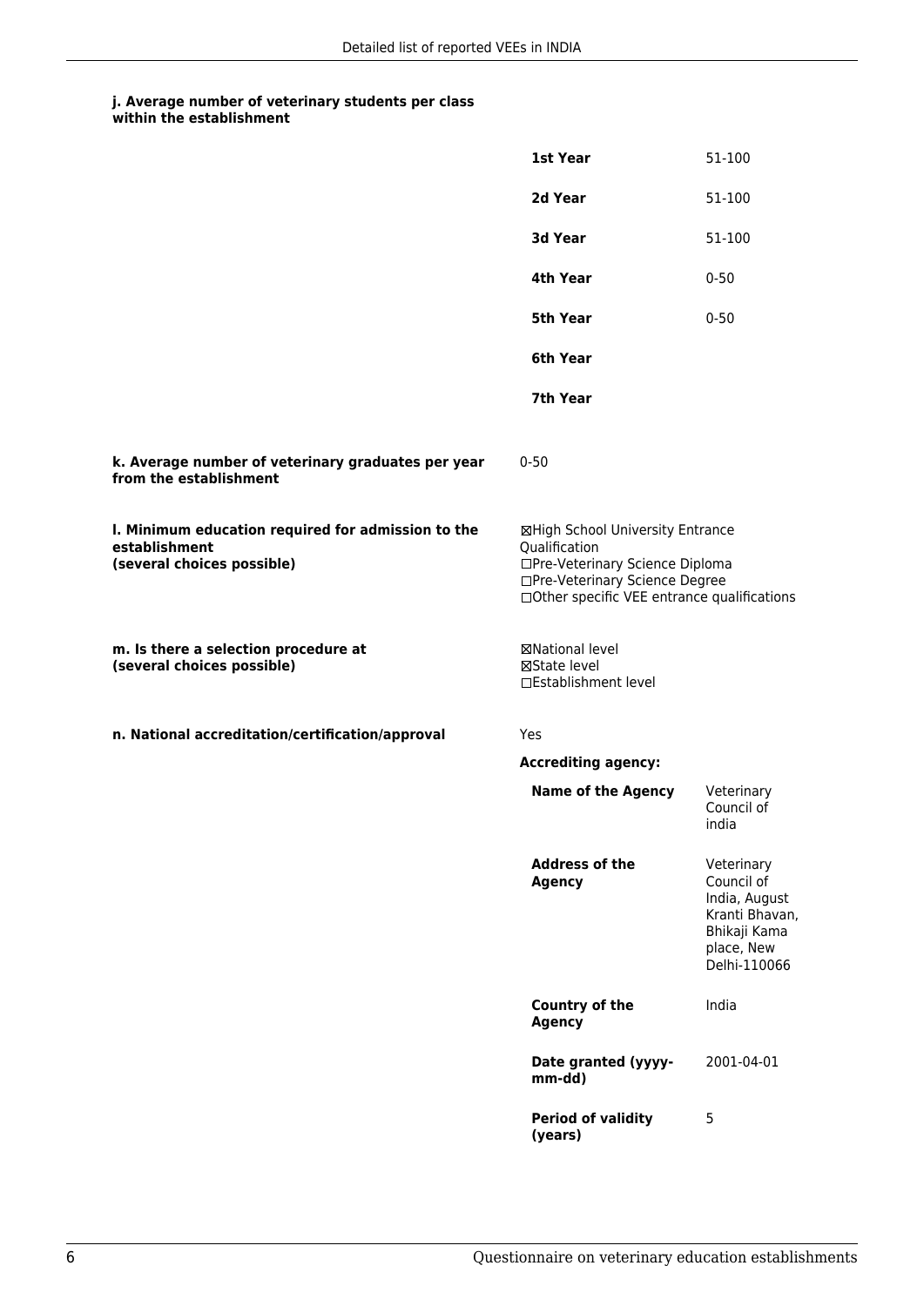#### j. Average number of veterinary students per class within the establishment

| | |
|---|---|
| **1st Year** | 51-100 |
| **2d Year** | 51-100 |
| **3d Year** | 51-100 |
| **4th Year** | 0-50 |
| **5th Year** | 0-50 |
| **6th Year** | |
| **7th Year** | |

**k. Average number of veterinary graduates per year from the establishment**

0-50

**l. Minimum education required for admission to the establishment (several choices possible)**

☒High School University Entrance Qualification
☐Pre-Veterinary Science Diploma
☐Pre-Veterinary Science Degree
☐Other specific VEE entrance qualifications

**m. Is there a selection procedure at (several choices possible)**

☒National level
☒State level
☐Establishment level

**n. National accreditation/certification/approval**

Yes

**Accrediting agency:**

| | |
|---|---|
| **Name of the Agency** | Veterinary Council of india |
| **Address of the Agency** | Veterinary Council of India, August Kranti Bhavan, Bhikaji Kama place, New Delhi-110066 |
| **Country of the Agency** | India |
| **Date granted (yyyy-mm-dd)** | 2001-04-01 |
| **Period of validity (years)** | 5 |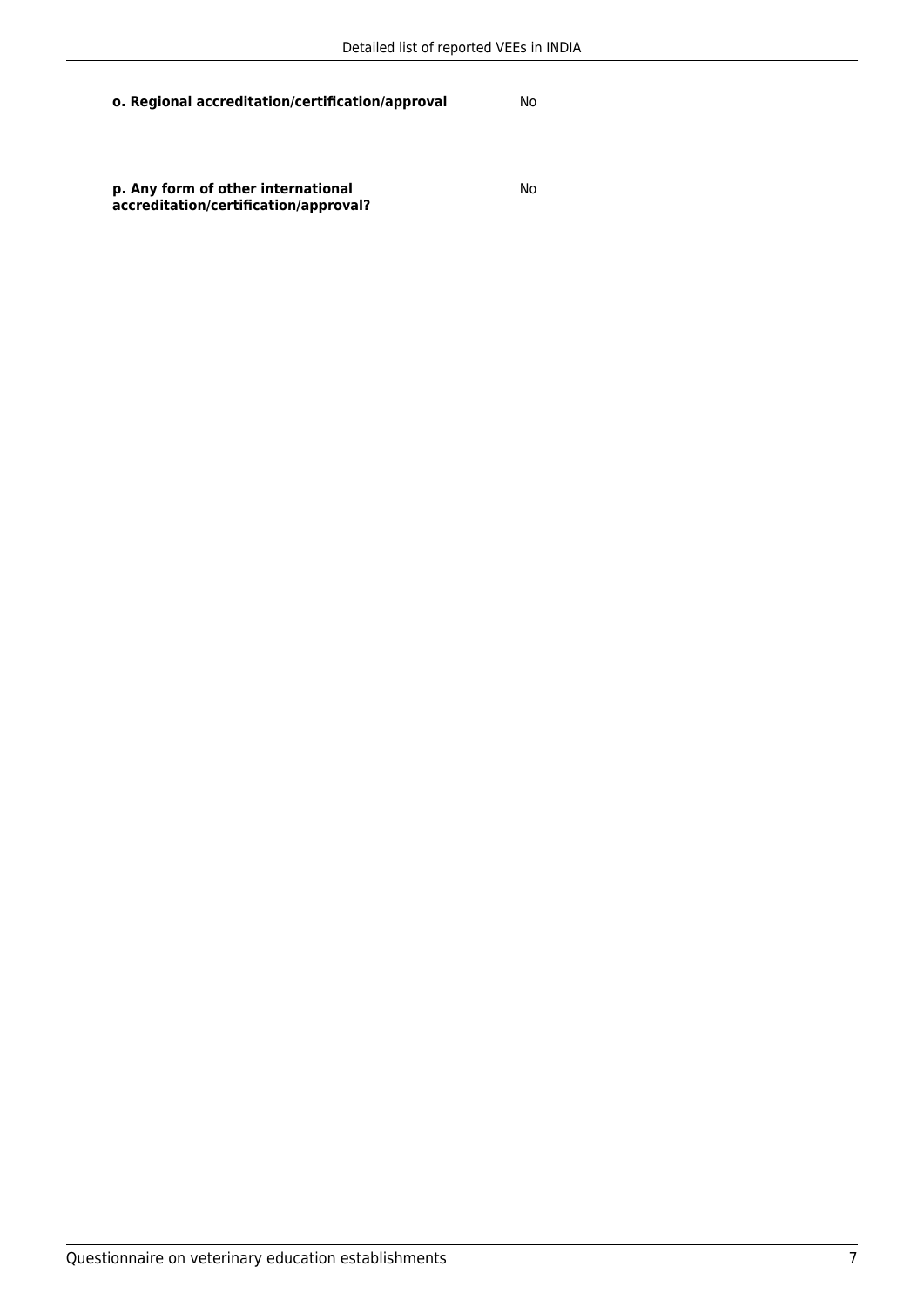**o. Regional accreditation/certification/approval** No

**p. Any form of other international accreditation/certification/approval?** No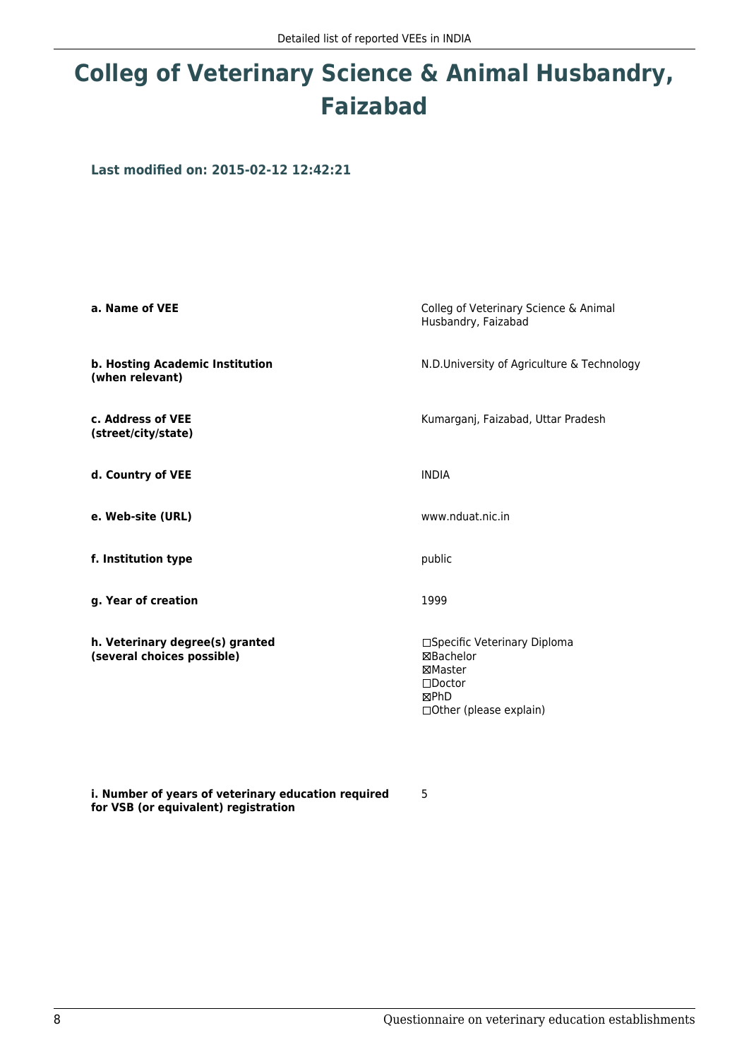# Colleg of Veterinary Science & Animal Husbandry, Faizabad

**Last modified on: 2015-02-12 12:42:21**

| | |
|---|---|
| **a. Name of VEE** | Colleg of Veterinary Science & Animal Husbandry, Faizabad |
| **b. Hosting Academic Institution (when relevant)** | N.D.University of Agriculture & Technology |
| **c. Address of VEE (street/city/state)** | Kumarganj, Faizabad, Uttar Pradesh |
| **d. Country of VEE** | INDIA |
| **e. Web-site (URL)** | www.nduat.nic.in |
| **f. Institution type** | public |
| **g. Year of creation** | 1999 |
| **h. Veterinary degree(s) granted (several choices possible)** | ☐Specific Veterinary Diploma<br>☒Bachelor<br>☒Master<br>☐Doctor<br>☒PhD<br>☐Other (please explain) |
| **i. Number of years of veterinary education required for VSB (or equivalent) registration** | 5 |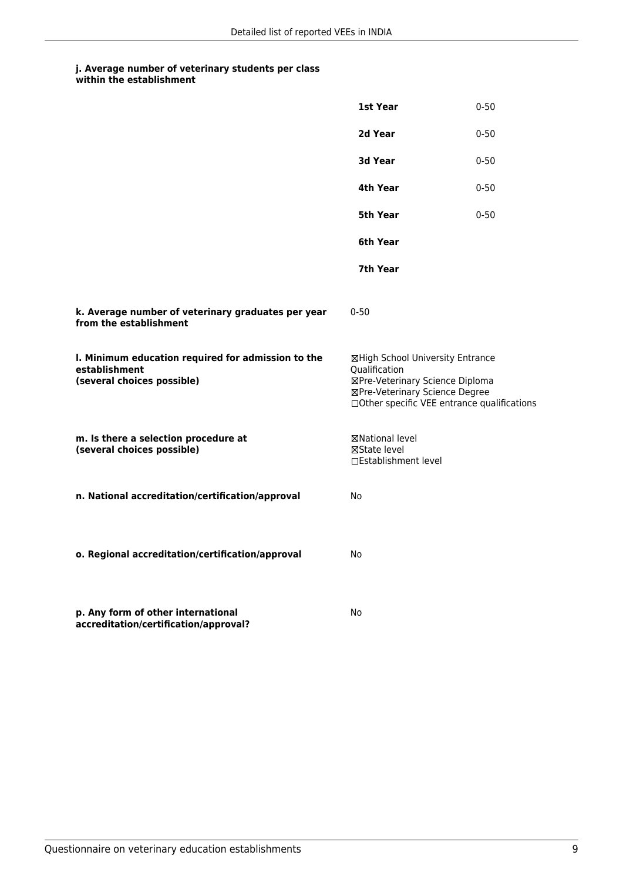**j. Average number of veterinary students per class within the establishment**

| | |
|---|---|
| **1st Year** | 0-50 |
| **2d Year** | 0-50 |
| **3d Year** | 0-50 |
| **4th Year** | 0-50 |
| **5th Year** | 0-50 |
| **6th Year** | |
| **7th Year** | |

**k. Average number of veterinary graduates per year from the establishment**

0-50

**l. Minimum education required for admission to the establishment (several choices possible)**

☒High School University Entrance Qualification
☒Pre-Veterinary Science Diploma
☒Pre-Veterinary Science Degree
☐Other specific VEE entrance qualifications

**m. Is there a selection procedure at (several choices possible)**

☒National level
☒State level
☐Establishment level

**n. National accreditation/certification/approval**

No

**o. Regional accreditation/certification/approval**

No

**p. Any form of other international accreditation/certification/approval?**

No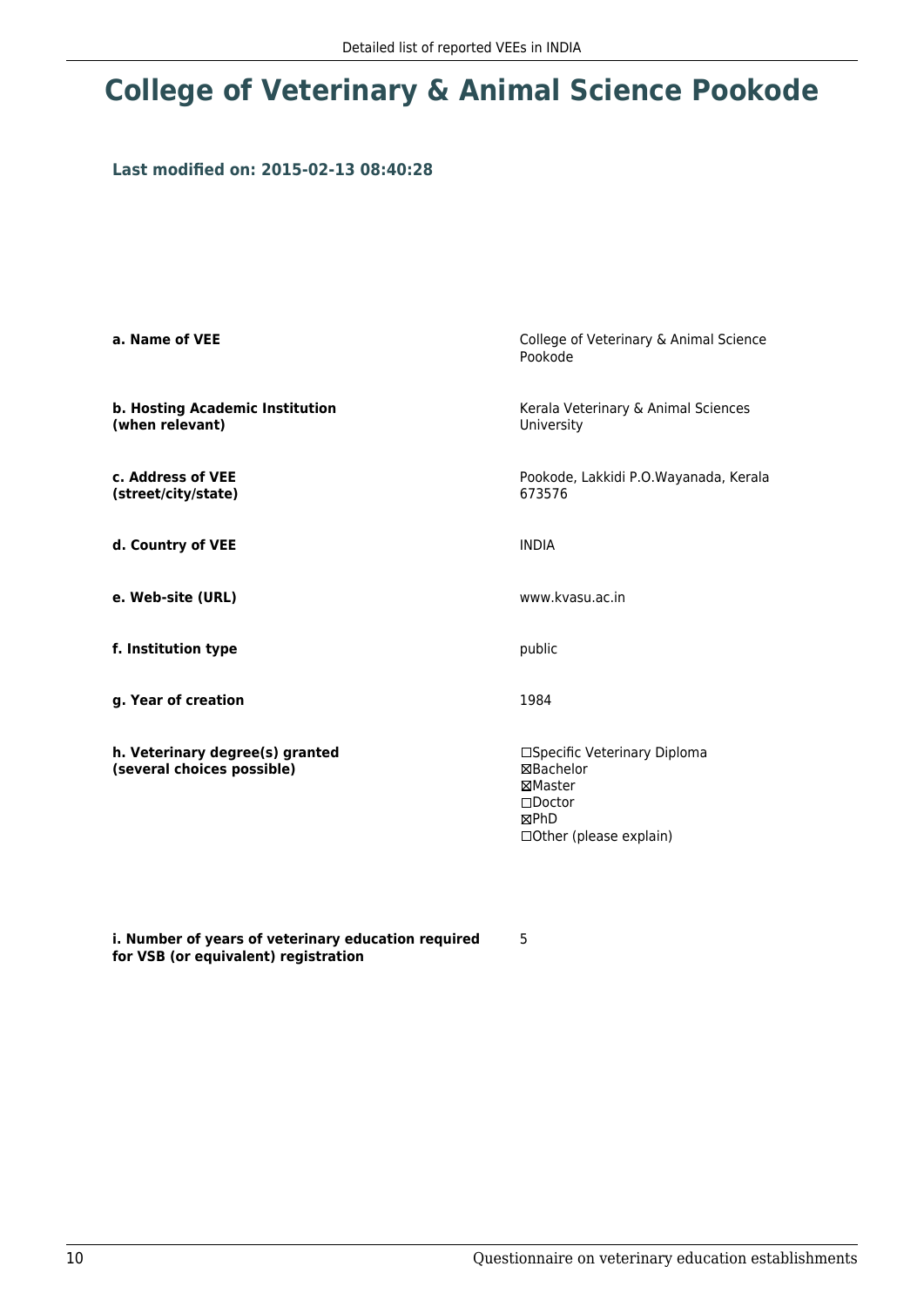# College of Veterinary & Animal Science Pookode

**Last modified on: 2015-02-13 08:40:28**

| | |
|---|---|
| **a. Name of VEE** | College of Veterinary & Animal Science Pookode |
| **b. Hosting Academic Institution (when relevant)** | Kerala Veterinary & Animal Sciences University |
| **c. Address of VEE (street/city/state)** | Pookode, Lakkidi P.O.Wayanada, Kerala 673576 |
| **d. Country of VEE** | INDIA |
| **e. Web-site (URL)** | www.kvasu.ac.in |
| **f. Institution type** | public |
| **g. Year of creation** | 1984 |
| **h. Veterinary degree(s) granted (several choices possible)** | ☐Specific Veterinary Diploma<br>☒Bachelor<br>☒Master<br>☐Doctor<br>☒PhD<br>☐Other (please explain) |
| **i. Number of years of veterinary education required for VSB (or equivalent) registration** | 5 |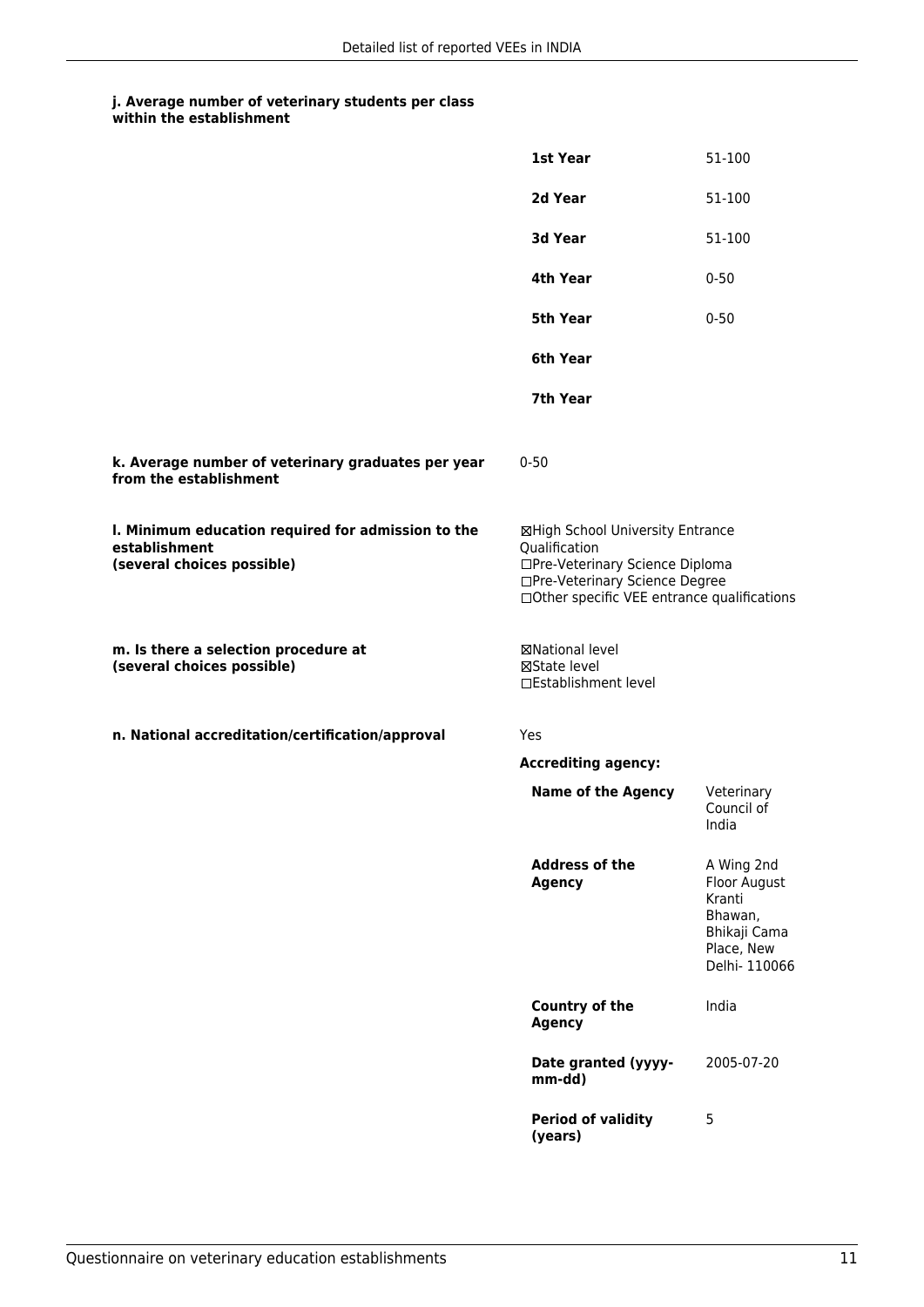#### j. Average number of veterinary students per class within the establishment

| | |
|---|---|
| **1st Year** | 51-100 |
| **2d Year** | 51-100 |
| **3d Year** | 51-100 |
| **4th Year** | 0-50 |
| **5th Year** | 0-50 |
| **6th Year** | |
| **7th Year** | |

**k. Average number of veterinary graduates per year from the establishment**

0-50

**l. Minimum education required for admission to the establishment (several choices possible)**

☒High School University Entrance Qualification
☐Pre-Veterinary Science Diploma
☐Pre-Veterinary Science Degree
☐Other specific VEE entrance qualifications

**m. Is there a selection procedure at (several choices possible)**

☒National level
☒State level
☐Establishment level

**n. National accreditation/certification/approval**

Yes

**Accrediting agency:**

| | |
|---|---|
| **Name of the Agency** | Veterinary Council of India |
| **Address of the Agency** | A Wing 2nd Floor August Kranti Bhawan, Bhikaji Cama Place, New Delhi- 110066 |
| **Country of the Agency** | India |
| **Date granted (yyyy-mm-dd)** | 2005-07-20 |
| **Period of validity (years)** | 5 |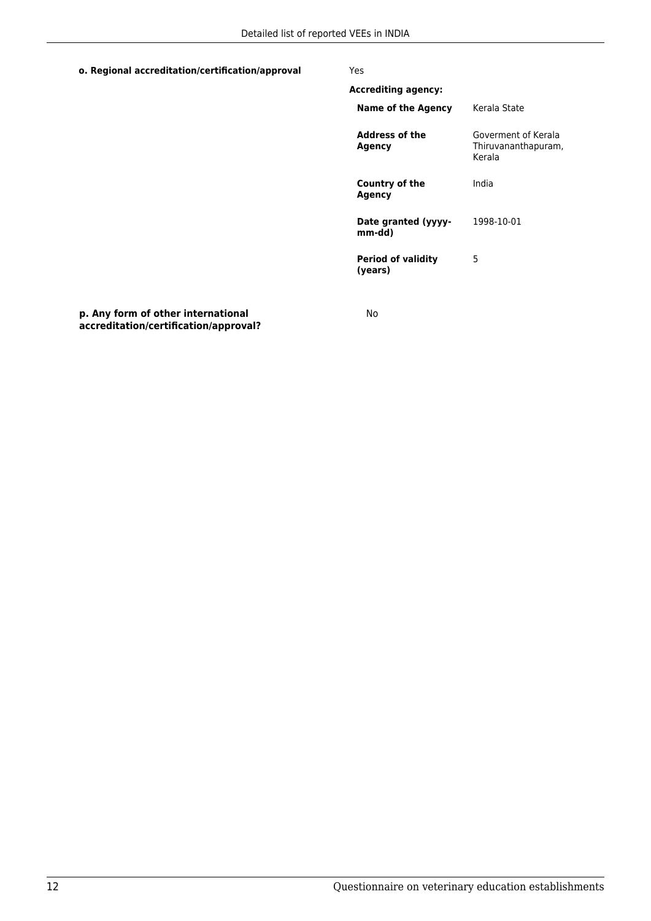**o. Regional accreditation/certification/approval**

Yes

**Accrediting agency:**

| | |
|---|---|
| **Name of the Agency** | Kerala State |
| **Address of the Agency** | Goverment of Kerala Thiruvananthapuram, Kerala |
| **Country of the Agency** | India |
| **Date granted (yyyy-mm-dd)** | 1998-10-01 |
| **Period of validity (years)** | 5 |

**p. Any form of other international accreditation/certification/approval?**

No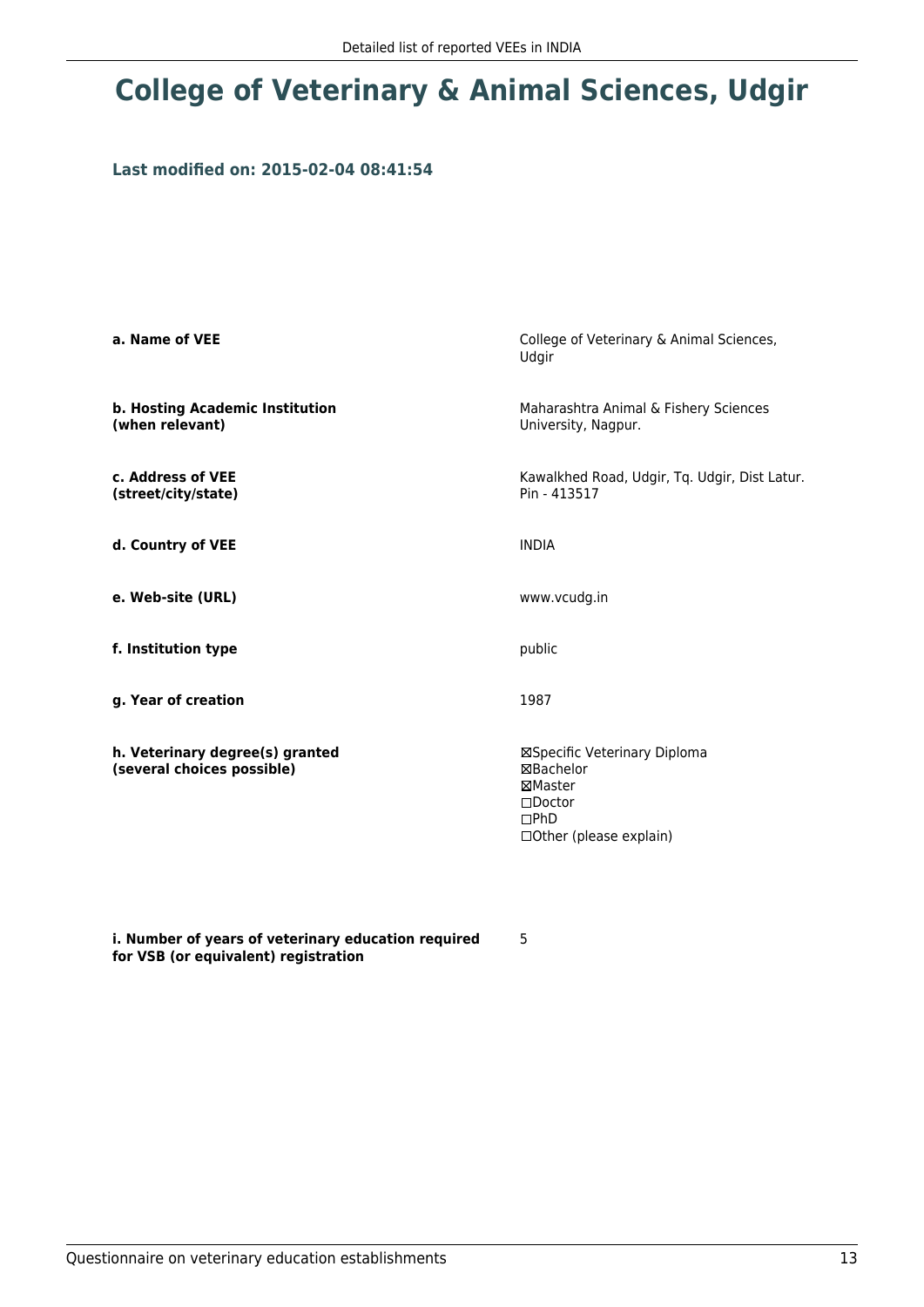# College of Veterinary & Animal Sciences, Udgir

### Last modified on: 2015-02-04 08:41:54

| | |
|---|---|
| **a. Name of VEE** | College of Veterinary & Animal Sciences, Udgir |
| **b. Hosting Academic Institution (when relevant)** | Maharashtra Animal & Fishery Sciences University, Nagpur. |
| **c. Address of VEE (street/city/state)** | Kawalkhed Road, Udgir, Tq. Udgir, Dist Latur. Pin - 413517 |
| **d. Country of VEE** | INDIA |
| **e. Web-site (URL)** | www.vcudg.in |
| **f. Institution type** | public |
| **g. Year of creation** | 1987 |
| **h. Veterinary degree(s) granted (several choices possible)** | ☒Specific Veterinary Diploma<br>☒Bachelor<br>☒Master<br>☐Doctor<br>☐PhD<br>☐Other (please explain) |
| **i. Number of years of veterinary education required for VSB (or equivalent) registration** | 5 |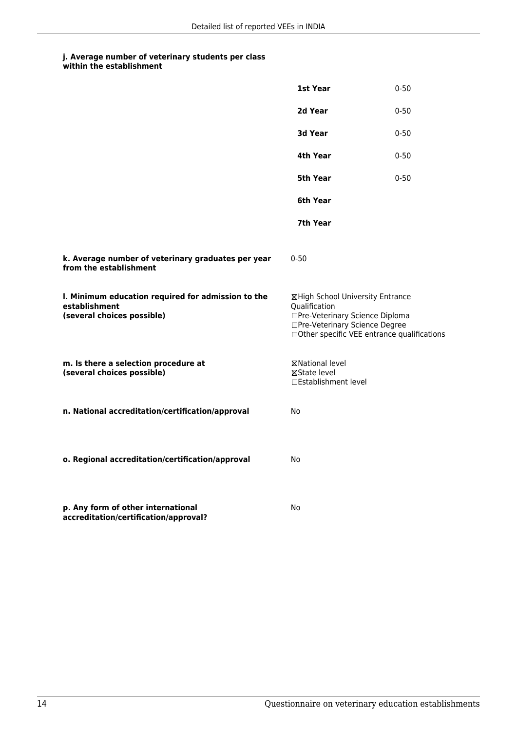**j. Average number of veterinary students per class within the establishment**

| | |
|---|---|
| **1st Year** | 0-50 |
| **2d Year** | 0-50 |
| **3d Year** | 0-50 |
| **4th Year** | 0-50 |
| **5th Year** | 0-50 |
| **6th Year** | |
| **7th Year** | |

**k. Average number of veterinary graduates per year from the establishment**

0-50

**l. Minimum education required for admission to the establishment (several choices possible)**

☒High School University Entrance Qualification
☐Pre-Veterinary Science Diploma
☐Pre-Veterinary Science Degree
☐Other specific VEE entrance qualifications

**m. Is there a selection procedure at (several choices possible)**

☒National level
☒State level
☐Establishment level

**n. National accreditation/certification/approval**

No

**o. Regional accreditation/certification/approval**

No

**p. Any form of other international accreditation/certification/approval?**

No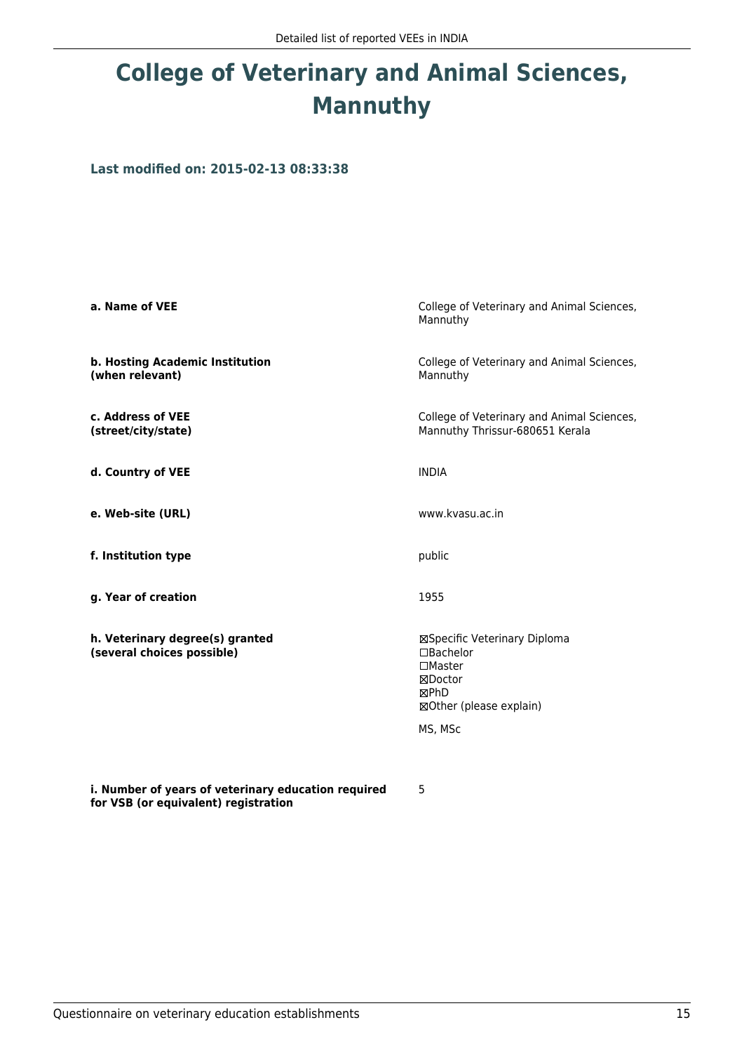# College of Veterinary and Animal Sciences, Mannuthy

**Last modified on: 2015-02-13 08:33:38**

| | |
|---|---|
| **a. Name of VEE** | College of Veterinary and Animal Sciences, Mannuthy |
| **b. Hosting Academic Institution (when relevant)** | College of Veterinary and Animal Sciences, Mannuthy |
| **c. Address of VEE (street/city/state)** | College of Veterinary and Animal Sciences, Mannuthy Thrissur-680651 Kerala |
| **d. Country of VEE** | INDIA |
| **e. Web-site (URL)** | www.kvasu.ac.in |
| **f. Institution type** | public |
| **g. Year of creation** | 1955 |
| **h. Veterinary degree(s) granted (several choices possible)** | ☒Specific Veterinary Diploma<br>☐Bachelor<br>☐Master<br>☒Doctor<br>☒PhD<br>☒Other (please explain)<br><br>MS, MSc |
| **i. Number of years of veterinary education required for VSB (or equivalent) registration** | 5 |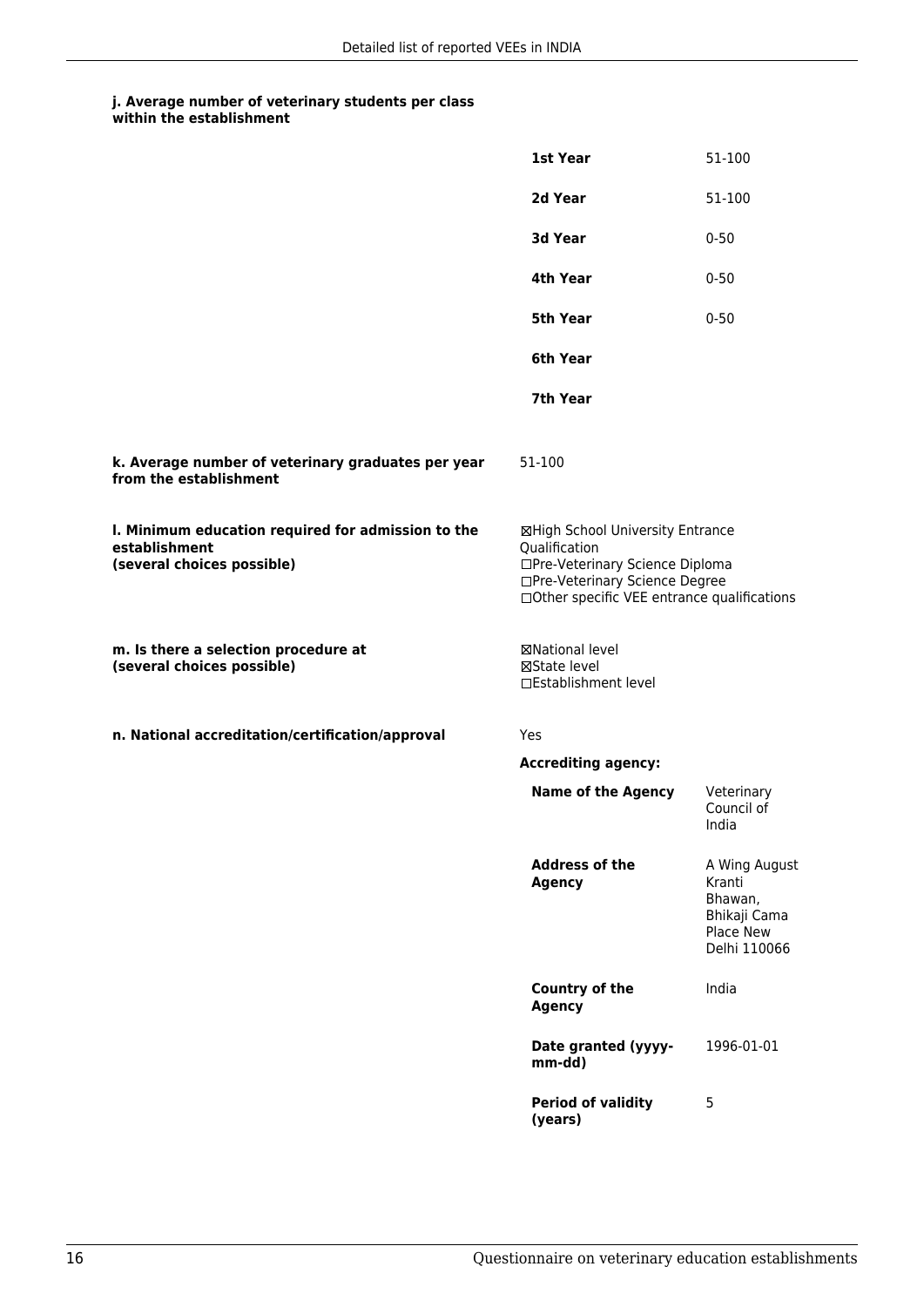#### j. Average number of veterinary students per class within the establishment

| | |
|---|---|
| **1st Year** | 51-100 |
| **2d Year** | 51-100 |
| **3d Year** | 0-50 |
| **4th Year** | 0-50 |
| **5th Year** | 0-50 |
| **6th Year** | |
| **7th Year** | |

**k. Average number of veterinary graduates per year from the establishment**

51-100

**l. Minimum education required for admission to the establishment (several choices possible)**

☒High School University Entrance Qualification
☐Pre-Veterinary Science Diploma
☐Pre-Veterinary Science Degree
☐Other specific VEE entrance qualifications

**m. Is there a selection procedure at (several choices possible)**

☒National level
☒State level
☐Establishment level

**n. National accreditation/certification/approval**

Yes

**Accrediting agency:**

| | |
|---|---|
| **Name of the Agency** | Veterinary Council of India |
| **Address of the Agency** | A Wing August Kranti Bhawan, Bhikaji Cama Place New Delhi 110066 |
| **Country of the Agency** | India |
| **Date granted (yyyy-mm-dd)** | 1996-01-01 |
| **Period of validity (years)** | 5 |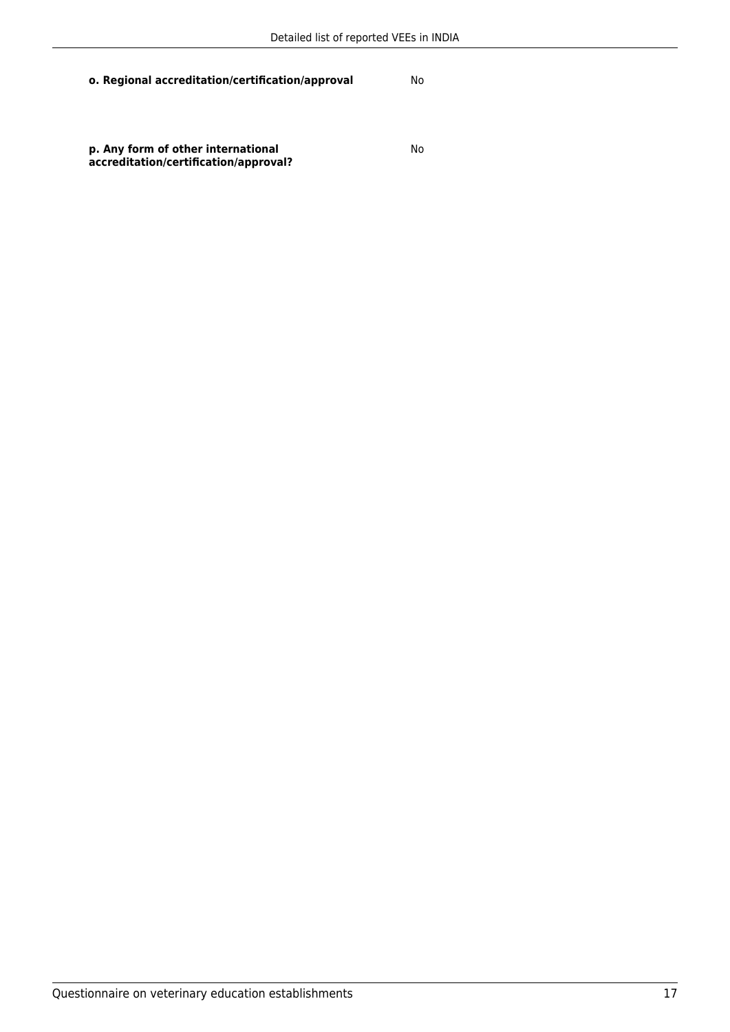**o. Regional accreditation/certification/approval** No

**p. Any form of other international accreditation/certification/approval?** No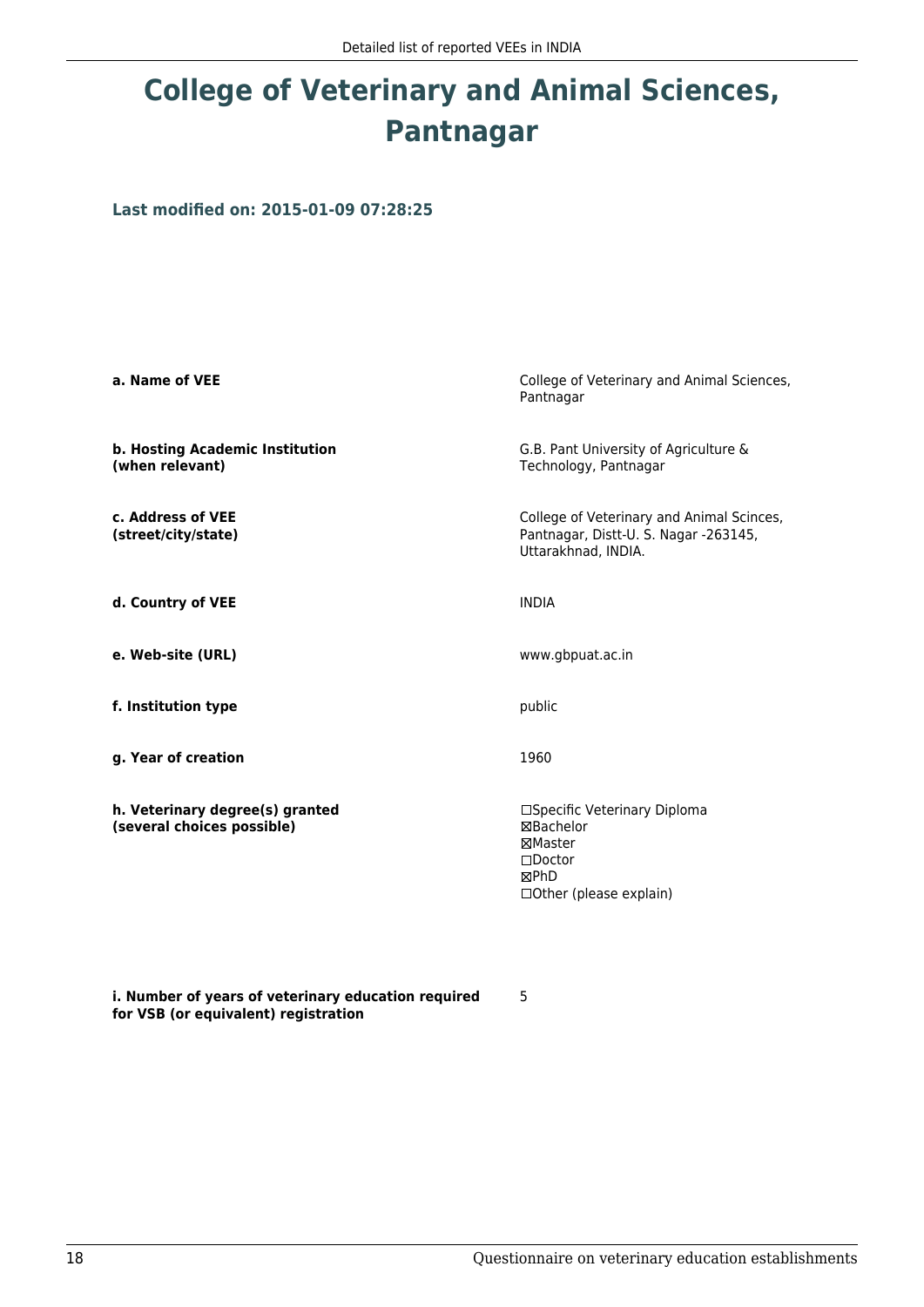# College of Veterinary and Animal Sciences, Pantnagar

**Last modified on: 2015-01-09 07:28:25**

| | |
|---|---|
| **a. Name of VEE** | College of Veterinary and Animal Sciences, Pantnagar |
| **b. Hosting Academic Institution (when relevant)** | G.B. Pant University of Agriculture & Technology, Pantnagar |
| **c. Address of VEE (street/city/state)** | College of Veterinary and Animal Scinces, Pantnagar, Distt-U. S. Nagar -263145, Uttarakhnad, INDIA. |
| **d. Country of VEE** | INDIA |
| **e. Web-site (URL)** | www.gbpuat.ac.in |
| **f. Institution type** | public |
| **g. Year of creation** | 1960 |
| **h. Veterinary degree(s) granted (several choices possible)** | ☐Specific Veterinary Diploma<br>☒Bachelor<br>☒Master<br>☐Doctor<br>☒PhD<br>☐Other (please explain) |
| **i. Number of years of veterinary education required for VSB (or equivalent) registration** | 5 |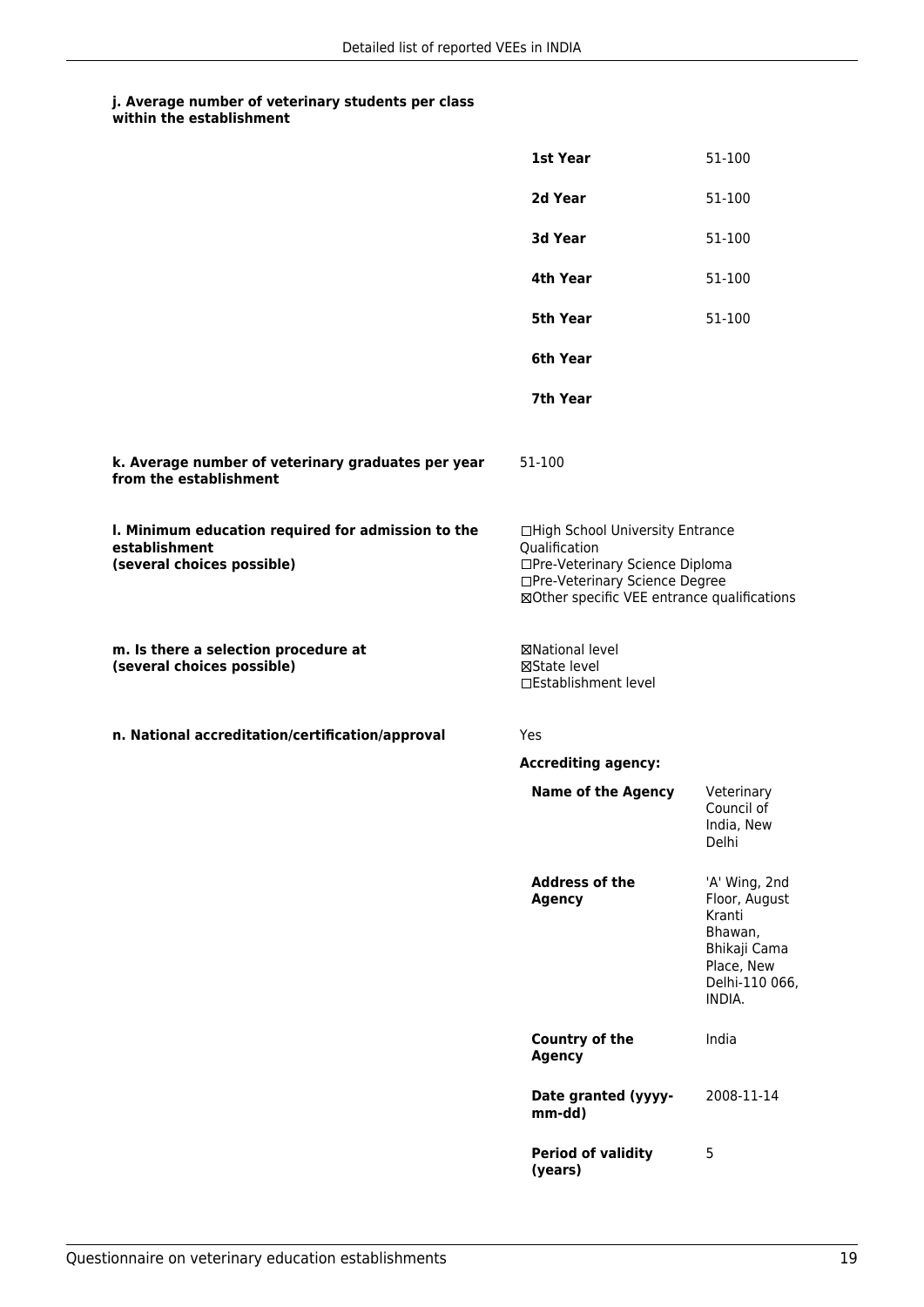**j. Average number of veterinary students per class within the establishment**

| | |
|---|---|
| **1st Year** | 51-100 |
| **2d Year** | 51-100 |
| **3d Year** | 51-100 |
| **4th Year** | 51-100 |
| **5th Year** | 51-100 |
| **6th Year** | |
| **7th Year** | |

**k. Average number of veterinary graduates per year from the establishment**

51-100

**l. Minimum education required for admission to the establishment (several choices possible)**

☐High School University Entrance Qualification
☐Pre-Veterinary Science Diploma
☐Pre-Veterinary Science Degree
☒Other specific VEE entrance qualifications

**m. Is there a selection procedure at (several choices possible)**

☒National level
☒State level
☐Establishment level

**n. National accreditation/certification/approval**

Yes

**Accrediting agency:**

| | |
|---|---|
| **Name of the Agency** | Veterinary Council of India, New Delhi |
| **Address of the Agency** | 'A' Wing, 2nd Floor, August Kranti Bhawan, Bhikaji Cama Place, New Delhi-110 066, INDIA. |
| **Country of the Agency** | India |
| **Date granted (yyyy-mm-dd)** | 2008-11-14 |
| **Period of validity (years)** | 5 |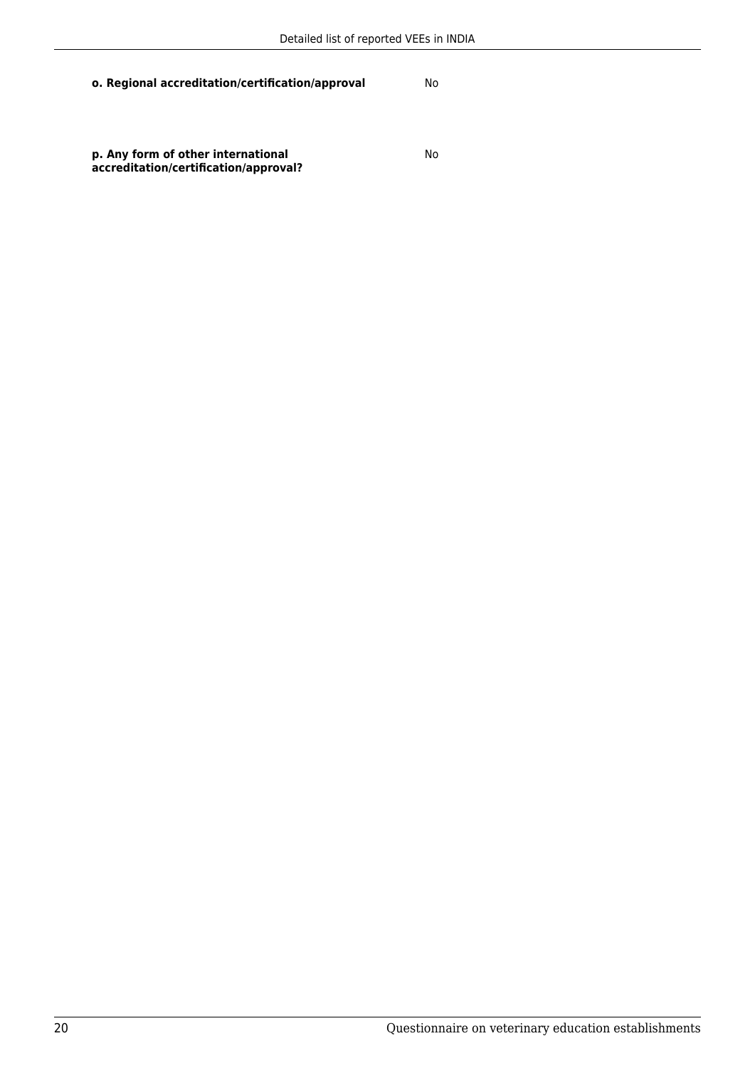| | |
|---|---|
| **o. Regional accreditation/certification/approval** | No |
| **p. Any form of other international accreditation/certification/approval?** | No |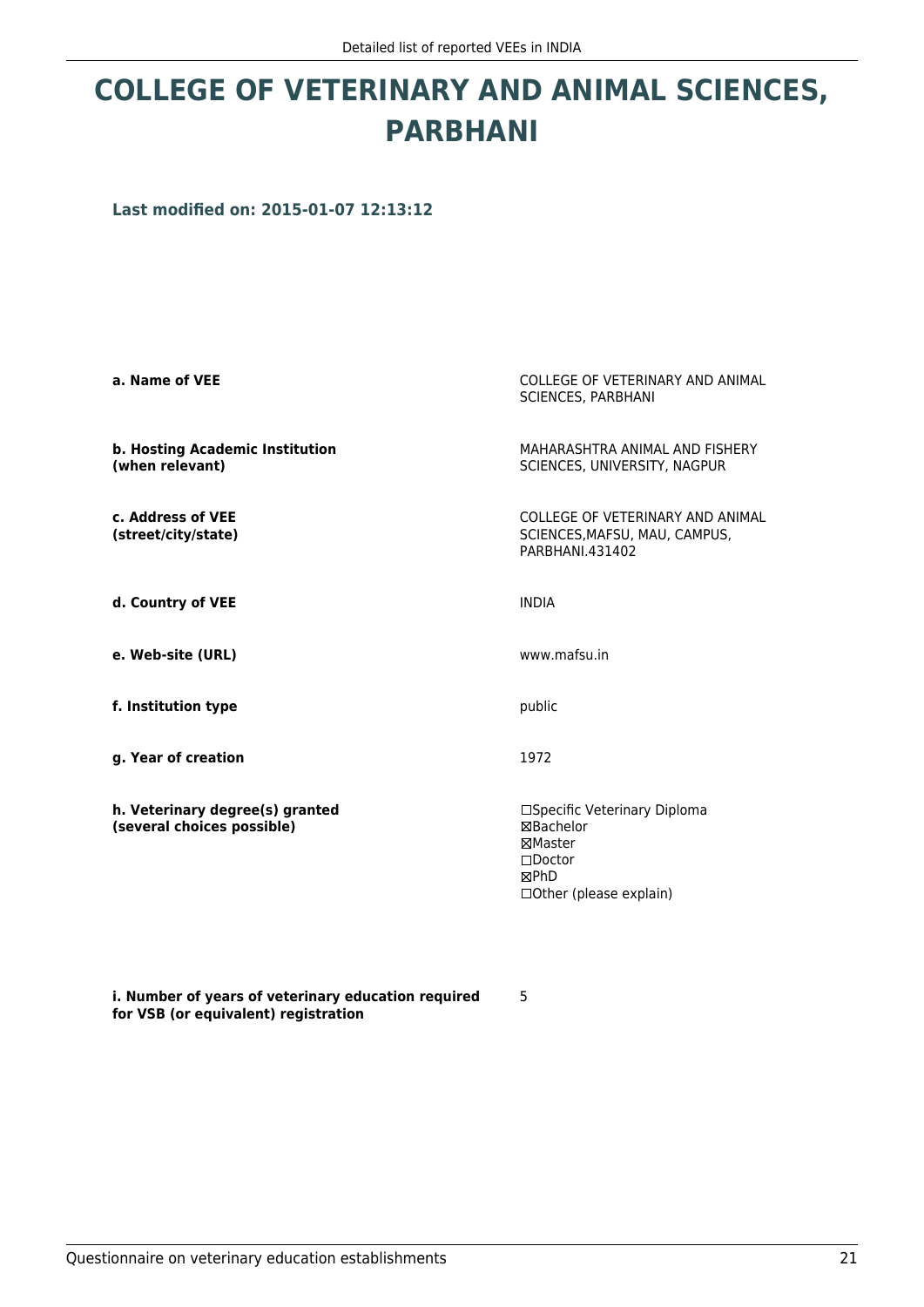# COLLEGE OF VETERINARY AND ANIMAL SCIENCES, PARBHANI

**Last modified on: 2015-01-07 12:13:12**

| | |
|---|---|
| **a. Name of VEE** | COLLEGE OF VETERINARY AND ANIMAL SCIENCES, PARBHANI |
| **b. Hosting Academic Institution (when relevant)** | MAHARASHTRA ANIMAL AND FISHERY SCIENCES, UNIVERSITY, NAGPUR |
| **c. Address of VEE (street/city/state)** | COLLEGE OF VETERINARY AND ANIMAL SCIENCES,MAFSU, MAU, CAMPUS, PARBHANI.431402 |
| **d. Country of VEE** | INDIA |
| **e. Web-site (URL)** | www.mafsu.in |
| **f. Institution type** | public |
| **g. Year of creation** | 1972 |
| **h. Veterinary degree(s) granted (several choices possible)** | ☐Specific Veterinary Diploma<br>☒Bachelor<br>☒Master<br>☐Doctor<br>☒PhD<br>☐Other (please explain) |
| **i. Number of years of veterinary education required for VSB (or equivalent) registration** | 5 |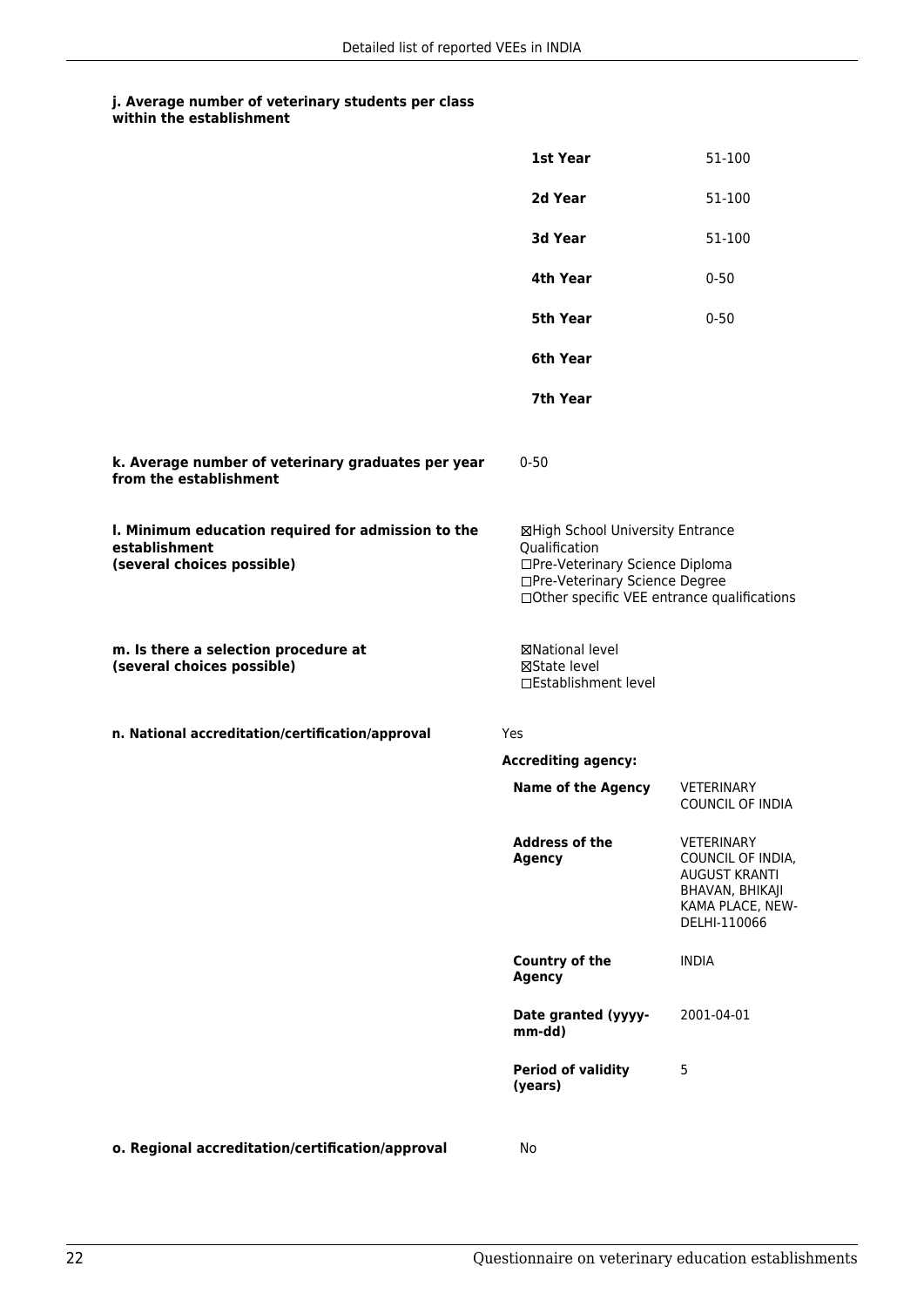**j. Average number of veterinary students per class within the establishment**

| | |
|---|---|
| **1st Year** | 51-100 |
| **2d Year** | 51-100 |
| **3d Year** | 51-100 |
| **4th Year** | 0-50 |
| **5th Year** | 0-50 |
| **6th Year** | |
| **7th Year** | |

**k. Average number of veterinary graduates per year from the establishment**

0-50

**l. Minimum education required for admission to the establishment (several choices possible)**

☒High School University Entrance Qualification
☐Pre-Veterinary Science Diploma
☐Pre-Veterinary Science Degree
☐Other specific VEE entrance qualifications

**m. Is there a selection procedure at (several choices possible)**

☒National level
☒State level
☐Establishment level

**n. National accreditation/certification/approval**

Yes

**Accrediting agency:**

| | |
|---|---|
| **Name of the Agency** | VETERINARY COUNCIL OF INDIA |
| **Address of the Agency** | VETERINARY COUNCIL OF INDIA, AUGUST KRANTI BHAVAN, BHIKAJI KAMA PLACE, NEW-DELHI-110066 |
| **Country of the Agency** | INDIA |
| **Date granted (yyyy-mm-dd)** | 2001-04-01 |
| **Period of validity (years)** | 5 |

**o. Regional accreditation/certification/approval**

No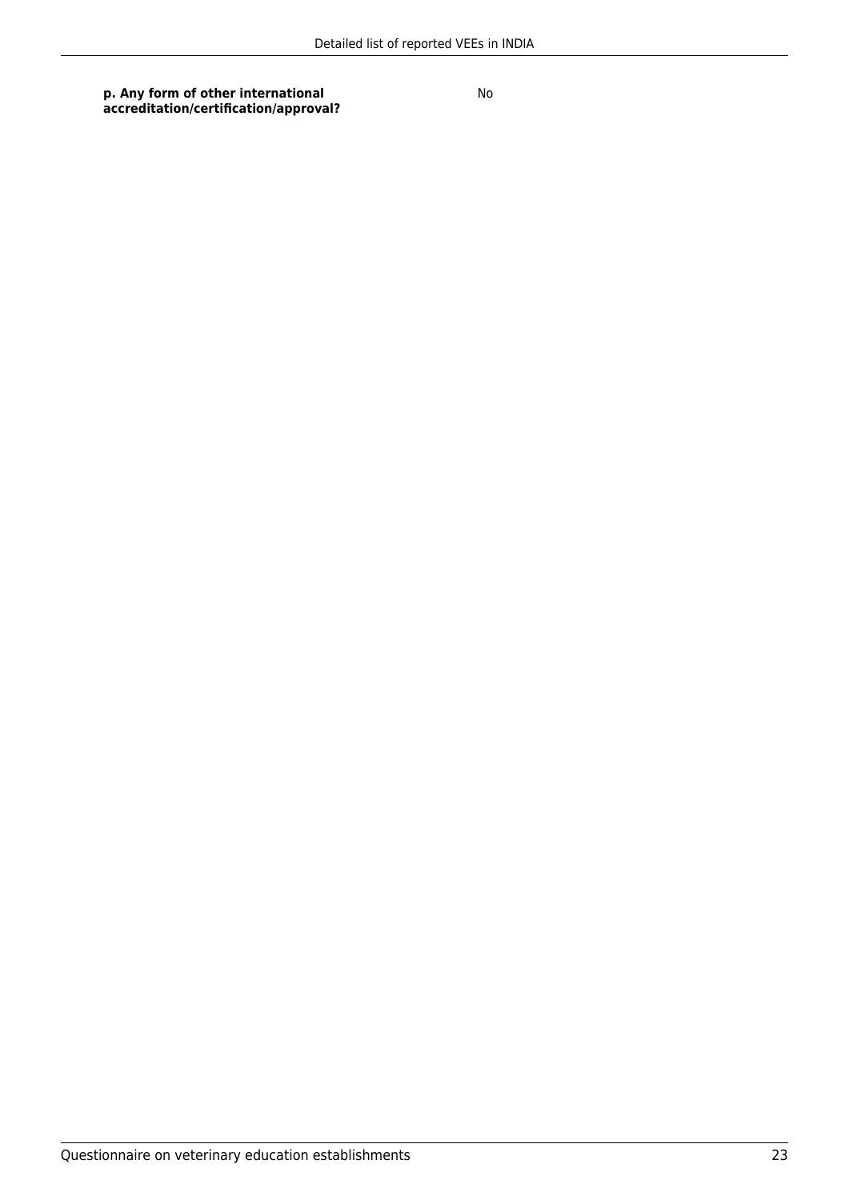| **p. Any form of other international accreditation/certification/approval?** | No |
|---|---|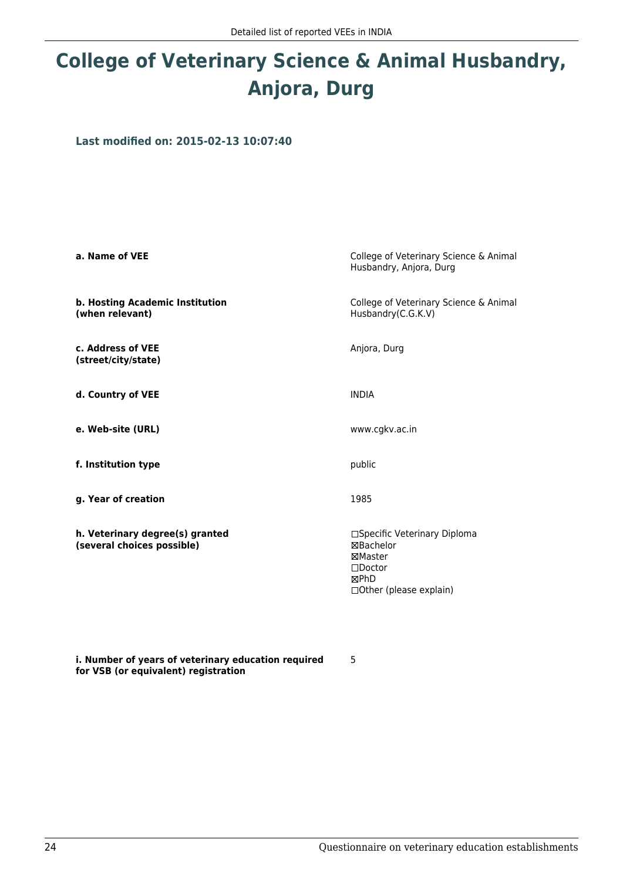# College of Veterinary Science & Animal Husbandry, Anjora, Durg

**Last modified on: 2015-02-13 10:07:40**

| | |
|---|---|
| **a. Name of VEE** | College of Veterinary Science & Animal Husbandry, Anjora, Durg |
| **b. Hosting Academic Institution (when relevant)** | College of Veterinary Science & Animal Husbandry(C.G.K.V) |
| **c. Address of VEE (street/city/state)** | Anjora, Durg |
| **d. Country of VEE** | INDIA |
| **e. Web-site (URL)** | www.cgkv.ac.in |
| **f. Institution type** | public |
| **g. Year of creation** | 1985 |
| **h. Veterinary degree(s) granted (several choices possible)** | ☐Specific Veterinary Diploma<br>☒Bachelor<br>☒Master<br>☐Doctor<br>☒PhD<br>☐Other (please explain) |
| **i. Number of years of veterinary education required for VSB (or equivalent) registration** | 5 |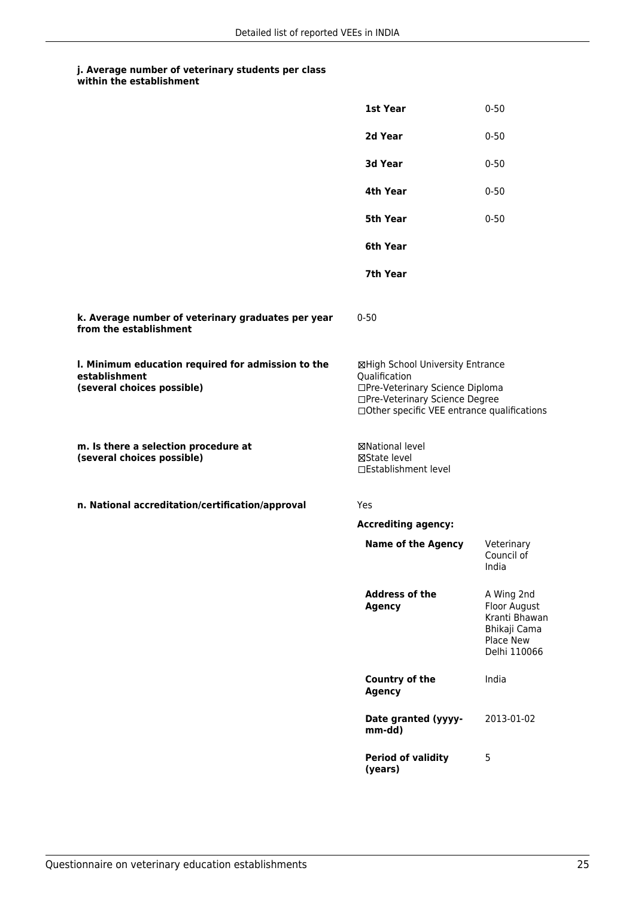**j. Average number of veterinary students per class within the establishment**

| | |
|---|---|
| **1st Year** | 0-50 |
| **2d Year** | 0-50 |
| **3d Year** | 0-50 |
| **4th Year** | 0-50 |
| **5th Year** | 0-50 |
| **6th Year** | |
| **7th Year** | |

**k. Average number of veterinary graduates per year from the establishment**

0-50

**l. Minimum education required for admission to the establishment (several choices possible)**

☒High School University Entrance Qualification
☐Pre-Veterinary Science Diploma
☐Pre-Veterinary Science Degree
☐Other specific VEE entrance qualifications

**m. Is there a selection procedure at (several choices possible)**

☒National level
☒State level
☐Establishment level

**n. National accreditation/certification/approval**

Yes

**Accrediting agency:**

| | |
|---|---|
| **Name of the Agency** | Veterinary Council of India |
| **Address of the Agency** | A Wing 2nd Floor August Kranti Bhawan Bhikaji Cama Place New Delhi 110066 |
| **Country of the Agency** | India |
| **Date granted (yyyy-mm-dd)** | 2013-01-02 |
| **Period of validity (years)** | 5 |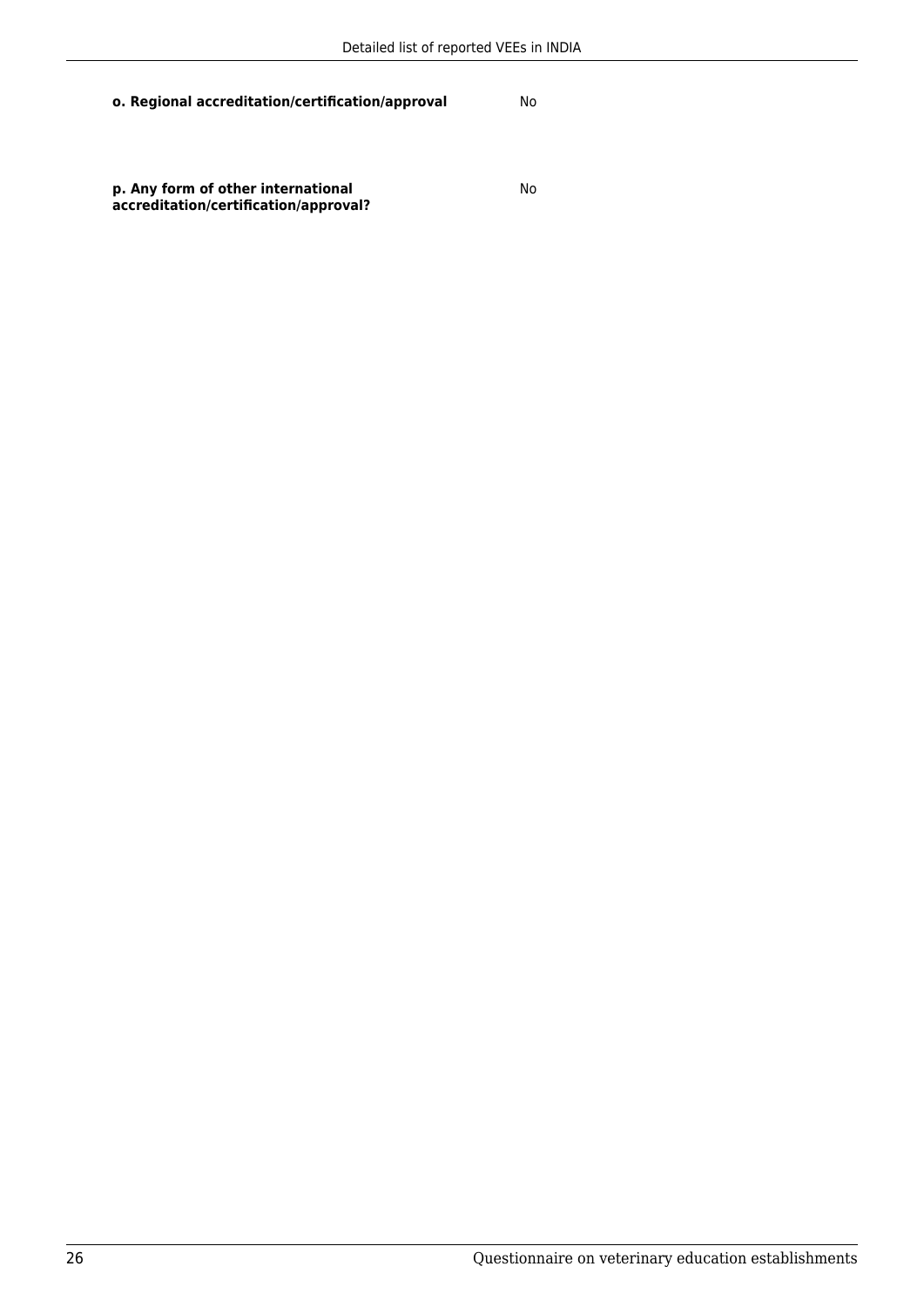**o. Regional accreditation/certification/approval** No

**p. Any form of other international accreditation/certification/approval?** No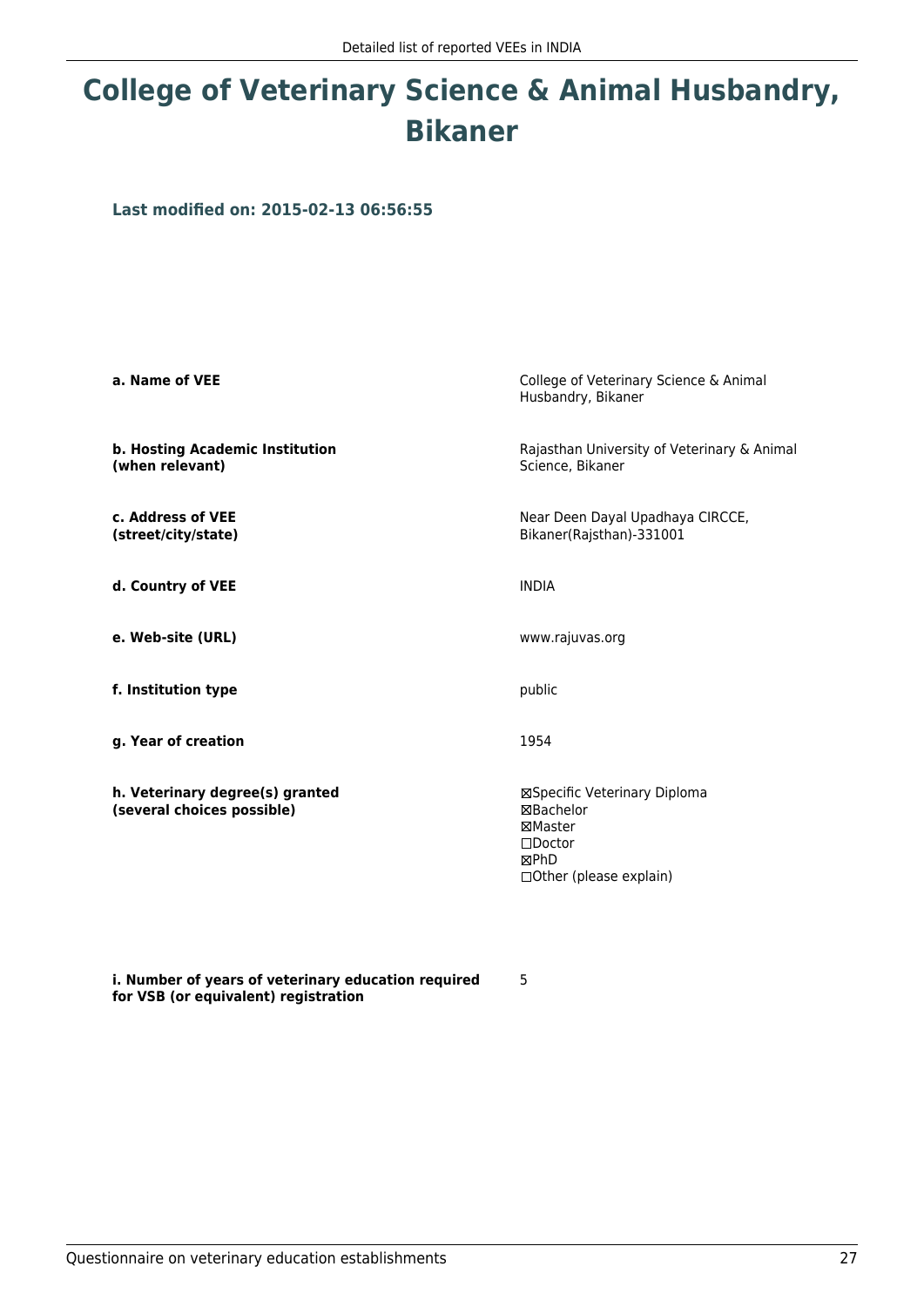# College of Veterinary Science & Animal Husbandry, Bikaner

**Last modified on: 2015-02-13 06:56:55**

| | |
|---|---|
| **a. Name of VEE** | College of Veterinary Science & Animal Husbandry, Bikaner |
| **b. Hosting Academic Institution (when relevant)** | Rajasthan University of Veterinary & Animal Science, Bikaner |
| **c. Address of VEE (street/city/state)** | Near Deen Dayal Upadhaya CIRCCE, Bikaner(Rajsthan)-331001 |
| **d. Country of VEE** | INDIA |
| **e. Web-site (URL)** | www.rajuvas.org |
| **f. Institution type** | public |
| **g. Year of creation** | 1954 |
| **h. Veterinary degree(s) granted (several choices possible)** | ☒Specific Veterinary Diploma<br>☒Bachelor<br>☒Master<br>☐Doctor<br>☒PhD<br>☐Other (please explain) |
| **i. Number of years of veterinary education required for VSB (or equivalent) registration** | 5 |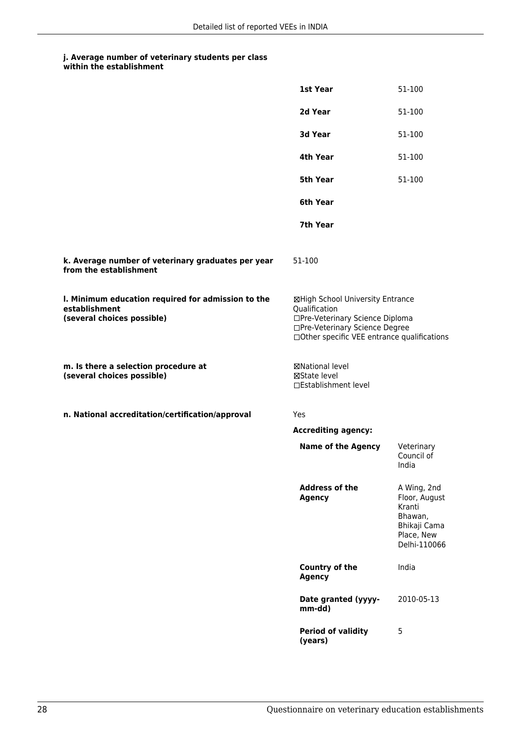**j. Average number of veterinary students per class within the establishment**

| | |
|---|---|
| **1st Year** | 51-100 |
| **2d Year** | 51-100 |
| **3d Year** | 51-100 |
| **4th Year** | 51-100 |
| **5th Year** | 51-100 |
| **6th Year** | |
| **7th Year** | |

**k. Average number of veterinary graduates per year from the establishment**

51-100

**l. Minimum education required for admission to the establishment (several choices possible)**

☒High School University Entrance Qualification
☐Pre-Veterinary Science Diploma
☐Pre-Veterinary Science Degree
☐Other specific VEE entrance qualifications

**m. Is there a selection procedure at (several choices possible)**

☒National level
☒State level
☐Establishment level

**n. National accreditation/certification/approval**

Yes

**Accrediting agency:**

| | |
|---|---|
| **Name of the Agency** | Veterinary Council of India |
| **Address of the Agency** | A Wing, 2nd Floor, August Kranti Bhawan, Bhikaji Cama Place, New Delhi-110066 |
| **Country of the Agency** | India |
| **Date granted (yyyy-mm-dd)** | 2010-05-13 |
| **Period of validity (years)** | 5 |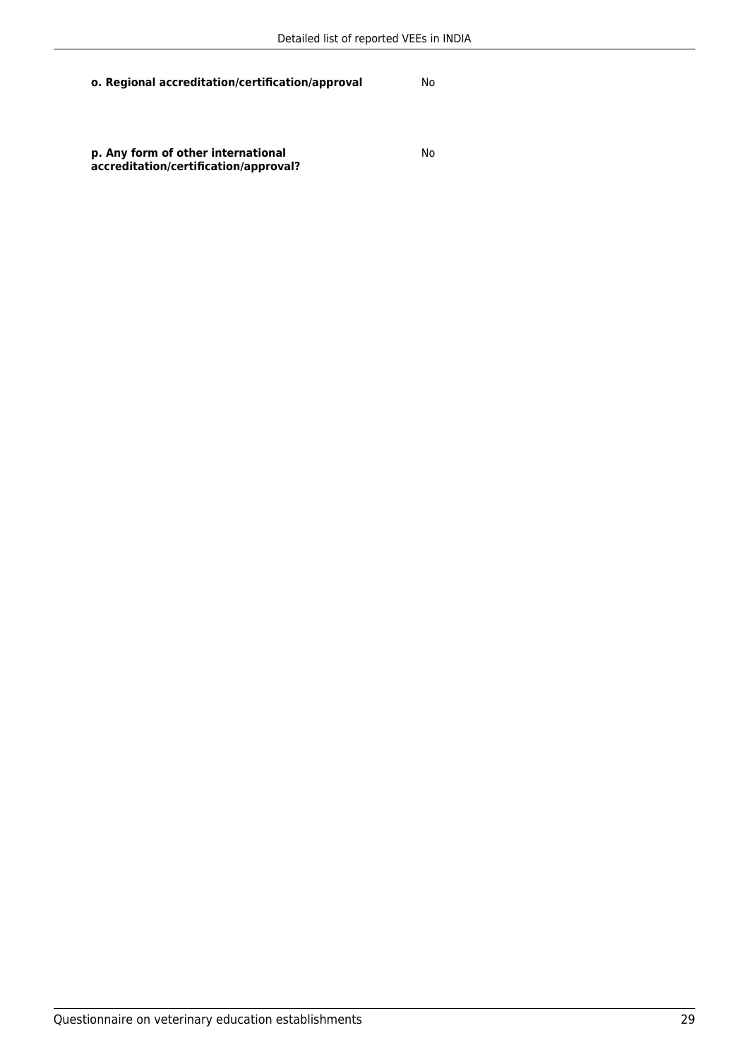**o. Regional accreditation/certification/approval** No

**p. Any form of other international accreditation/certification/approval?** No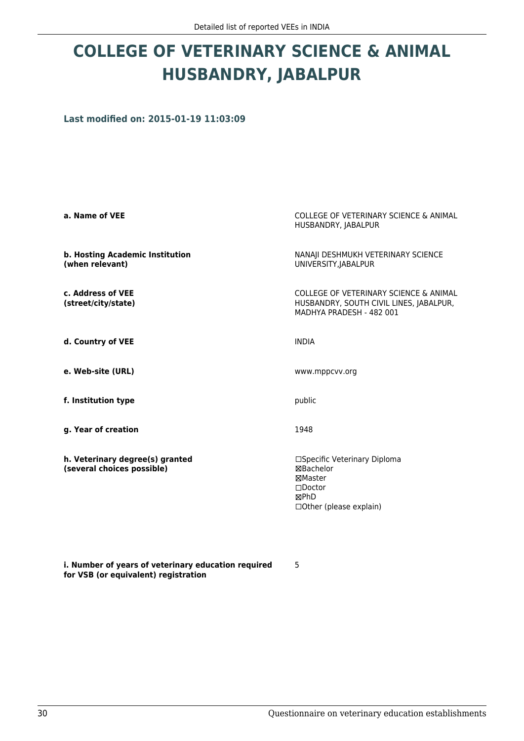# COLLEGE OF VETERINARY SCIENCE & ANIMAL HUSBANDRY, JABALPUR

**Last modified on: 2015-01-19 11:03:09**

| | |
|---|---|
| **a. Name of VEE** | COLLEGE OF VETERINARY SCIENCE & ANIMAL HUSBANDRY, JABALPUR |
| **b. Hosting Academic Institution (when relevant)** | NANAJI DESHMUKH VETERINARY SCIENCE UNIVERSITY,JABALPUR |
| **c. Address of VEE (street/city/state)** | COLLEGE OF VETERINARY SCIENCE & ANIMAL HUSBANDRY, SOUTH CIVIL LINES, JABALPUR, MADHYA PRADESH - 482 001 |
| **d. Country of VEE** | INDIA |
| **e. Web-site (URL)** | www.mppcvv.org |
| **f. Institution type** | public |
| **g. Year of creation** | 1948 |
| **h. Veterinary degree(s) granted (several choices possible)** | ☐Specific Veterinary Diploma<br>☒Bachelor<br>☒Master<br>☐Doctor<br>☒PhD<br>☐Other (please explain) |
| **i. Number of years of veterinary education required for VSB (or equivalent) registration** | 5 |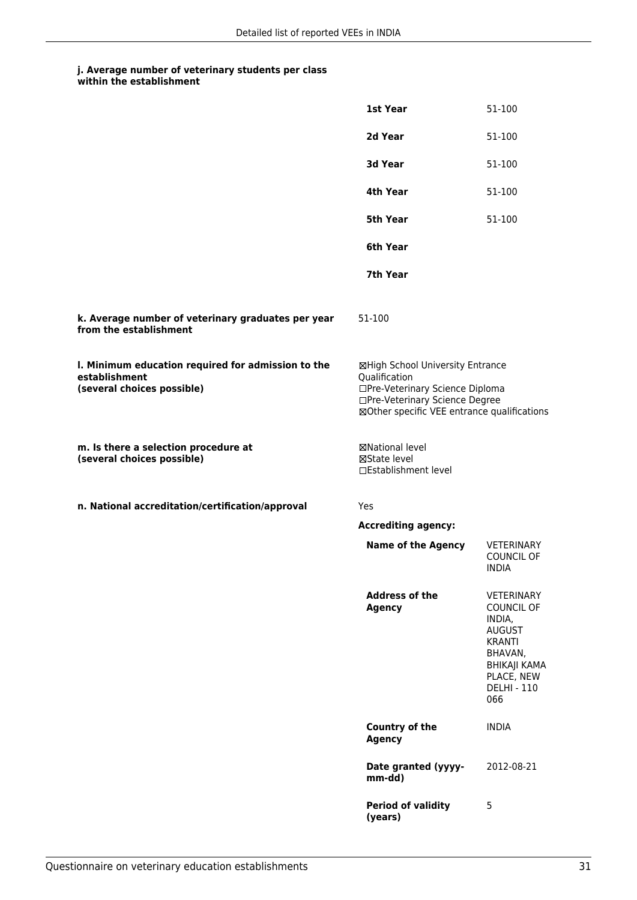**j. Average number of veterinary students per class within the establishment**

| | |
|---|---|
| **1st Year** | 51-100 |
| **2d Year** | 51-100 |
| **3d Year** | 51-100 |
| **4th Year** | 51-100 |
| **5th Year** | 51-100 |
| **6th Year** | |
| **7th Year** | |

**k. Average number of veterinary graduates per year from the establishment**

51-100

**l. Minimum education required for admission to the establishment (several choices possible)**

☒High School University Entrance Qualification
☐Pre-Veterinary Science Diploma
☐Pre-Veterinary Science Degree
☒Other specific VEE entrance qualifications

**m. Is there a selection procedure at (several choices possible)**

☒National level
☒State level
☐Establishment level

**n. National accreditation/certification/approval**

Yes

**Accrediting agency:**

| | |
|---|---|
| **Name of the Agency** | VETERINARY COUNCIL OF INDIA |
| **Address of the Agency** | VETERINARY COUNCIL OF INDIA, AUGUST KRANTI BHAVAN, BHIKAJI KAMA PLACE, NEW DELHI - 110 066 |
| **Country of the Agency** | INDIA |
| **Date granted (yyyy-mm-dd)** | 2012-08-21 |
| **Period of validity (years)** | 5 |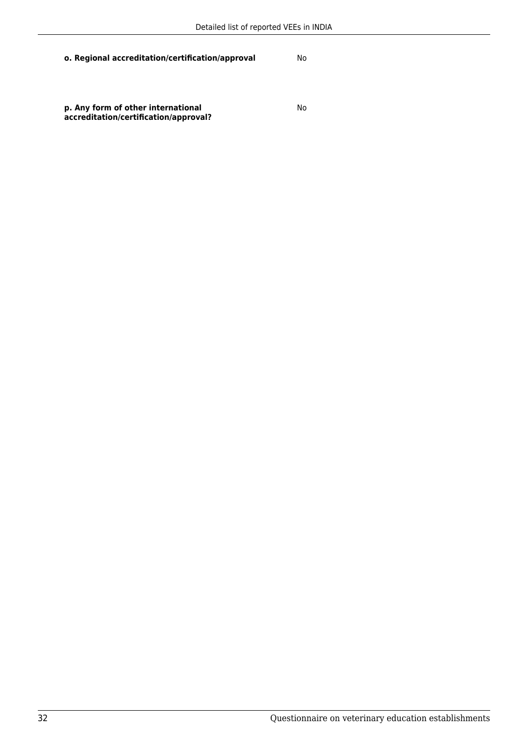**o. Regional accreditation/certification/approval** No

**p. Any form of other international accreditation/certification/approval?** No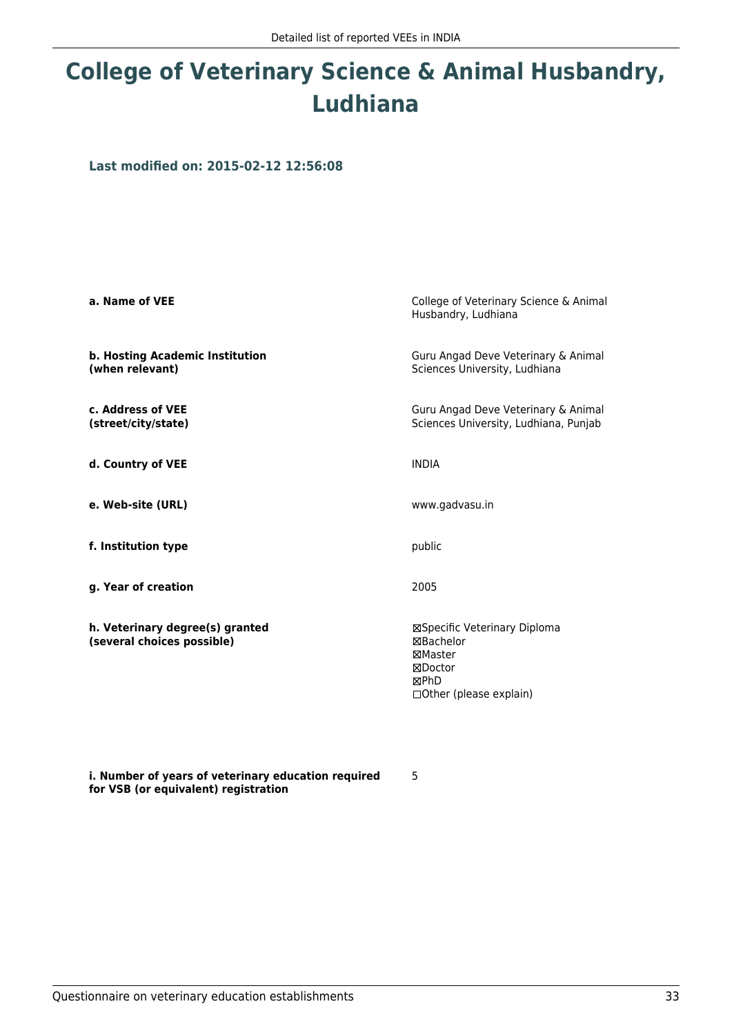# College of Veterinary Science & Animal Husbandry, Ludhiana

**Last modified on: 2015-02-12 12:56:08**

| | |
|---|---|
| **a. Name of VEE** | College of Veterinary Science & Animal Husbandry, Ludhiana |
| **b. Hosting Academic Institution (when relevant)** | Guru Angad Deve Veterinary & Animal Sciences University, Ludhiana |
| **c. Address of VEE (street/city/state)** | Guru Angad Deve Veterinary & Animal Sciences University, Ludhiana, Punjab |
| **d. Country of VEE** | INDIA |
| **e. Web-site (URL)** | www.gadvasu.in |
| **f. Institution type** | public |
| **g. Year of creation** | 2005 |
| **h. Veterinary degree(s) granted (several choices possible)** | ☒Specific Veterinary Diploma<br>☒Bachelor<br>☒Master<br>☒Doctor<br>☒PhD<br>☐Other (please explain) |
| **i. Number of years of veterinary education required for VSB (or equivalent) registration** | 5 |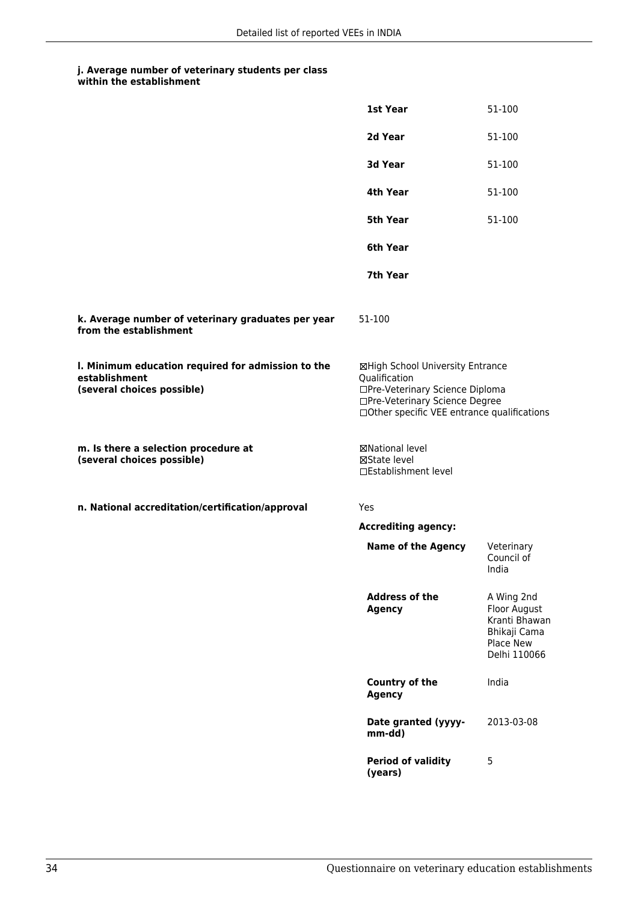#### j. Average number of veterinary students per class within the establishment

| | |
|---|---|
| **1st Year** | 51-100 |
| **2d Year** | 51-100 |
| **3d Year** | 51-100 |
| **4th Year** | 51-100 |
| **5th Year** | 51-100 |
| **6th Year** | |
| **7th Year** | |

**k. Average number of veterinary graduates per year from the establishment**

51-100

**l. Minimum education required for admission to the establishment (several choices possible)**

☒High School University Entrance Qualification
☐Pre-Veterinary Science Diploma
☐Pre-Veterinary Science Degree
☐Other specific VEE entrance qualifications

**m. Is there a selection procedure at (several choices possible)**

☒National level
☒State level
☐Establishment level

**n. National accreditation/certification/approval**

Yes

**Accrediting agency:**

| | |
|---|---|
| **Name of the Agency** | Veterinary Council of India |
| **Address of the Agency** | A Wing 2nd Floor August Kranti Bhawan Bhikaji Cama Place New Delhi 110066 |
| **Country of the Agency** | India |
| **Date granted (yyyy-mm-dd)** | 2013-03-08 |
| **Period of validity (years)** | 5 |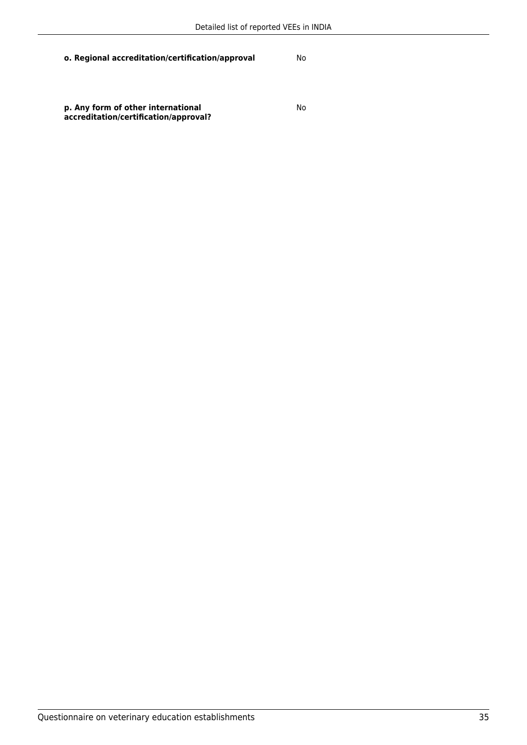**o. Regional accreditation/certification/approval** No

**p. Any form of other international accreditation/certification/approval?** No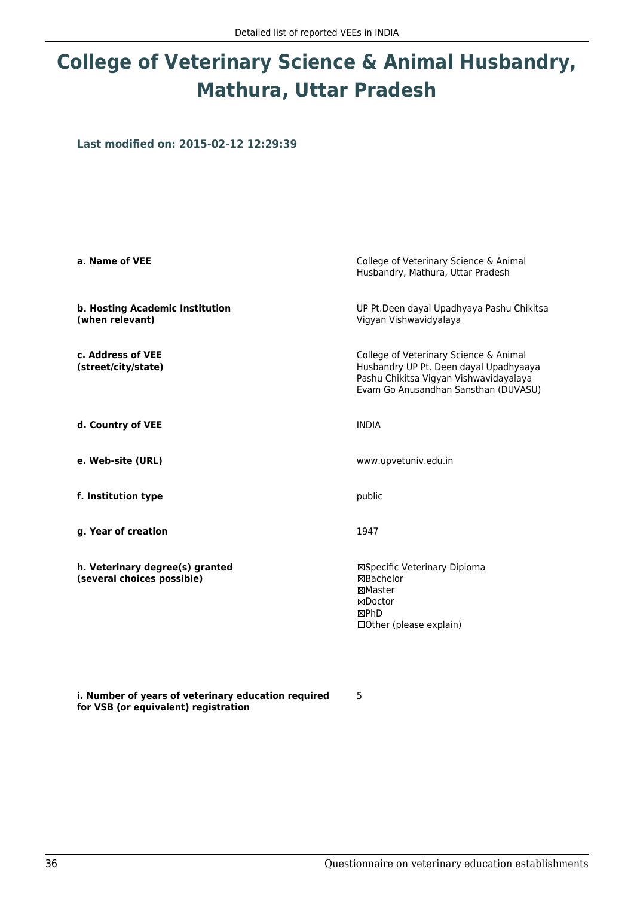# College of Veterinary Science & Animal Husbandry, Mathura, Uttar Pradesh

**Last modified on: 2015-02-12 12:29:39**

| | |
|---|---|
| **a. Name of VEE** | College of Veterinary Science & Animal Husbandry, Mathura, Uttar Pradesh |
| **b. Hosting Academic Institution (when relevant)** | UP Pt.Deen dayal Upadhyaya Pashu Chikitsa Vigyan Vishwavidyalaya |
| **c. Address of VEE (street/city/state)** | College of Veterinary Science & Animal Husbandry UP Pt. Deen dayal Upadhyaaya Pashu Chikitsa Vigyan Vishwavidayalaya Evam Go Anusandhan Sansthan (DUVASU) |
| **d. Country of VEE** | INDIA |
| **e. Web-site (URL)** | www.upvetuniv.edu.in |
| **f. Institution type** | public |
| **g. Year of creation** | 1947 |
| **h. Veterinary degree(s) granted (several choices possible)** | ☒Specific Veterinary Diploma<br>☒Bachelor<br>☒Master<br>☒Doctor<br>☒PhD<br>☐Other (please explain) |
| **i. Number of years of veterinary education required for VSB (or equivalent) registration** | 5 |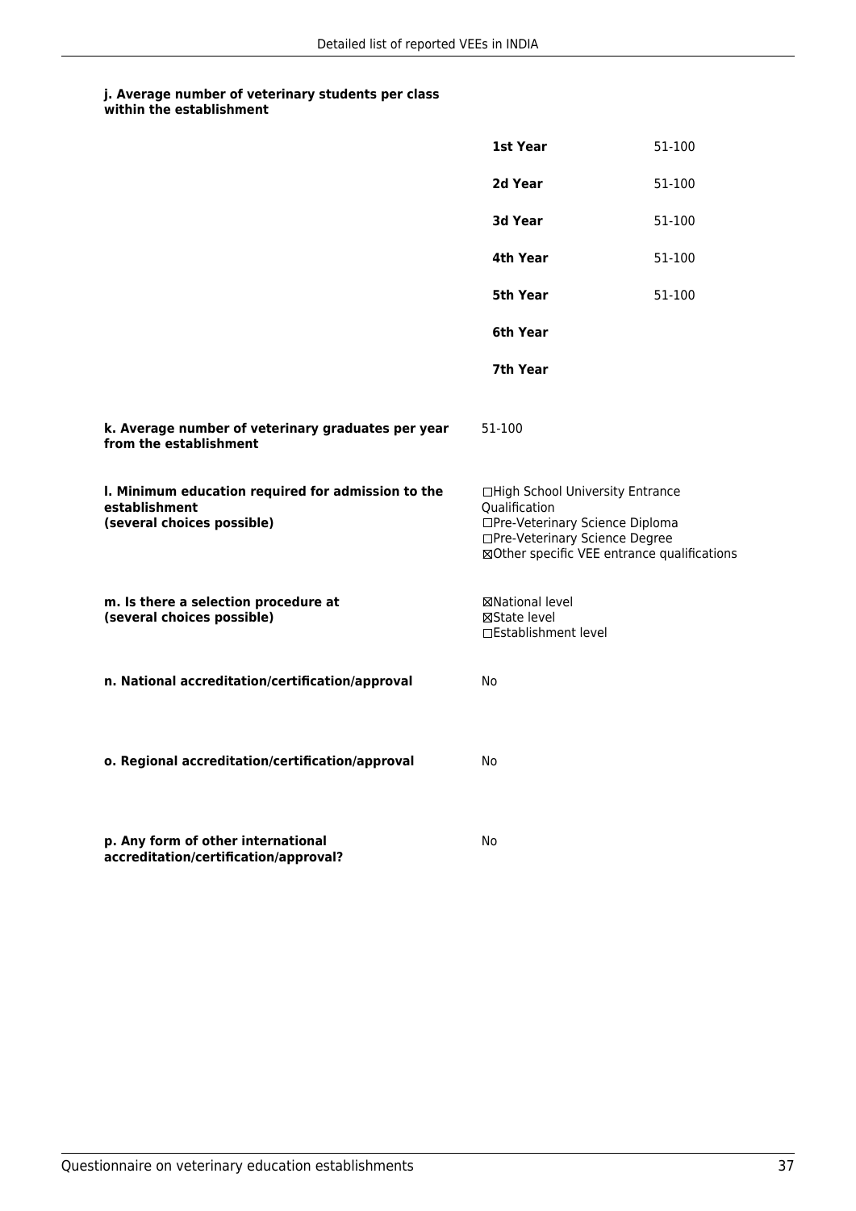**j. Average number of veterinary students per class within the establishment**

| | |
|---|---|
| **1st Year** | 51-100 |
| **2d Year** | 51-100 |
| **3d Year** | 51-100 |
| **4th Year** | 51-100 |
| **5th Year** | 51-100 |
| **6th Year** | |
| **7th Year** | |

**k. Average number of veterinary graduates per year from the establishment**

51-100

**l. Minimum education required for admission to the establishment (several choices possible)**

☐High School University Entrance Qualification
☐Pre-Veterinary Science Diploma
☐Pre-Veterinary Science Degree
☒Other specific VEE entrance qualifications

**m. Is there a selection procedure at (several choices possible)**

☒National level
☒State level
☐Establishment level

**n. National accreditation/certification/approval**

No

**o. Regional accreditation/certification/approval**

No

**p. Any form of other international accreditation/certification/approval?**

No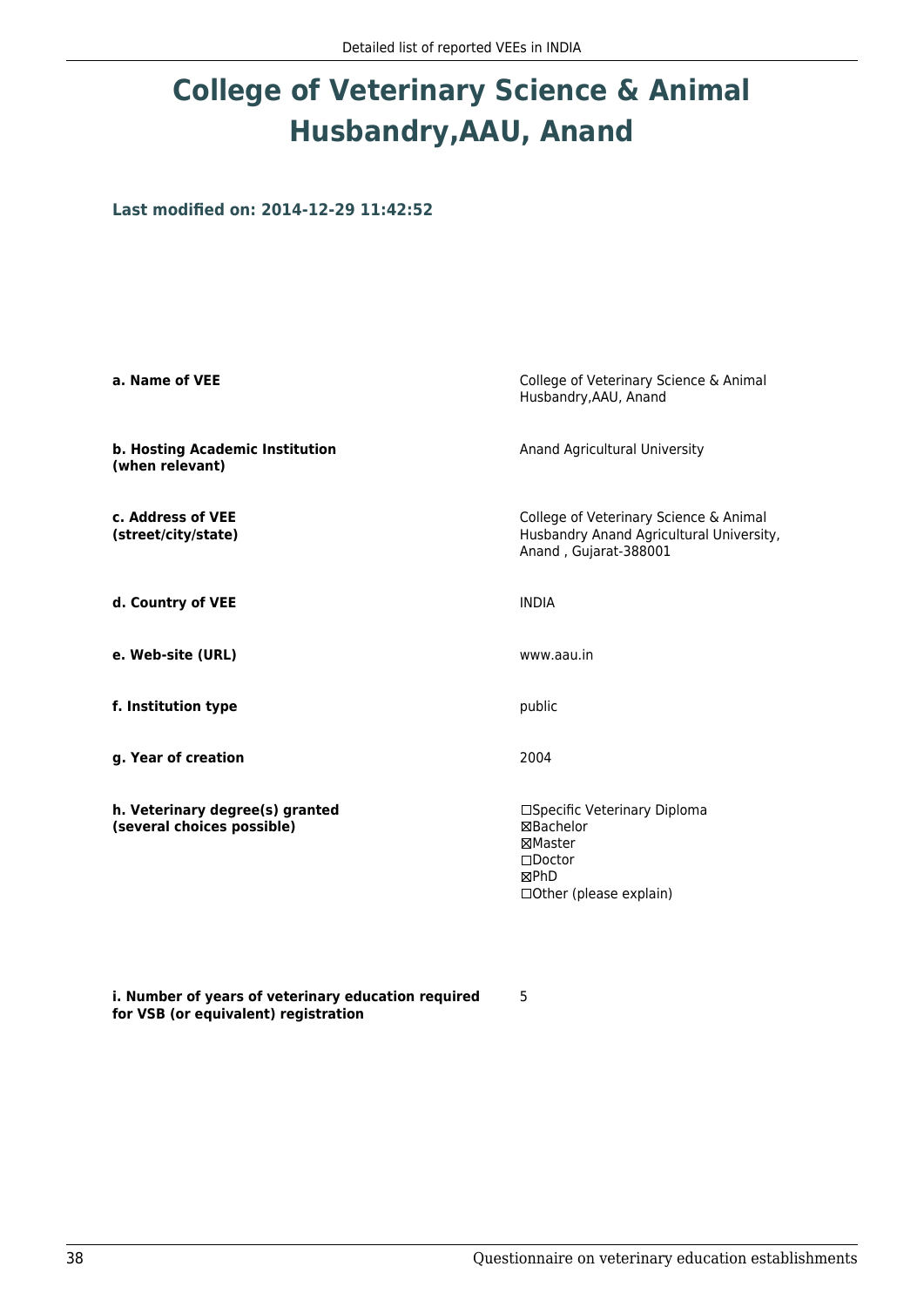# College of Veterinary Science & Animal Husbandry,AAU, Anand

### Last modified on: 2014-12-29 11:42:52

| | |
|---|---|
| **a. Name of VEE** | College of Veterinary Science & Animal Husbandry,AAU, Anand |
| **b. Hosting Academic Institution (when relevant)** | Anand Agricultural University |
| **c. Address of VEE (street/city/state)** | College of Veterinary Science & Animal Husbandry Anand Agricultural University, Anand , Gujarat-388001 |
| **d. Country of VEE** | INDIA |
| **e. Web-site (URL)** | www.aau.in |
| **f. Institution type** | public |
| **g. Year of creation** | 2004 |
| **h. Veterinary degree(s) granted (several choices possible)** | ☐Specific Veterinary Diploma<br>☒Bachelor<br>☒Master<br>☐Doctor<br>☒PhD<br>☐Other (please explain) |
| **i. Number of years of veterinary education required for VSB (or equivalent) registration** | 5 |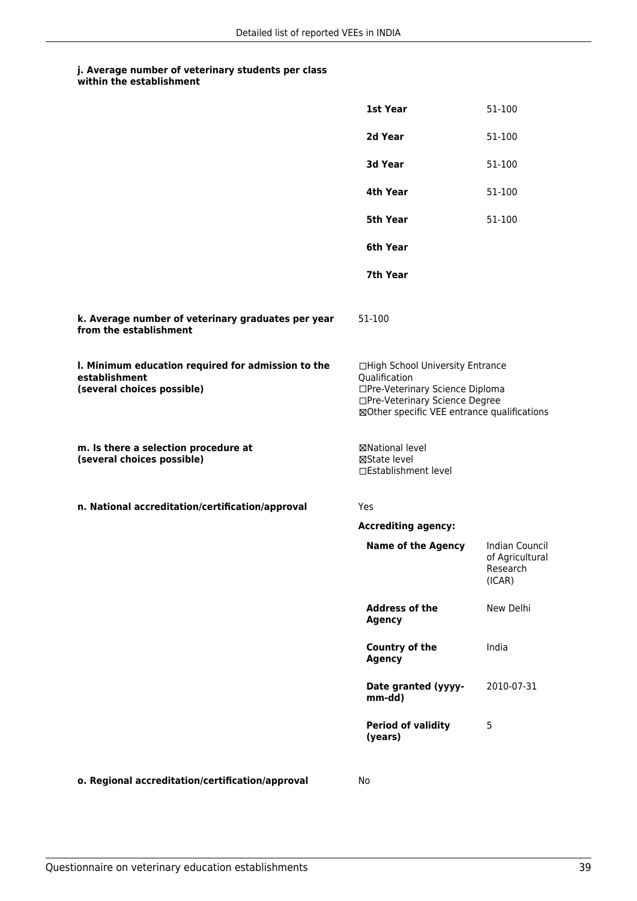**j. Average number of veterinary students per class within the establishment**

| | |
|---|---|
| **1st Year** | 51-100 |
| **2d Year** | 51-100 |
| **3d Year** | 51-100 |
| **4th Year** | 51-100 |
| **5th Year** | 51-100 |
| **6th Year** | |
| **7th Year** | |

**k. Average number of veterinary graduates per year from the establishment**

51-100

**l. Minimum education required for admission to the establishment (several choices possible)**

☐High School University Entrance Qualification
☐Pre-Veterinary Science Diploma
☐Pre-Veterinary Science Degree
☒Other specific VEE entrance qualifications

**m. Is there a selection procedure at (several choices possible)**

☒National level
☒State level
☐Establishment level

**n. National accreditation/certification/approval**

Yes

**Accrediting agency:**

| | |
|---|---|
| **Name of the Agency** | Indian Council of Agricultural Research (ICAR) |
| **Address of the Agency** | New Delhi |
| **Country of the Agency** | India |
| **Date granted (yyyy-mm-dd)** | 2010-07-31 |
| **Period of validity (years)** | 5 |

**o. Regional accreditation/certification/approval**

No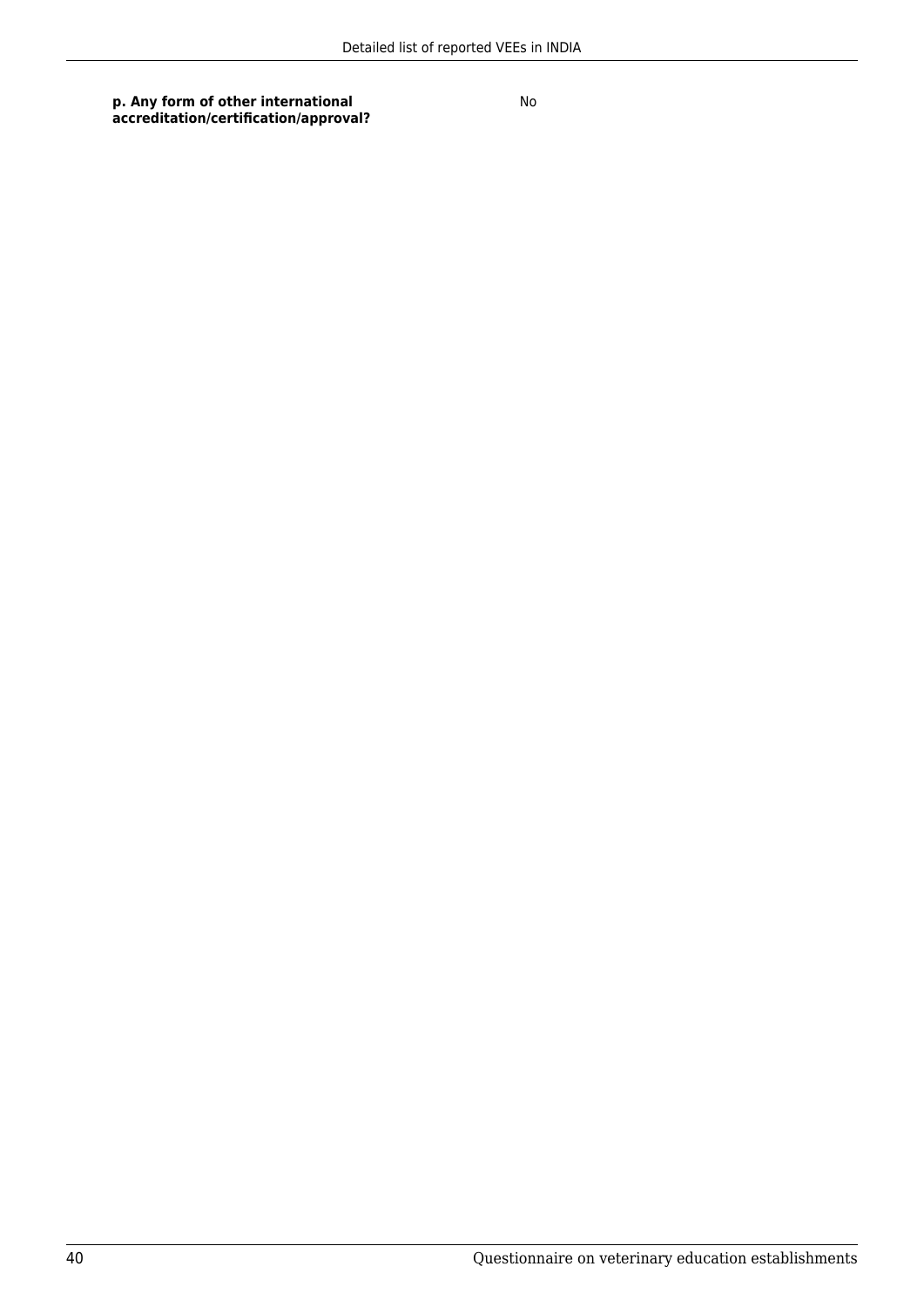| | |
|---|---|
| **p. Any form of other international accreditation/certification/approval?** | No |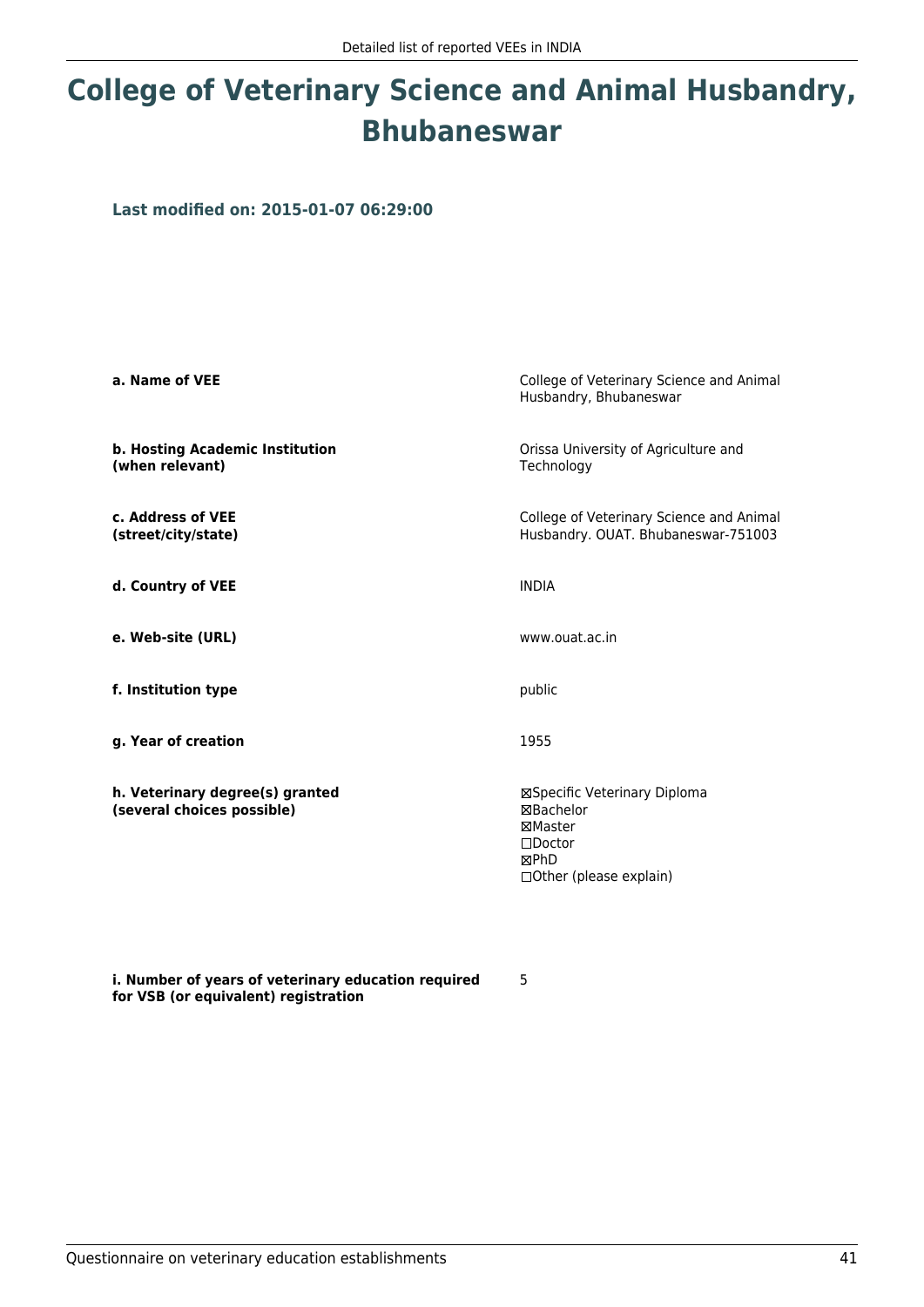# College of Veterinary Science and Animal Husbandry, Bhubaneswar

**Last modified on: 2015-01-07 06:29:00**

| | |
|---|---|
| **a. Name of VEE** | College of Veterinary Science and Animal Husbandry, Bhubaneswar |
| **b. Hosting Academic Institution (when relevant)** | Orissa University of Agriculture and Technology |
| **c. Address of VEE (street/city/state)** | College of Veterinary Science and Animal Husbandry. OUAT. Bhubaneswar-751003 |
| **d. Country of VEE** | INDIA |
| **e. Web-site (URL)** | www.ouat.ac.in |
| **f. Institution type** | public |
| **g. Year of creation** | 1955 |
| **h. Veterinary degree(s) granted (several choices possible)** | ☒Specific Veterinary Diploma<br>☒Bachelor<br>☒Master<br>☐Doctor<br>☒PhD<br>☐Other (please explain) |
| **i. Number of years of veterinary education required for VSB (or equivalent) registration** | 5 |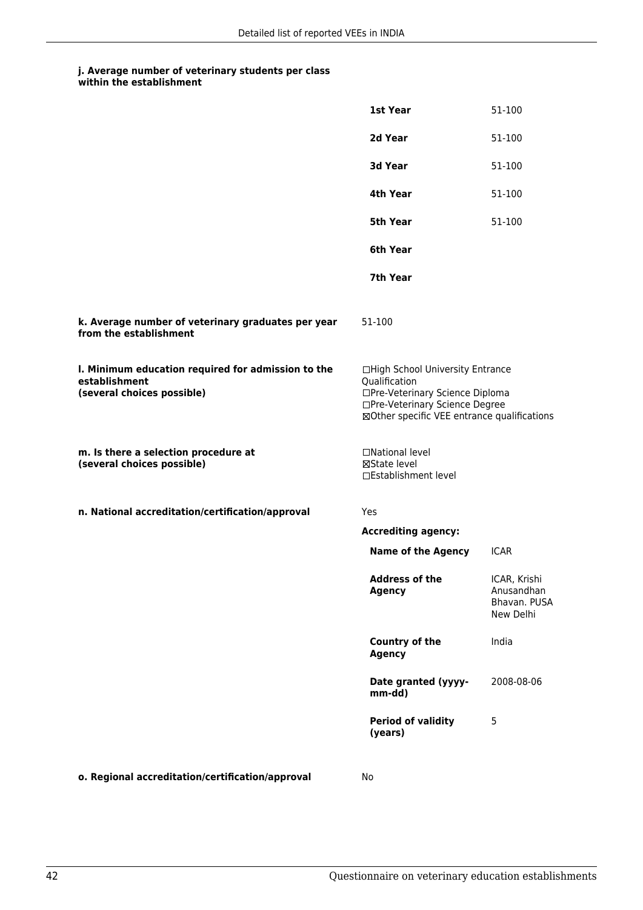**j. Average number of veterinary students per class within the establishment**

| | |
|---|---|
| **1st Year** | 51-100 |
| **2d Year** | 51-100 |
| **3d Year** | 51-100 |
| **4th Year** | 51-100 |
| **5th Year** | 51-100 |
| **6th Year** | |
| **7th Year** | |

**k. Average number of veterinary graduates per year from the establishment**

51-100

**l. Minimum education required for admission to the establishment (several choices possible)**

☐High School University Entrance Qualification
☐Pre-Veterinary Science Diploma
☐Pre-Veterinary Science Degree
☒Other specific VEE entrance qualifications

**m. Is there a selection procedure at (several choices possible)**

☐National level
☒State level
☐Establishment level

**n. National accreditation/certification/approval**

Yes

**Accrediting agency:**

| | |
|---|---|
| **Name of the Agency** | ICAR |
| **Address of the Agency** | ICAR, Krishi Anusandhan Bhavan. PUSA New Delhi |
| **Country of the Agency** | India |
| **Date granted (yyyy-mm-dd)** | 2008-08-06 |
| **Period of validity (years)** | 5 |

**o. Regional accreditation/certification/approval**

No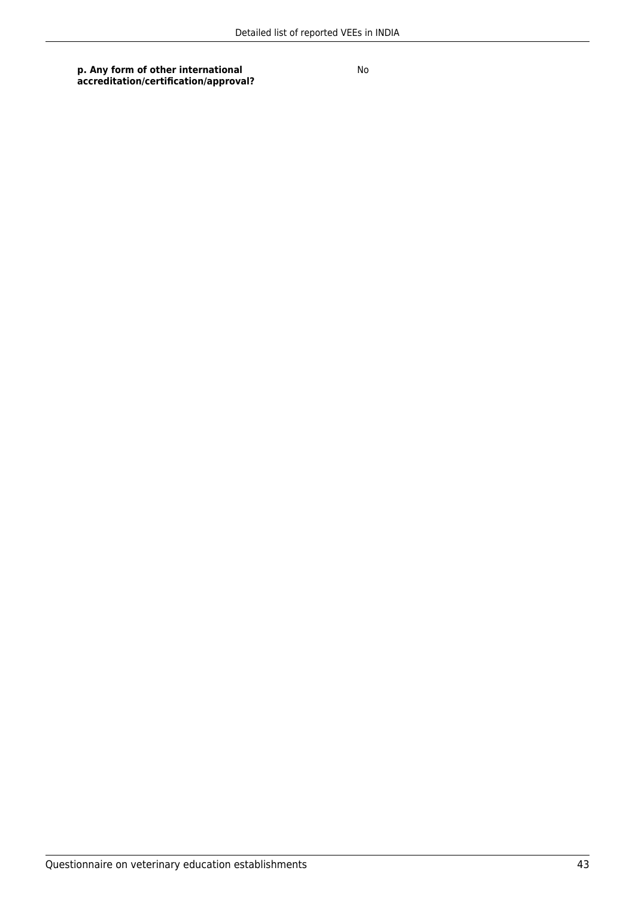| **p. Any form of other international accreditation/certification/approval?** | No |
| --- | --- |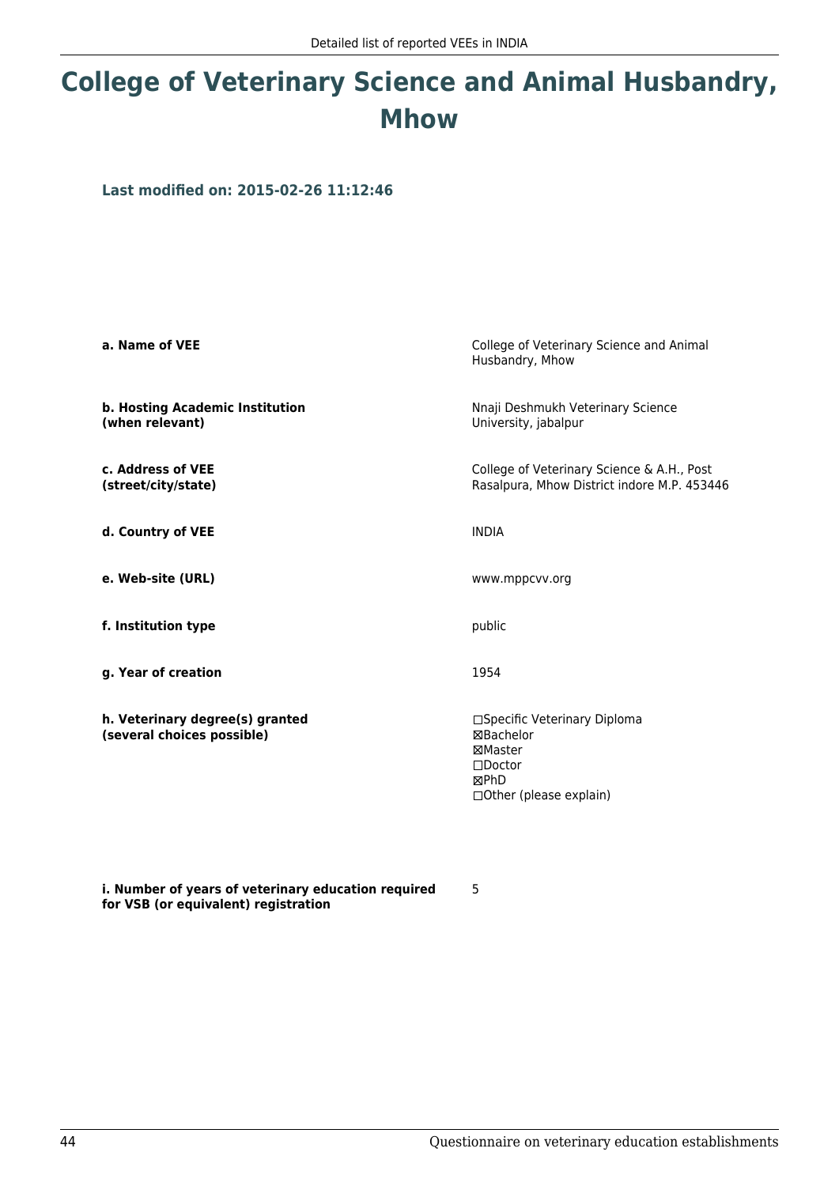# College of Veterinary Science and Animal Husbandry, Mhow

**Last modified on: 2015-02-26 11:12:46**

| | |
|---|---|
| **a. Name of VEE** | College of Veterinary Science and Animal Husbandry, Mhow |
| **b. Hosting Academic Institution (when relevant)** | Nnaji Deshmukh Veterinary Science University, jabalpur |
| **c. Address of VEE (street/city/state)** | College of Veterinary Science & A.H., Post Rasalpura, Mhow District indore M.P. 453446 |
| **d. Country of VEE** | INDIA |
| **e. Web-site (URL)** | www.mppcvv.org |
| **f. Institution type** | public |
| **g. Year of creation** | 1954 |
| **h. Veterinary degree(s) granted (several choices possible)** | ☐Specific Veterinary Diploma<br>☒Bachelor<br>☒Master<br>☐Doctor<br>☒PhD<br>☐Other (please explain) |
| **i. Number of years of veterinary education required for VSB (or equivalent) registration** | 5 |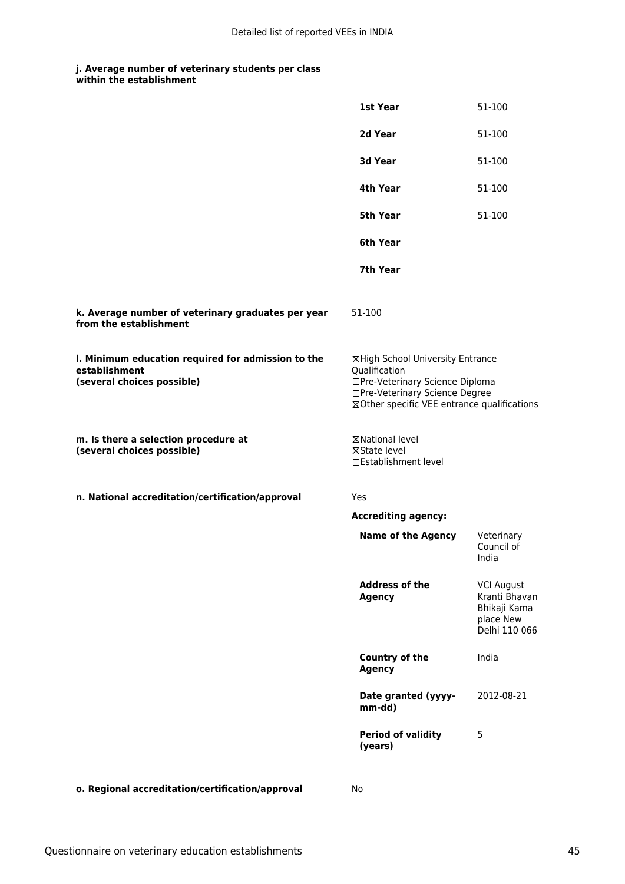**j. Average number of veterinary students per class within the establishment**

| | |
|---|---|
| **1st Year** | 51-100 |
| **2d Year** | 51-100 |
| **3d Year** | 51-100 |
| **4th Year** | 51-100 |
| **5th Year** | 51-100 |
| **6th Year** | |
| **7th Year** | |

**k. Average number of veterinary graduates per year from the establishment**

51-100

**l. Minimum education required for admission to the establishment (several choices possible)**

☒High School University Entrance Qualification
☐Pre-Veterinary Science Diploma
☐Pre-Veterinary Science Degree
☒Other specific VEE entrance qualifications

**m. Is there a selection procedure at (several choices possible)**

☒National level
☒State level
☐Establishment level

**n. National accreditation/certification/approval**

Yes

**Accrediting agency:**

| | |
|---|---|
| **Name of the Agency** | Veterinary Council of India |
| **Address of the Agency** | VCI August Kranti Bhavan Bhikaji Kama place New Delhi 110 066 |
| **Country of the Agency** | India |
| **Date granted (yyyy-mm-dd)** | 2012-08-21 |
| **Period of validity (years)** | 5 |

**o. Regional accreditation/certification/approval**

No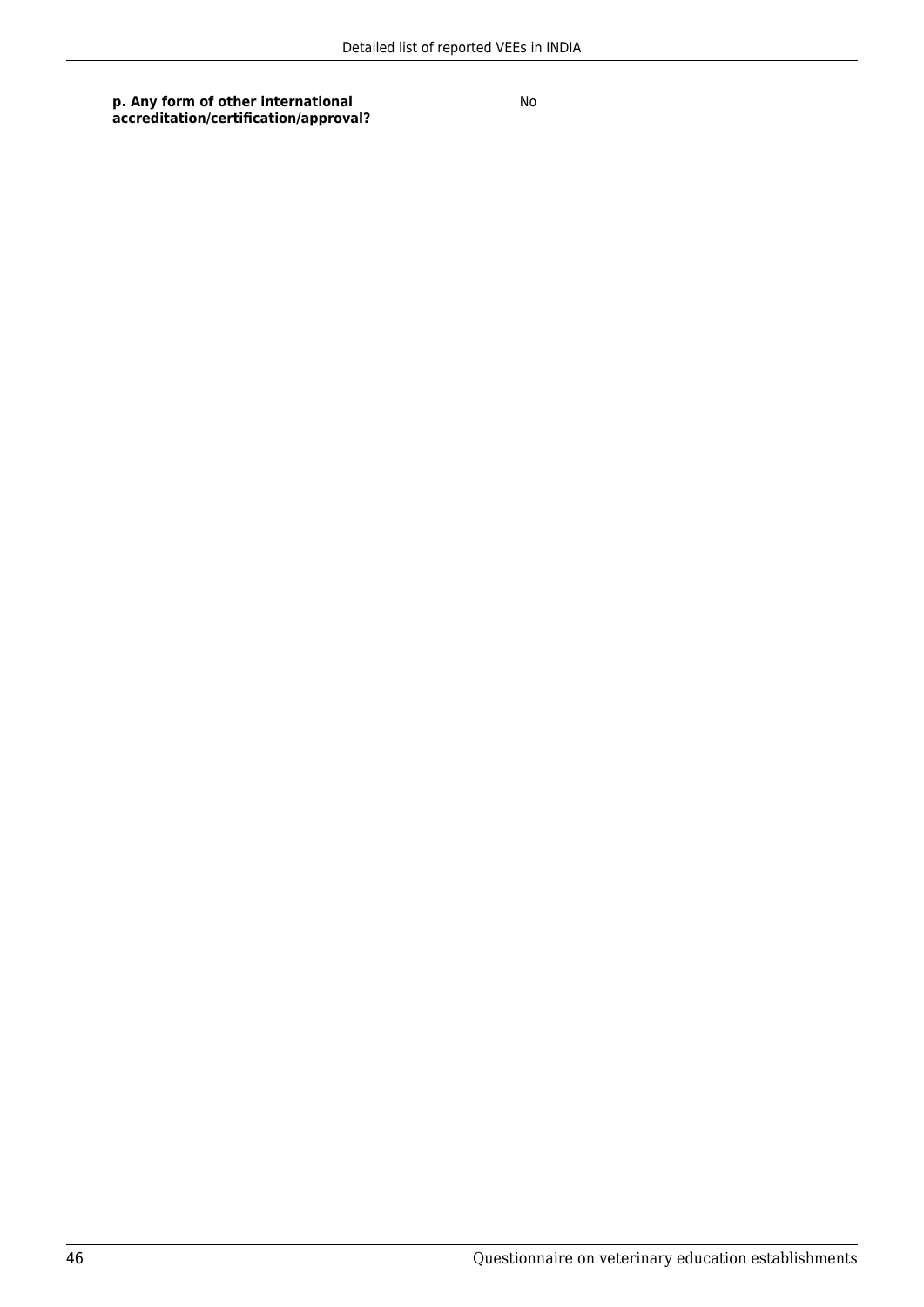| | |
|---|---|
| **p. Any form of other international accreditation/certification/approval?** | No |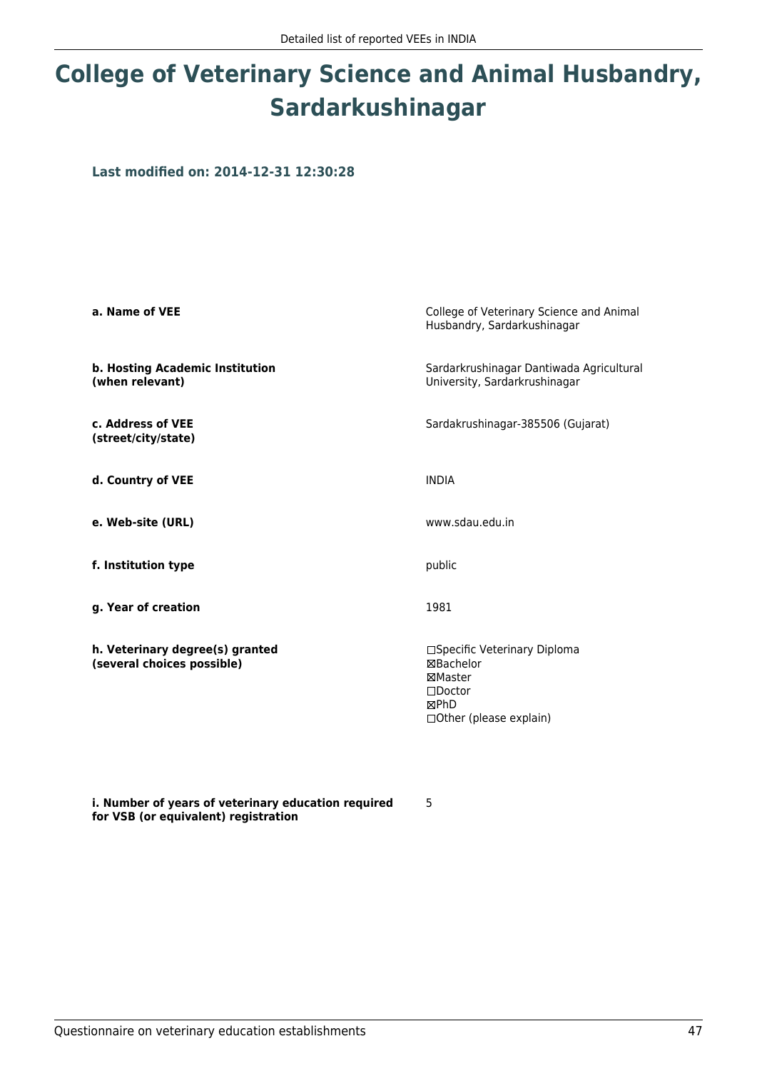# College of Veterinary Science and Animal Husbandry, Sardarkushinagar

**Last modified on: 2014-12-31 12:30:28**

| | |
|---|---|
| **a. Name of VEE** | College of Veterinary Science and Animal Husbandry, Sardarkushinagar |
| **b. Hosting Academic Institution (when relevant)** | Sardarkrushinagar Dantiwada Agricultural University, Sardarkrushinagar |
| **c. Address of VEE (street/city/state)** | Sardakrushinagar-385506 (Gujarat) |
| **d. Country of VEE** | INDIA |
| **e. Web-site (URL)** | www.sdau.edu.in |
| **f. Institution type** | public |
| **g. Year of creation** | 1981 |
| **h. Veterinary degree(s) granted (several choices possible)** | ☐Specific Veterinary Diploma<br>☒Bachelor<br>☒Master<br>☐Doctor<br>☒PhD<br>☐Other (please explain) |
| **i. Number of years of veterinary education required for VSB (or equivalent) registration** | 5 |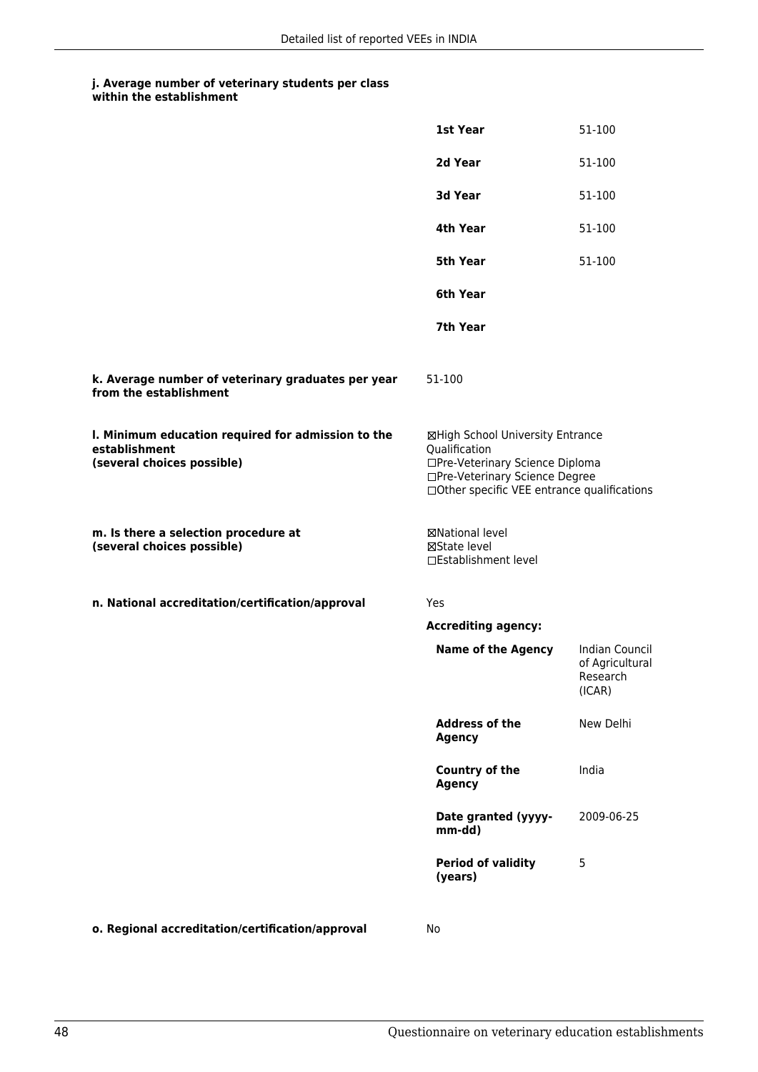**j. Average number of veterinary students per class within the establishment**

| | |
|---|---|
| **1st Year** | 51-100 |
| **2d Year** | 51-100 |
| **3d Year** | 51-100 |
| **4th Year** | 51-100 |
| **5th Year** | 51-100 |
| **6th Year** | |
| **7th Year** | |

**k. Average number of veterinary graduates per year from the establishment**

51-100

**l. Minimum education required for admission to the establishment (several choices possible)**

☒High School University Entrance Qualification
☐Pre-Veterinary Science Diploma
☐Pre-Veterinary Science Degree
☐Other specific VEE entrance qualifications

**m. Is there a selection procedure at (several choices possible)**

☒National level
☒State level
☐Establishment level

**n. National accreditation/certification/approval**

Yes

**Accrediting agency:**

| | |
|---|---|
| **Name of the Agency** | Indian Council of Agricultural Research (ICAR) |
| **Address of the Agency** | New Delhi |
| **Country of the Agency** | India |
| **Date granted (yyyy-mm-dd)** | 2009-06-25 |
| **Period of validity (years)** | 5 |

**o. Regional accreditation/certification/approval**

No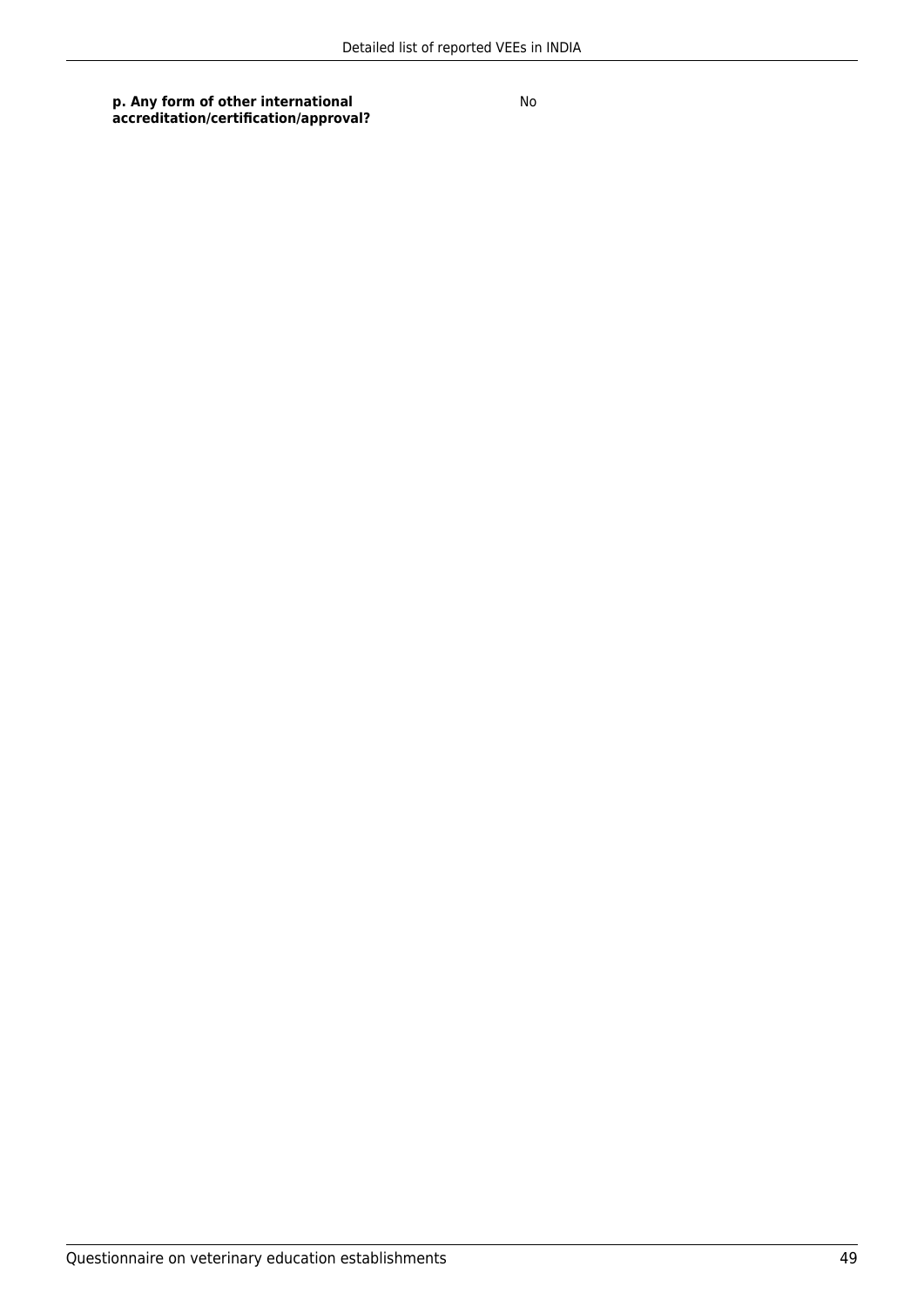| **p. Any form of other international accreditation/certification/approval?** | No |
| --- | --- |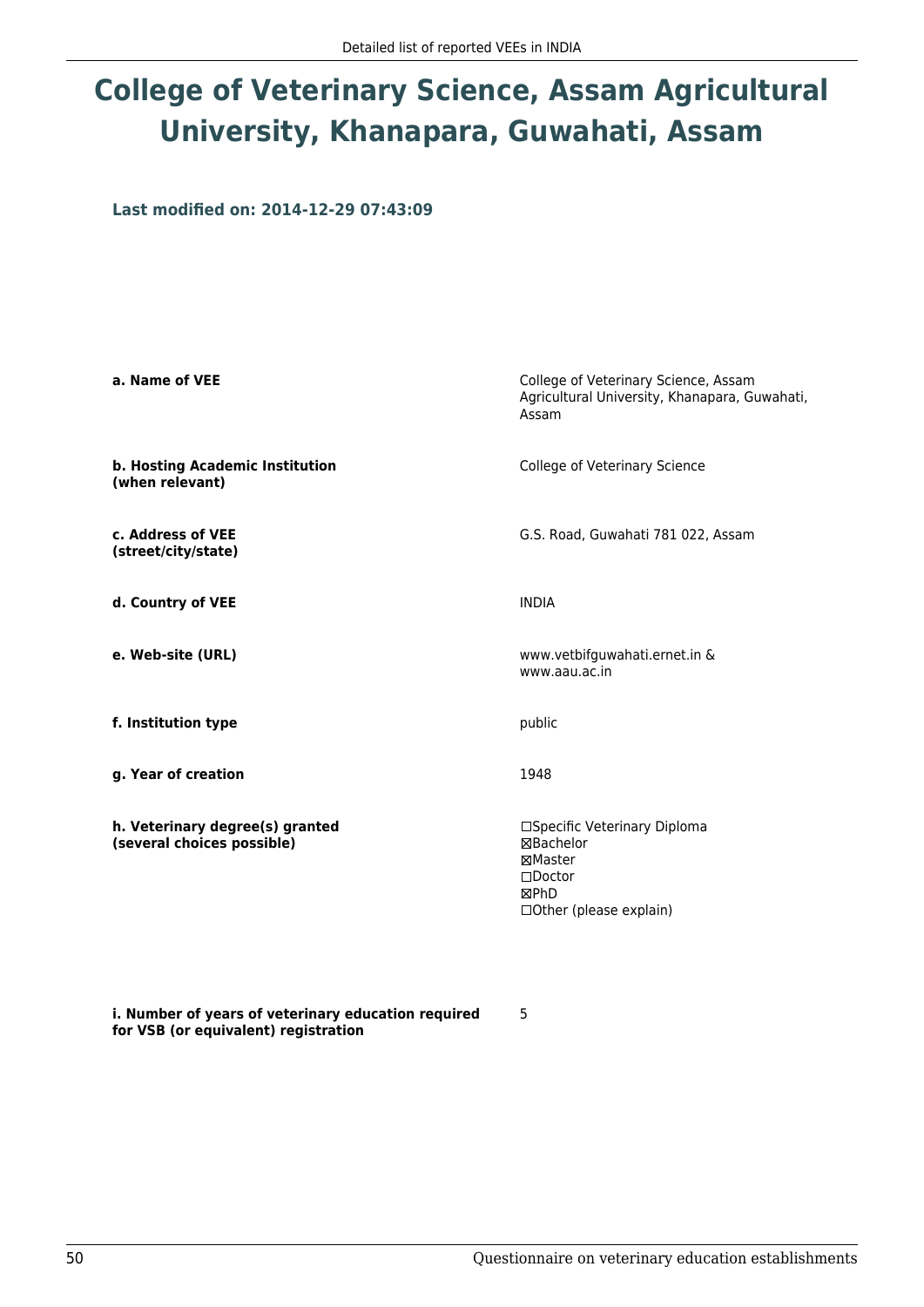# College of Veterinary Science, Assam Agricultural University, Khanapara, Guwahati, Assam

**Last modified on: 2014-12-29 07:43:09**

| | |
|---|---|
| **a. Name of VEE** | College of Veterinary Science, Assam Agricultural University, Khanapara, Guwahati, Assam |
| **b. Hosting Academic Institution (when relevant)** | College of Veterinary Science |
| **c. Address of VEE (street/city/state)** | G.S. Road, Guwahati 781 022, Assam |
| **d. Country of VEE** | INDIA |
| **e. Web-site (URL)** | www.vetbifguwahati.ernet.in & www.aau.ac.in |
| **f. Institution type** | public |
| **g. Year of creation** | 1948 |
| **h. Veterinary degree(s) granted (several choices possible)** | ☐Specific Veterinary Diploma<br>☒Bachelor<br>☒Master<br>☐Doctor<br>☒PhD<br>☐Other (please explain) |
| **i. Number of years of veterinary education required for VSB (or equivalent) registration** | 5 |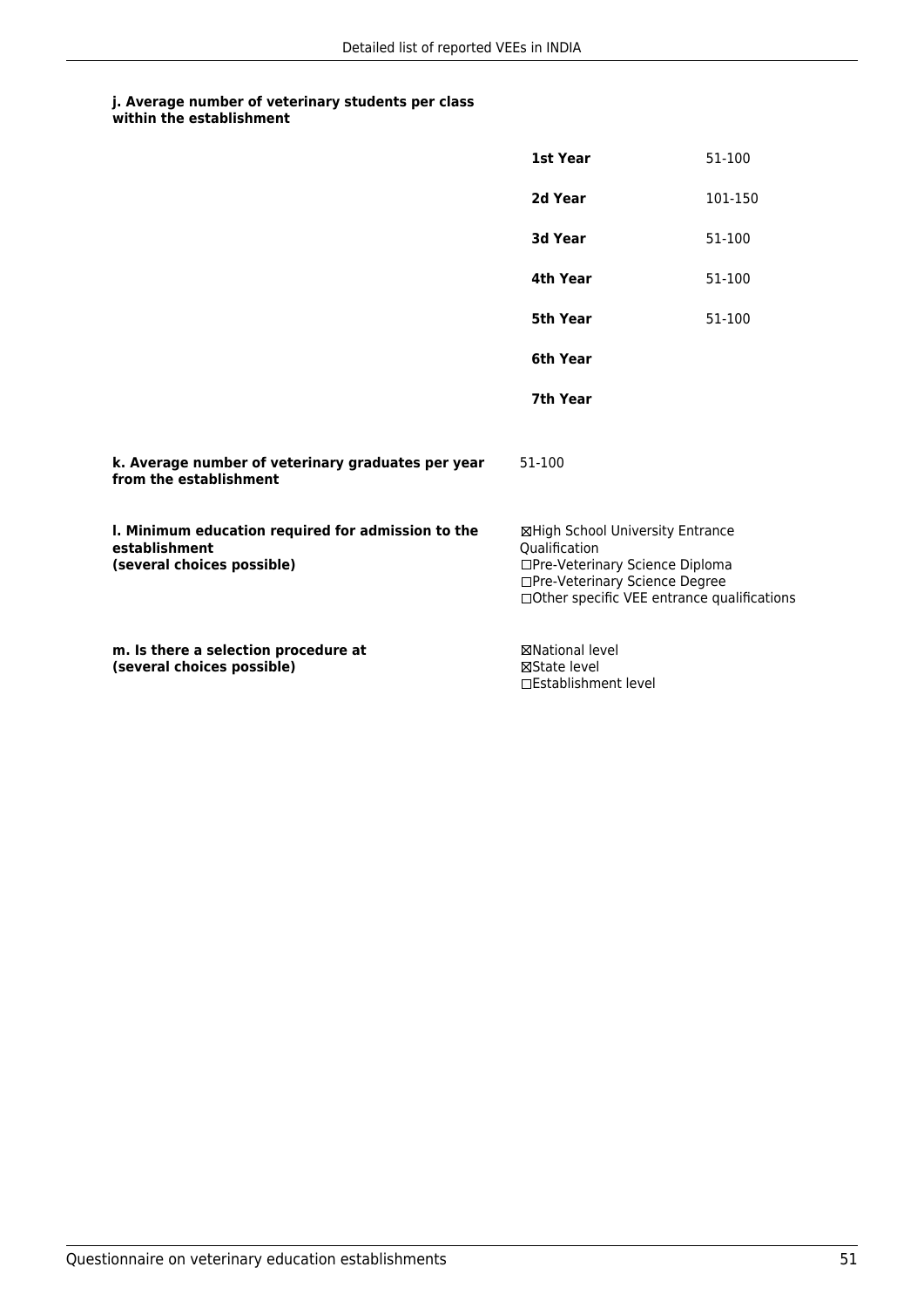**j. Average number of veterinary students per class within the establishment**

| | |
|---|---|
| **1st Year** | 51-100 |
| **2d Year** | 101-150 |
| **3d Year** | 51-100 |
| **4th Year** | 51-100 |
| **5th Year** | 51-100 |
| **6th Year** | |
| **7th Year** | |

**k. Average number of veterinary graduates per year from the establishment**

51-100

**l. Minimum education required for admission to the establishment (several choices possible)**

☒High School University Entrance Qualification
☐Pre-Veterinary Science Diploma
☐Pre-Veterinary Science Degree
☐Other specific VEE entrance qualifications

**m. Is there a selection procedure at (several choices possible)**

☒National level
☒State level
☐Establishment level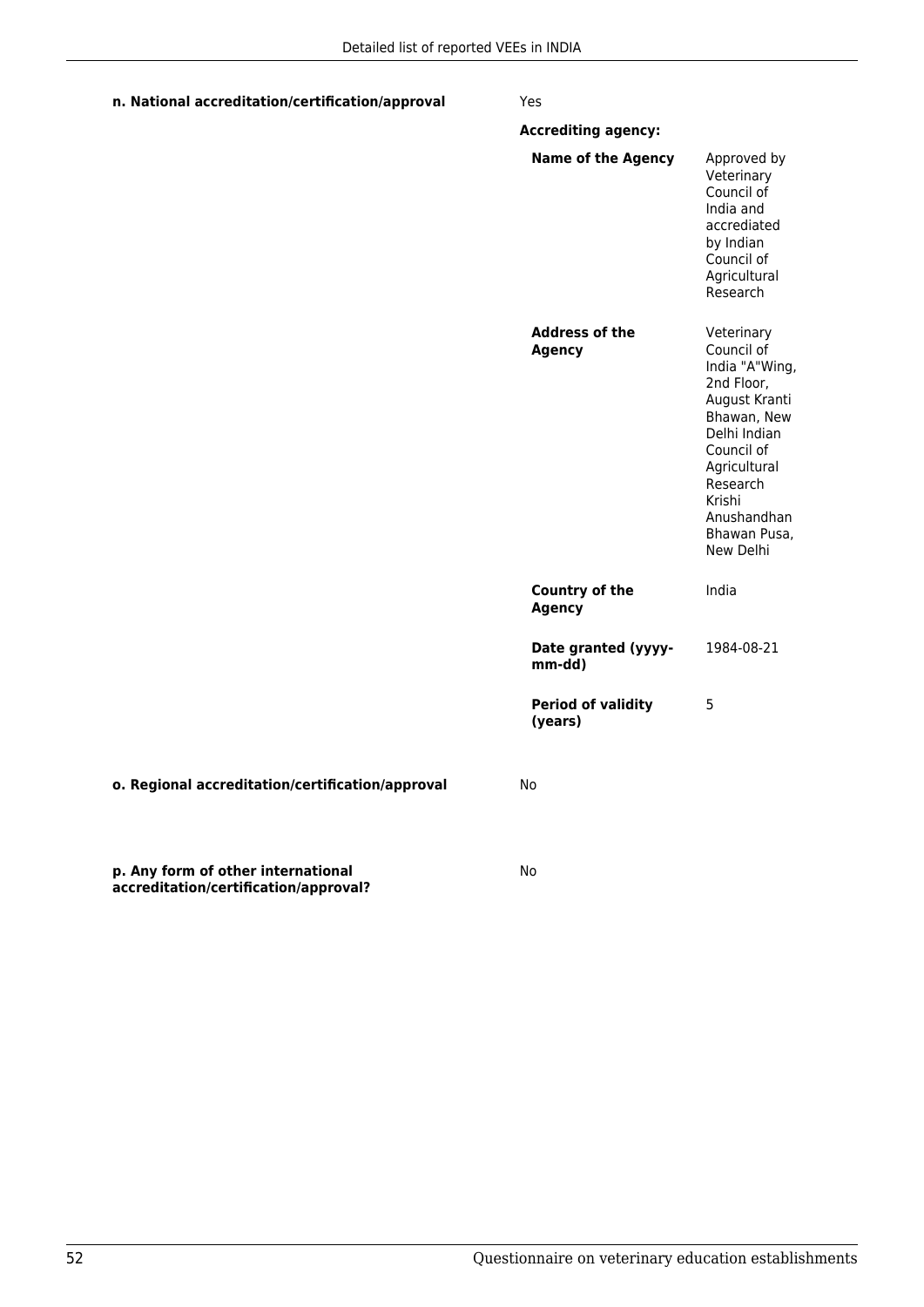**n. National accreditation/certification/approval** Yes

**Accrediting agency:**

| | |
|---|---|
| **Name of the Agency** | Approved by Veterinary Council of India and accrediated by Indian Council of Agricultural Research |
| **Address of the Agency** | Veterinary Council of India "A"Wing, 2nd Floor, August Kranti Bhawan, New Delhi Indian Council of Agricultural Research Krishi Anushandhan Bhawan Pusa, New Delhi |
| **Country of the Agency** | India |
| **Date granted (yyyy-mm-dd)** | 1984-08-21 |
| **Period of validity (years)** | 5 |

**o. Regional accreditation/certification/approval** No

**p. Any form of other international accreditation/certification/approval?** No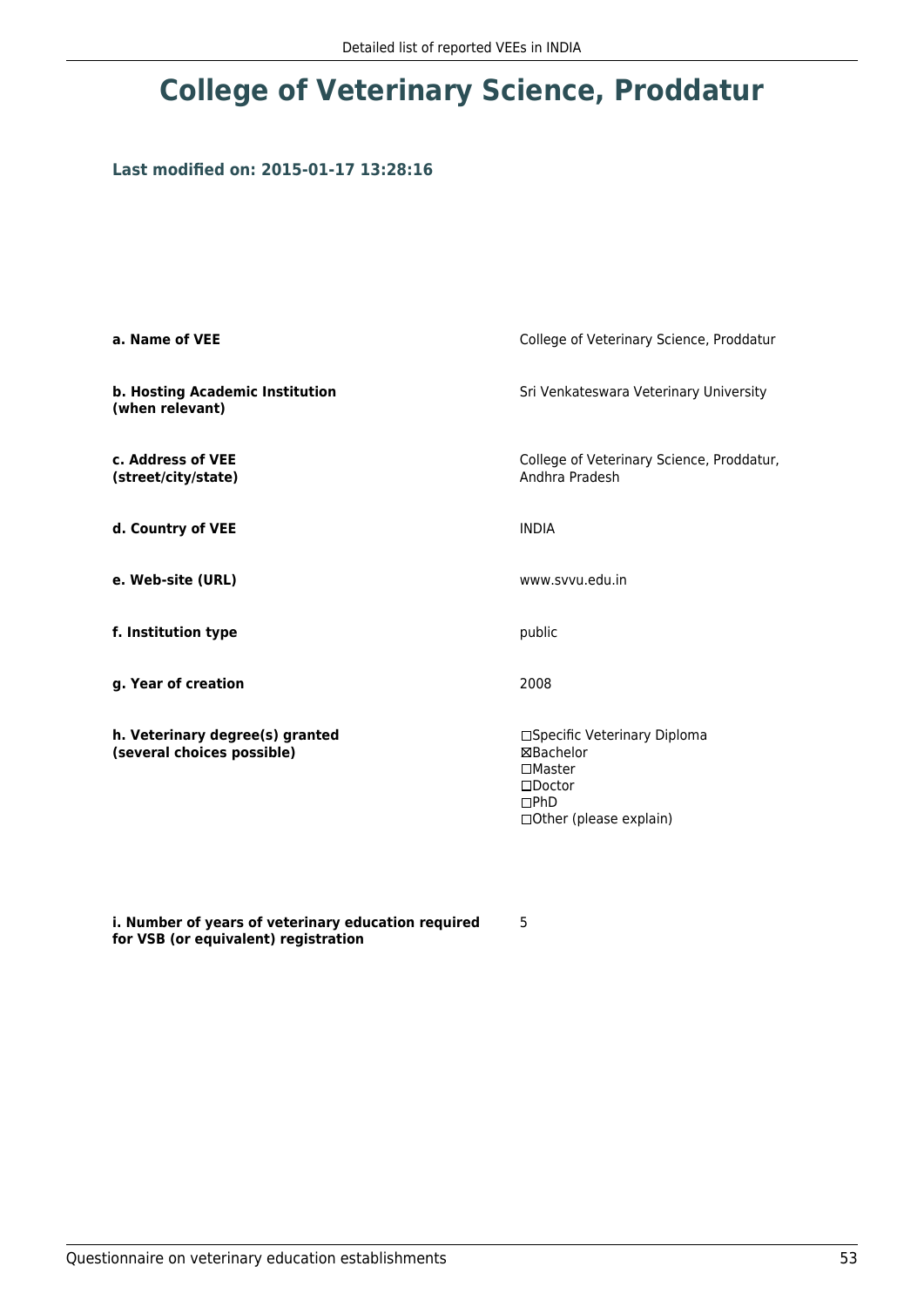# College of Veterinary Science, Proddatur

### Last modified on: 2015-01-17 13:28:16

| | |
|---|---|
| **a. Name of VEE** | College of Veterinary Science, Proddatur |
| **b. Hosting Academic Institution (when relevant)** | Sri Venkateswara Veterinary University |
| **c. Address of VEE (street/city/state)** | College of Veterinary Science, Proddatur, Andhra Pradesh |
| **d. Country of VEE** | INDIA |
| **e. Web-site (URL)** | www.svvu.edu.in |
| **f. Institution type** | public |
| **g. Year of creation** | 2008 |
| **h. Veterinary degree(s) granted (several choices possible)** | ☐Specific Veterinary Diploma<br>☒Bachelor<br>☐Master<br>☐Doctor<br>☐PhD<br>☐Other (please explain) |
| **i. Number of years of veterinary education required for VSB (or equivalent) registration** | 5 |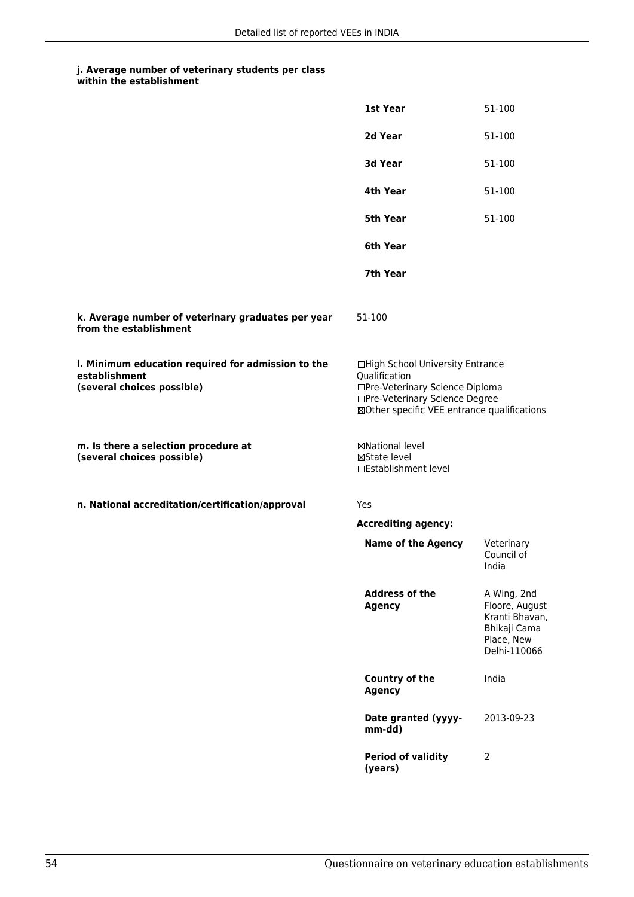**j. Average number of veterinary students per class within the establishment**

| | |
|---|---|
| **1st Year** | 51-100 |
| **2d Year** | 51-100 |
| **3d Year** | 51-100 |
| **4th Year** | 51-100 |
| **5th Year** | 51-100 |
| **6th Year** | |
| **7th Year** | |

**k. Average number of veterinary graduates per year from the establishment**

51-100

**l. Minimum education required for admission to the establishment (several choices possible)**

☐High School University Entrance Qualification
☐Pre-Veterinary Science Diploma
☐Pre-Veterinary Science Degree
☒Other specific VEE entrance qualifications

**m. Is there a selection procedure at (several choices possible)**

☒National level
☒State level
☐Establishment level

**n. National accreditation/certification/approval**

Yes

**Accrediting agency:**

| | |
|---|---|
| **Name of the Agency** | Veterinary Council of India |
| **Address of the Agency** | A Wing, 2nd Floore, August Kranti Bhavan, Bhikaji Cama Place, New Delhi-110066 |
| **Country of the Agency** | India |
| **Date granted (yyyy-mm-dd)** | 2013-09-23 |
| **Period of validity (years)** | 2 |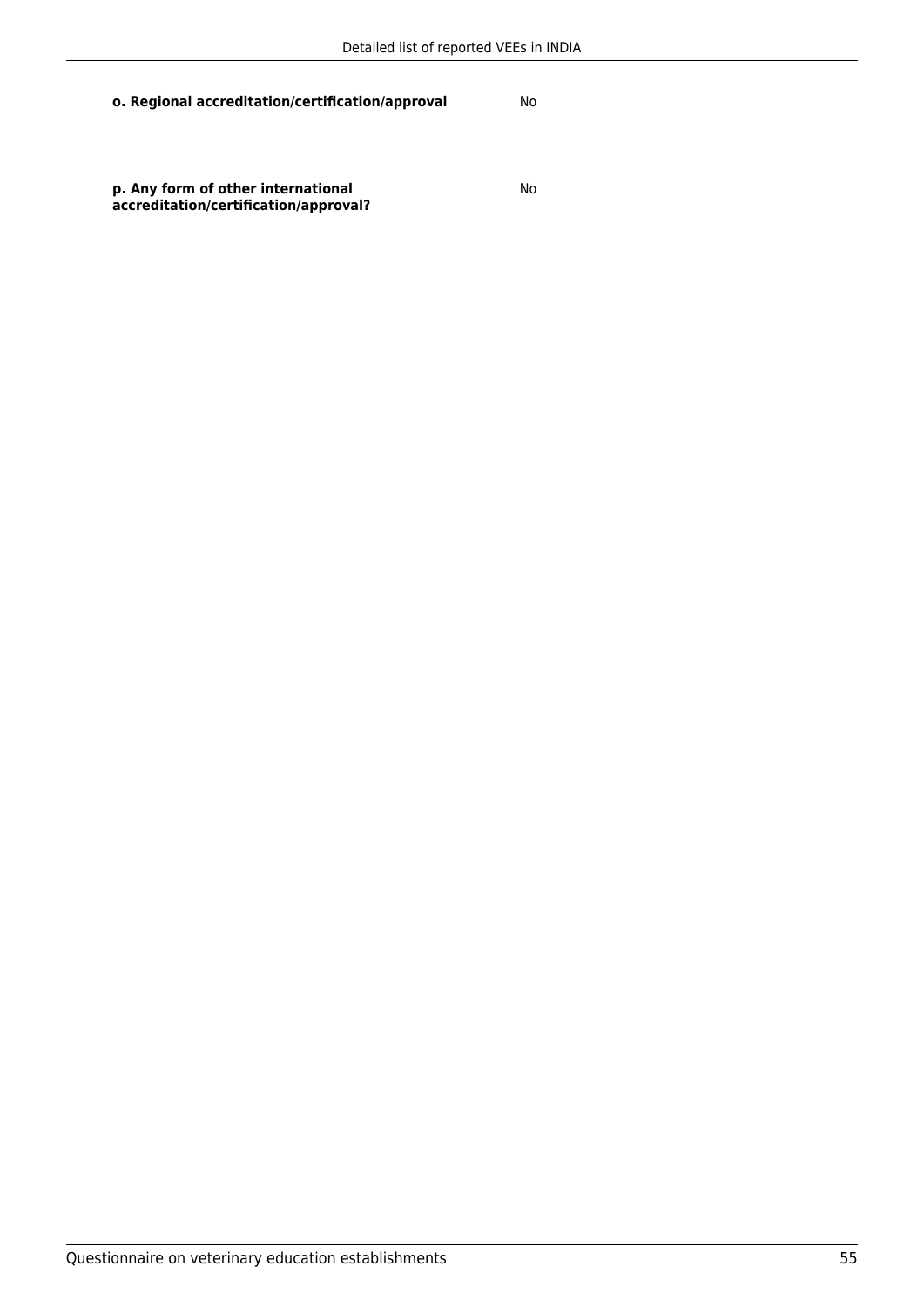| | |
|---|---|
| **o. Regional accreditation/certification/approval** | No |
| **p. Any form of other international accreditation/certification/approval?** | No |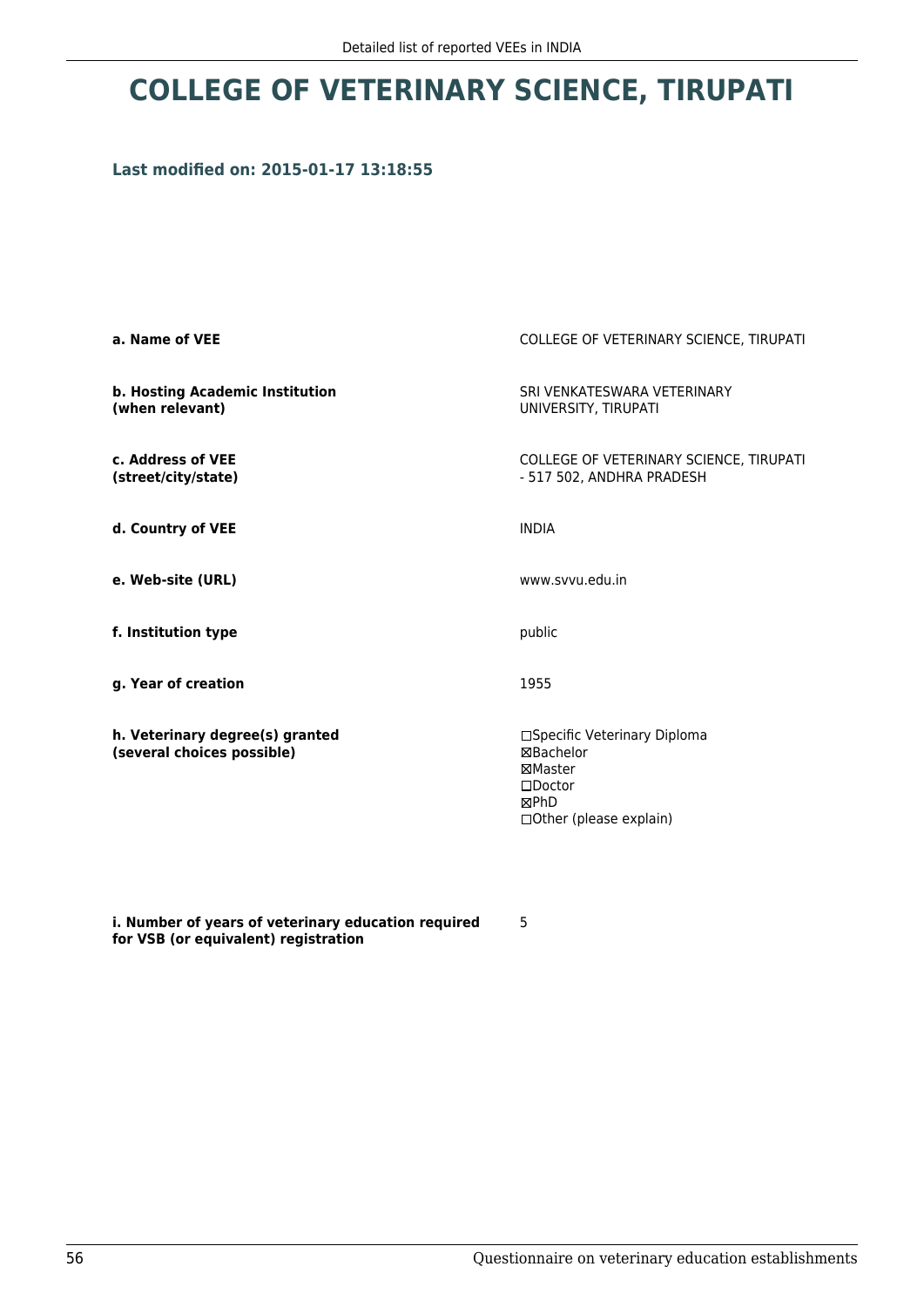# COLLEGE OF VETERINARY SCIENCE, TIRUPATI

**Last modified on: 2015-01-17 13:18:55**

| | |
|---|---|
| **a. Name of VEE** | COLLEGE OF VETERINARY SCIENCE, TIRUPATI |
| **b. Hosting Academic Institution (when relevant)** | SRI VENKATESWARA VETERINARY UNIVERSITY, TIRUPATI |
| **c. Address of VEE (street/city/state)** | COLLEGE OF VETERINARY SCIENCE, TIRUPATI - 517 502, ANDHRA PRADESH |
| **d. Country of VEE** | INDIA |
| **e. Web-site (URL)** | www.svvu.edu.in |
| **f. Institution type** | public |
| **g. Year of creation** | 1955 |
| **h. Veterinary degree(s) granted (several choices possible)** | ☐Specific Veterinary Diploma<br>☒Bachelor<br>☒Master<br>☐Doctor<br>☒PhD<br>☐Other (please explain) |
| **i. Number of years of veterinary education required for VSB (or equivalent) registration** | 5 |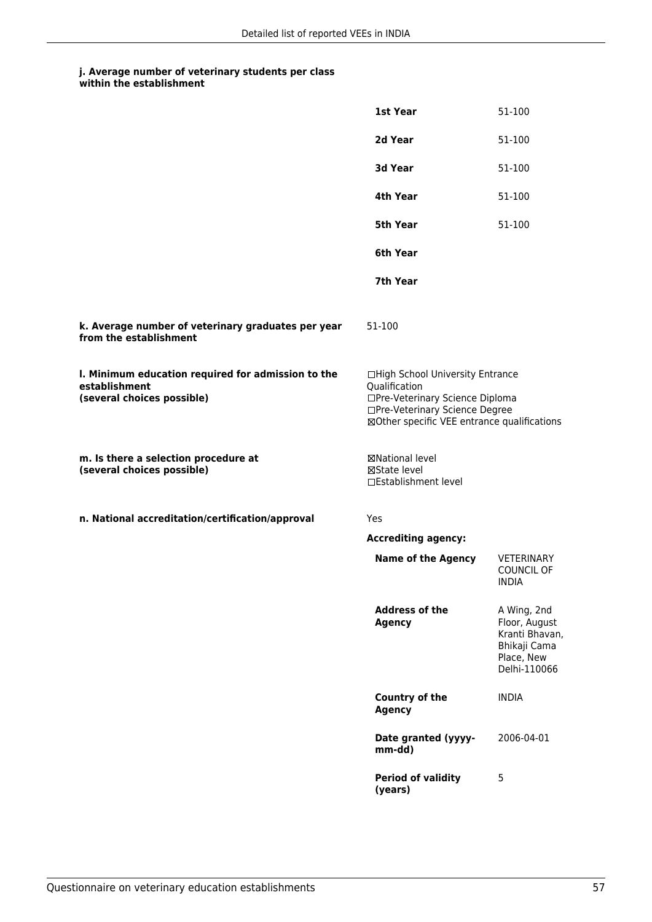**j. Average number of veterinary students per class within the establishment**

| | |
|---|---|
| **1st Year** | 51-100 |
| **2d Year** | 51-100 |
| **3d Year** | 51-100 |
| **4th Year** | 51-100 |
| **5th Year** | 51-100 |
| **6th Year** | |
| **7th Year** | |

**k. Average number of veterinary graduates per year from the establishment**

51-100

**l. Minimum education required for admission to the establishment (several choices possible)**

☐High School University Entrance Qualification
☐Pre-Veterinary Science Diploma
☐Pre-Veterinary Science Degree
☒Other specific VEE entrance qualifications

**m. Is there a selection procedure at (several choices possible)**

☒National level
☒State level
☐Establishment level

**n. National accreditation/certification/approval**

Yes

**Accrediting agency:**

| | |
|---|---|
| **Name of the Agency** | VETERINARY COUNCIL OF INDIA |
| **Address of the Agency** | A Wing, 2nd Floor, August Kranti Bhavan, Bhikaji Cama Place, New Delhi-110066 |
| **Country of the Agency** | INDIA |
| **Date granted (yyyy-mm-dd)** | 2006-04-01 |
| **Period of validity (years)** | 5 |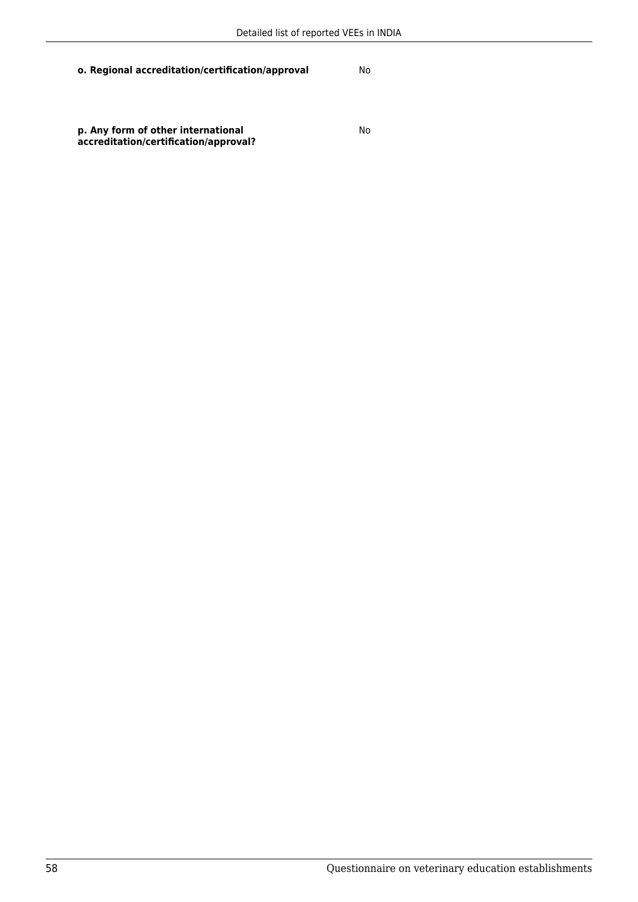| | |
|---|---|
| **o. Regional accreditation/certification/approval** | No |
| **p. Any form of other international accreditation/certification/approval?** | No |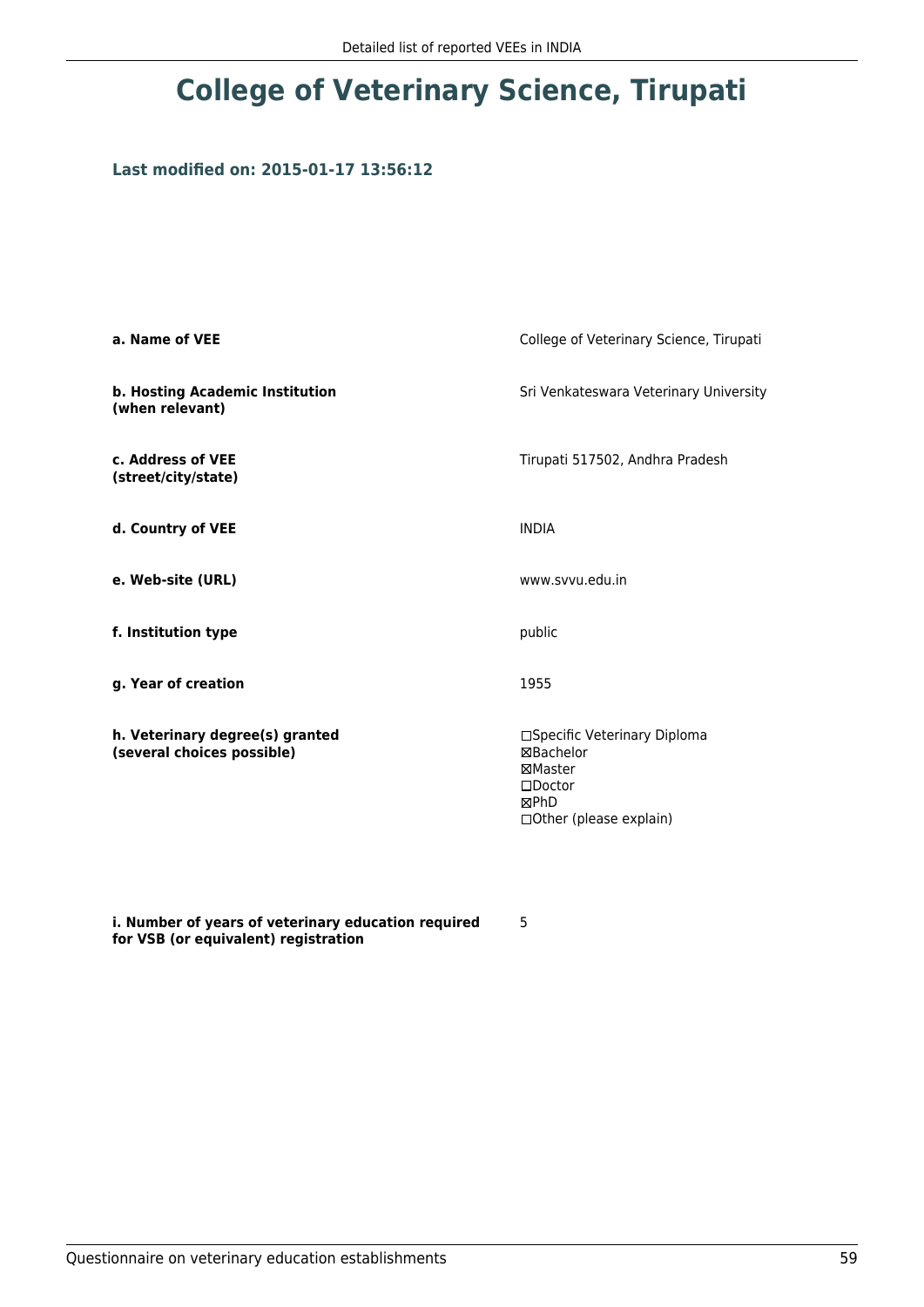# College of Veterinary Science, Tirupati

### Last modified on: 2015-01-17 13:56:12

| | |
|---|---|
| **a. Name of VEE** | College of Veterinary Science, Tirupati |
| **b. Hosting Academic Institution (when relevant)** | Sri Venkateswara Veterinary University |
| **c. Address of VEE (street/city/state)** | Tirupati 517502, Andhra Pradesh |
| **d. Country of VEE** | INDIA |
| **e. Web-site (URL)** | www.svvu.edu.in |
| **f. Institution type** | public |
| **g. Year of creation** | 1955 |
| **h. Veterinary degree(s) granted (several choices possible)** | ☐Specific Veterinary Diploma<br>☒Bachelor<br>☒Master<br>☐Doctor<br>☒PhD<br>☐Other (please explain) |
| **i. Number of years of veterinary education required for VSB (or equivalent) registration** | 5 |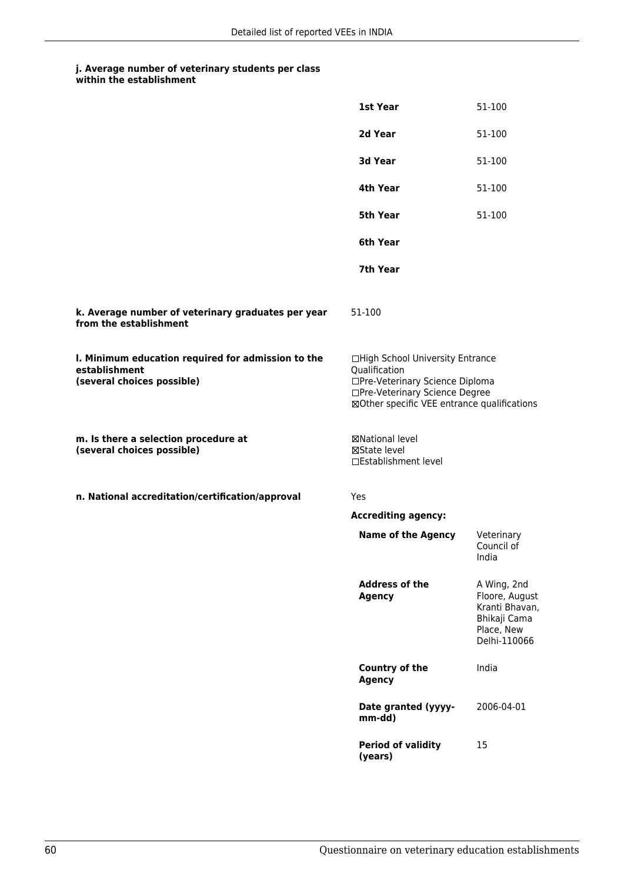#### j. Average number of veterinary students per class within the establishment

| | |
|---|---|
| **1st Year** | 51-100 |
| **2d Year** | 51-100 |
| **3d Year** | 51-100 |
| **4th Year** | 51-100 |
| **5th Year** | 51-100 |
| **6th Year** | |
| **7th Year** | |

#### k. Average number of veterinary graduates per year from the establishment

51-100

#### l. Minimum education required for admission to the establishment (several choices possible)

☐High School University Entrance Qualification
☐Pre-Veterinary Science Diploma
☐Pre-Veterinary Science Degree
☒Other specific VEE entrance qualifications

#### m. Is there a selection procedure at (several choices possible)

☒National level
☒State level
☐Establishment level

#### n. National accreditation/certification/approval

Yes

**Accrediting agency:**

| | |
|---|---|
| **Name of the Agency** | Veterinary Council of India |
| **Address of the Agency** | A Wing, 2nd Floore, August Kranti Bhavan, Bhikaji Cama Place, New Delhi-110066 |
| **Country of the Agency** | India |
| **Date granted (yyyy-mm-dd)** | 2006-04-01 |
| **Period of validity (years)** | 15 |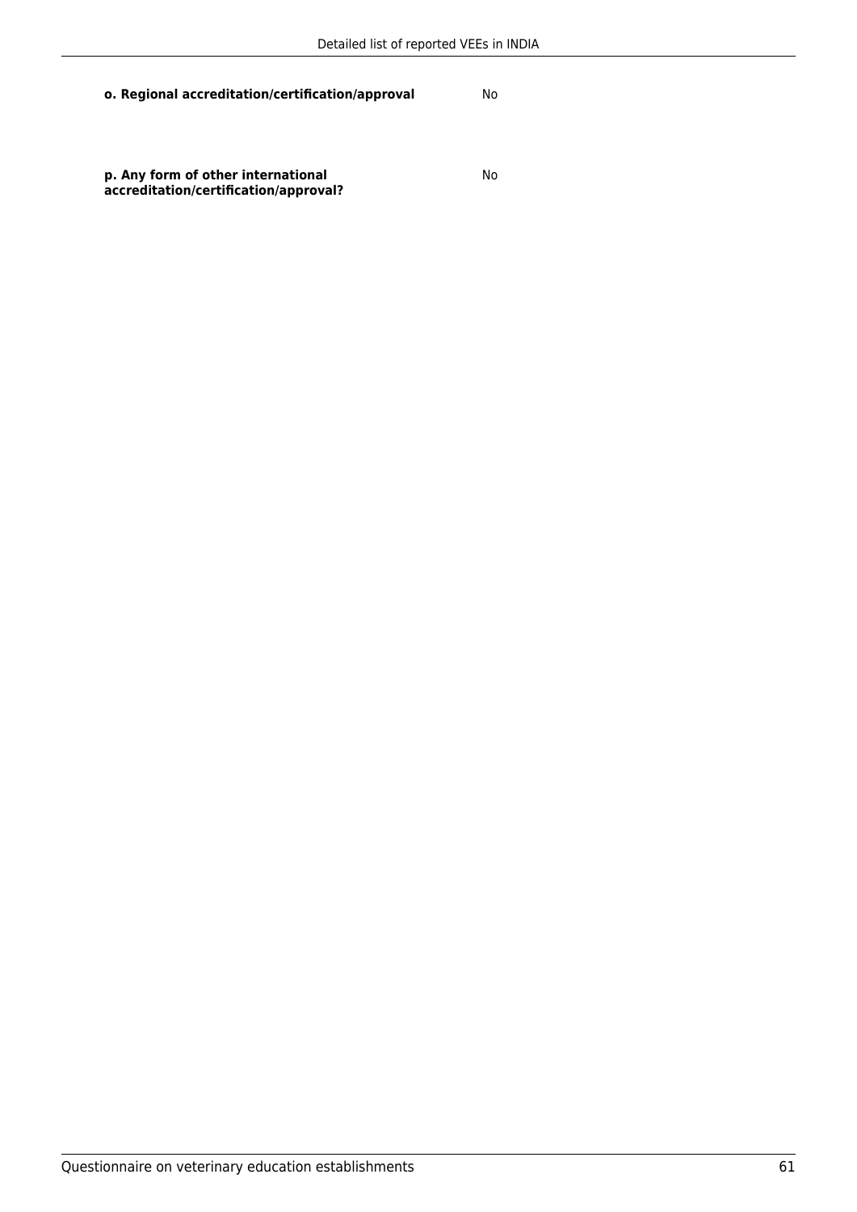**o. Regional accreditation/certification/approval** No

**p. Any form of other international accreditation/certification/approval?** No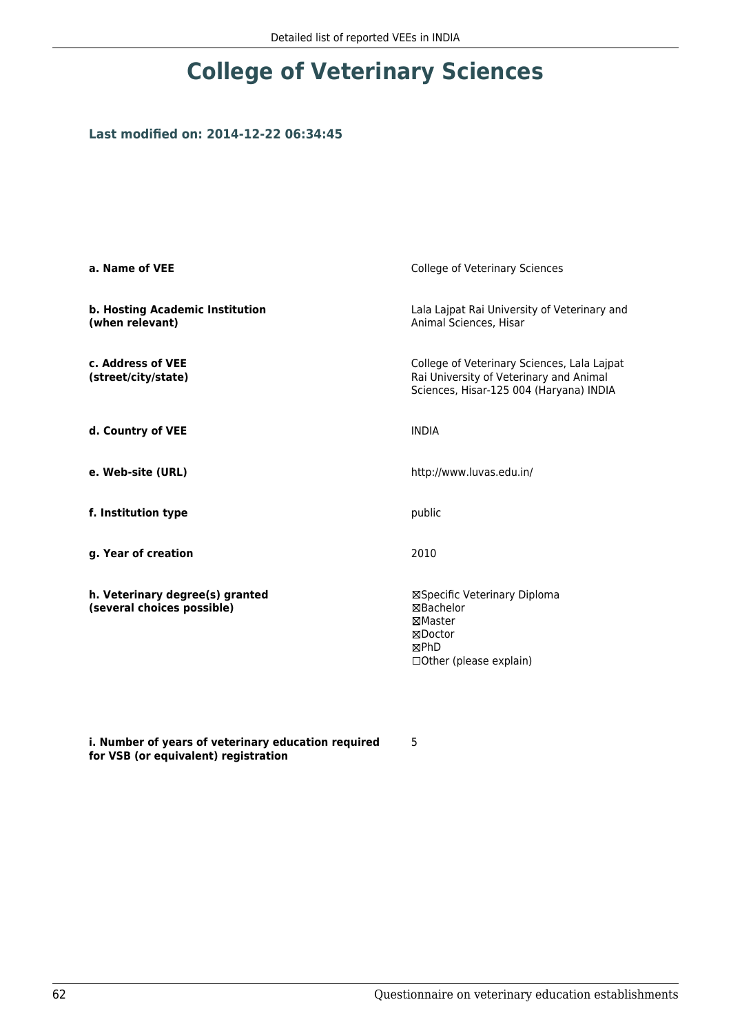# College of Veterinary Sciences

**Last modified on: 2014-12-22 06:34:45**

| | |
|---|---|
| **a. Name of VEE** | College of Veterinary Sciences |
| **b. Hosting Academic Institution (when relevant)** | Lala Lajpat Rai University of Veterinary and Animal Sciences, Hisar |
| **c. Address of VEE (street/city/state)** | College of Veterinary Sciences, Lala Lajpat Rai University of Veterinary and Animal Sciences, Hisar-125 004 (Haryana) INDIA |
| **d. Country of VEE** | INDIA |
| **e. Web-site (URL)** | http://www.luvas.edu.in/ |
| **f. Institution type** | public |
| **g. Year of creation** | 2010 |
| **h. Veterinary degree(s) granted (several choices possible)** | ☒Specific Veterinary Diploma<br>☒Bachelor<br>☒Master<br>☒Doctor<br>☒PhD<br>☐Other (please explain) |
| **i. Number of years of veterinary education required for VSB (or equivalent) registration** | 5 |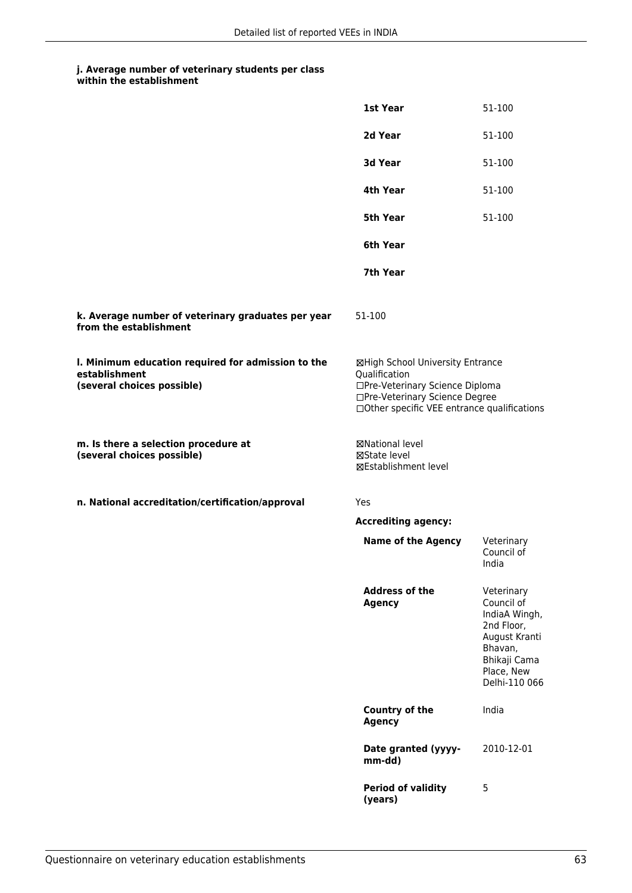#### j. Average number of veterinary students per class within the establishment

| | |
|---|---|
| **1st Year** | 51-100 |
| **2d Year** | 51-100 |
| **3d Year** | 51-100 |
| **4th Year** | 51-100 |
| **5th Year** | 51-100 |
| **6th Year** | |
| **7th Year** | |

#### k. Average number of veterinary graduates per year from the establishment

51-100

#### l. Minimum education required for admission to the establishment (several choices possible)

☒High School University Entrance Qualification
☐Pre-Veterinary Science Diploma
☐Pre-Veterinary Science Degree
☐Other specific VEE entrance qualifications

#### m. Is there a selection procedure at (several choices possible)

☒National level
☒State level
☒Establishment level

#### n. National accreditation/certification/approval

Yes

**Accrediting agency:**

| | |
|---|---|
| **Name of the Agency** | Veterinary Council of India |
| **Address of the Agency** | Veterinary Council of IndiaA Wingh, 2nd Floor, August Kranti Bhavan, Bhikaji Cama Place, New Delhi-110 066 |
| **Country of the Agency** | India |
| **Date granted (yyyy-mm-dd)** | 2010-12-01 |
| **Period of validity (years)** | 5 |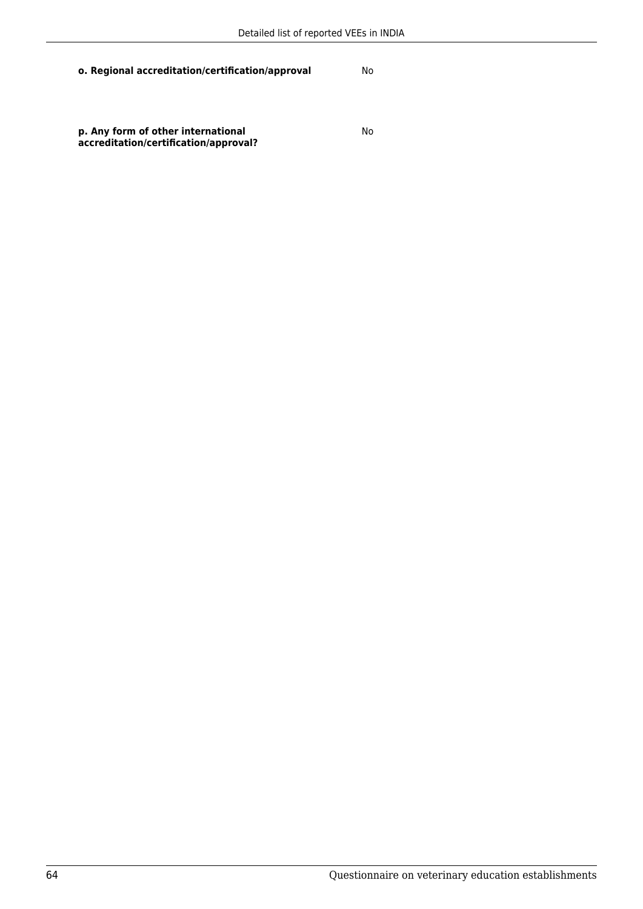| | |
|---|---|
| **o. Regional accreditation/certification/approval** | No |
| **p. Any form of other international accreditation/certification/approval?** | No |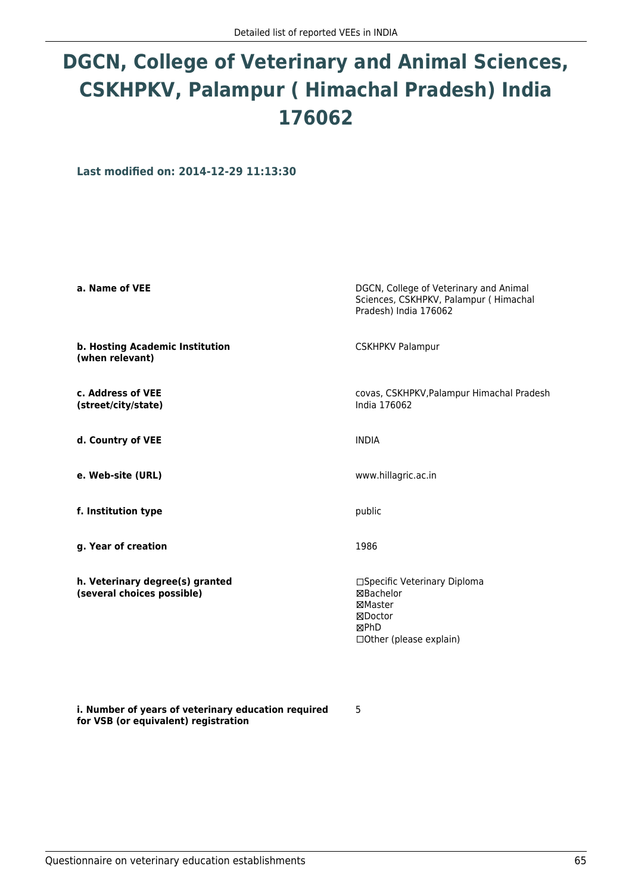# DGCN, College of Veterinary and Animal Sciences, CSKHPKV, Palampur ( Himachal Pradesh) India 176062

**Last modified on: 2014-12-29 11:13:30**

| | |
|---|---|
| **a. Name of VEE** | DGCN, College of Veterinary and Animal Sciences, CSKHPKV, Palampur ( Himachal Pradesh) India 176062 |
| **b. Hosting Academic Institution (when relevant)** | CSKHPKV Palampur |
| **c. Address of VEE (street/city/state)** | covas, CSKHPKV,Palampur Himachal Pradesh India 176062 |
| **d. Country of VEE** | INDIA |
| **e. Web-site (URL)** | www.hillagric.ac.in |
| **f. Institution type** | public |
| **g. Year of creation** | 1986 |
| **h. Veterinary degree(s) granted (several choices possible)** | ☐Specific Veterinary Diploma<br>☒Bachelor<br>☒Master<br>☒Doctor<br>☒PhD<br>☐Other (please explain) |
| **i. Number of years of veterinary education required for VSB (or equivalent) registration** | 5 |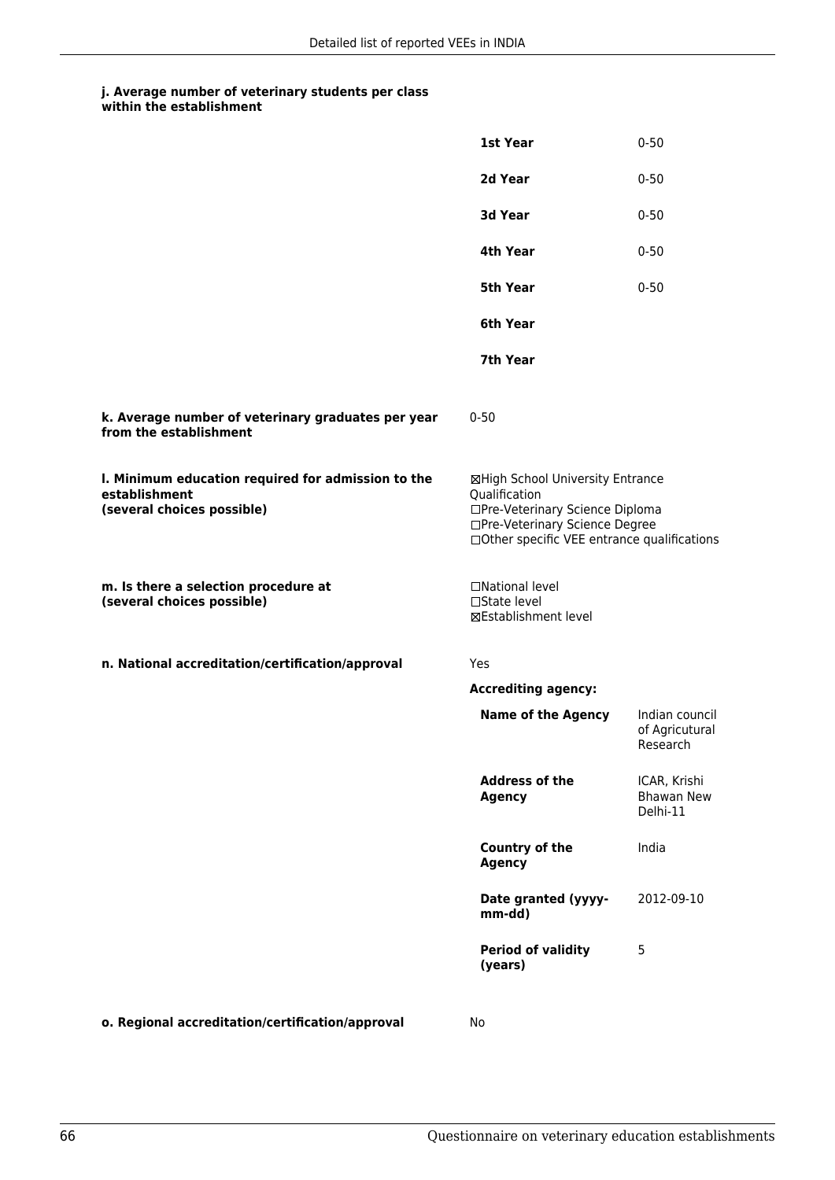**j. Average number of veterinary students per class within the establishment**

| | |
|---|---|
| **1st Year** | 0-50 |
| **2d Year** | 0-50 |
| **3d Year** | 0-50 |
| **4th Year** | 0-50 |
| **5th Year** | 0-50 |
| **6th Year** | |
| **7th Year** | |

**k. Average number of veterinary graduates per year from the establishment**

0-50

**l. Minimum education required for admission to the establishment (several choices possible)**

☒High School University Entrance Qualification
☐Pre-Veterinary Science Diploma
☐Pre-Veterinary Science Degree
☐Other specific VEE entrance qualifications

**m. Is there a selection procedure at (several choices possible)**

☐National level
☐State level
☒Establishment level

**n. National accreditation/certification/approval**

Yes

**Accrediting agency:**

| | |
|---|---|
| **Name of the Agency** | Indian council of Agricutural Research |
| **Address of the Agency** | ICAR, Krishi Bhawan New Delhi-11 |
| **Country of the Agency** | India |
| **Date granted (yyyy-mm-dd)** | 2012-09-10 |
| **Period of validity (years)** | 5 |

**o. Regional accreditation/certification/approval**

No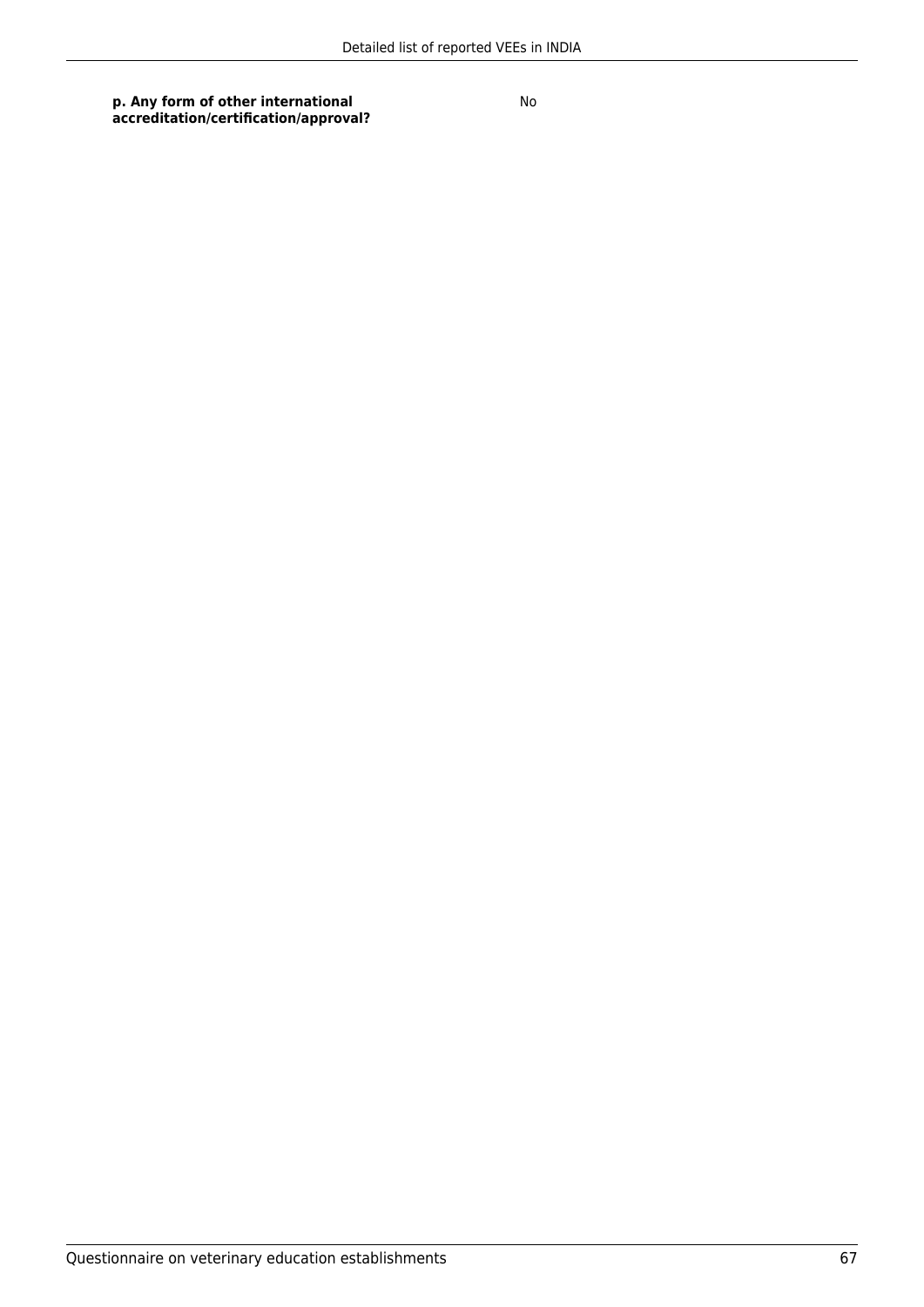| **p. Any form of other international accreditation/certification/approval?** | No |
|---|---|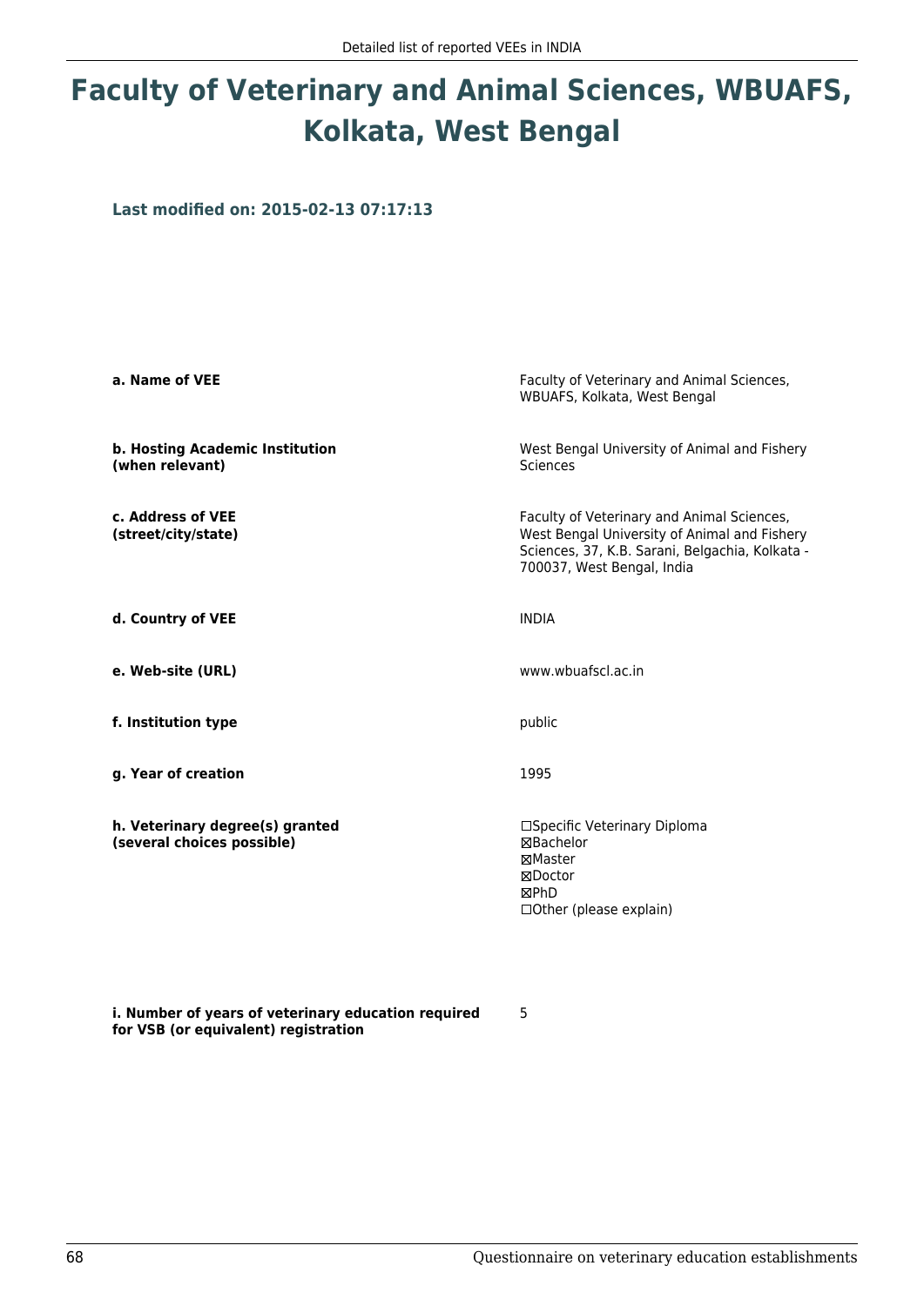# Faculty of Veterinary and Animal Sciences, WBUAFS, Kolkata, West Bengal

**Last modified on: 2015-02-13 07:17:13**

| | |
|---|---|
| **a. Name of VEE** | Faculty of Veterinary and Animal Sciences, WBUAFS, Kolkata, West Bengal |
| **b. Hosting Academic Institution (when relevant)** | West Bengal University of Animal and Fishery Sciences |
| **c. Address of VEE (street/city/state)** | Faculty of Veterinary and Animal Sciences, West Bengal University of Animal and Fishery Sciences, 37, K.B. Sarani, Belgachia, Kolkata - 700037, West Bengal, India |
| **d. Country of VEE** | INDIA |
| **e. Web-site (URL)** | www.wbuafscl.ac.in |
| **f. Institution type** | public |
| **g. Year of creation** | 1995 |
| **h. Veterinary degree(s) granted (several choices possible)** | ☐Specific Veterinary Diploma<br>☒Bachelor<br>☒Master<br>☒Doctor<br>☒PhD<br>☐Other (please explain) |
| **i. Number of years of veterinary education required for VSB (or equivalent) registration** | 5 |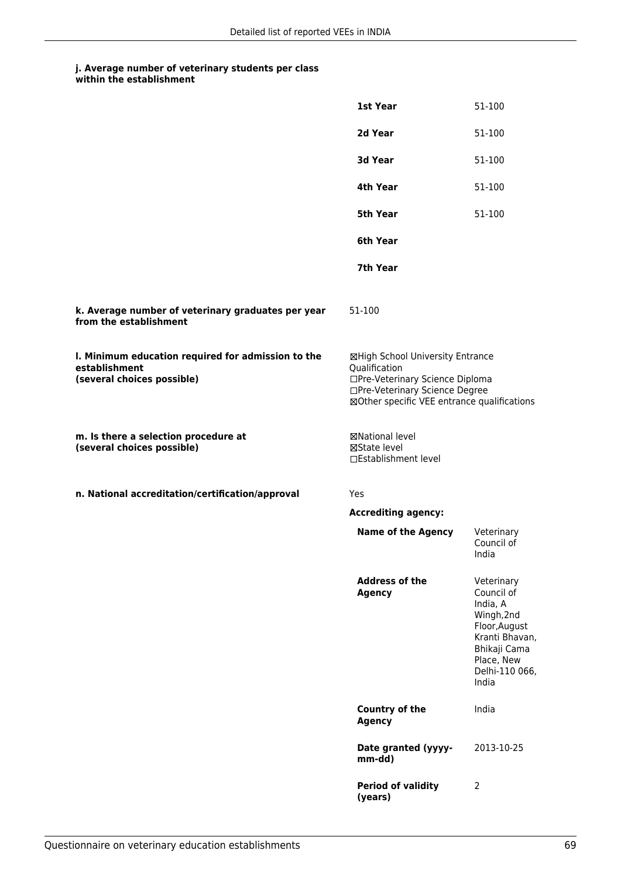#### j. Average number of veterinary students per class within the establishment

| | |
|---|---|
| **1st Year** | 51-100 |
| **2d Year** | 51-100 |
| **3d Year** | 51-100 |
| **4th Year** | 51-100 |
| **5th Year** | 51-100 |
| **6th Year** | |
| **7th Year** | |

**k. Average number of veterinary graduates per year from the establishment**

51-100

**l. Minimum education required for admission to the establishment (several choices possible)**

☒High School University Entrance Qualification
☐Pre-Veterinary Science Diploma
☐Pre-Veterinary Science Degree
☒Other specific VEE entrance qualifications

**m. Is there a selection procedure at (several choices possible)**

☒National level
☒State level
☐Establishment level

**n. National accreditation/certification/approval**

Yes

**Accrediting agency:**

| | |
|---|---|
| **Name of the Agency** | Veterinary Council of India |
| **Address of the Agency** | Veterinary Council of India, A Wingh,2nd Floor,August Kranti Bhavan, Bhikaji Cama Place, New Delhi-110 066, India |
| **Country of the Agency** | India |
| **Date granted (yyyy-mm-dd)** | 2013-10-25 |
| **Period of validity (years)** | 2 |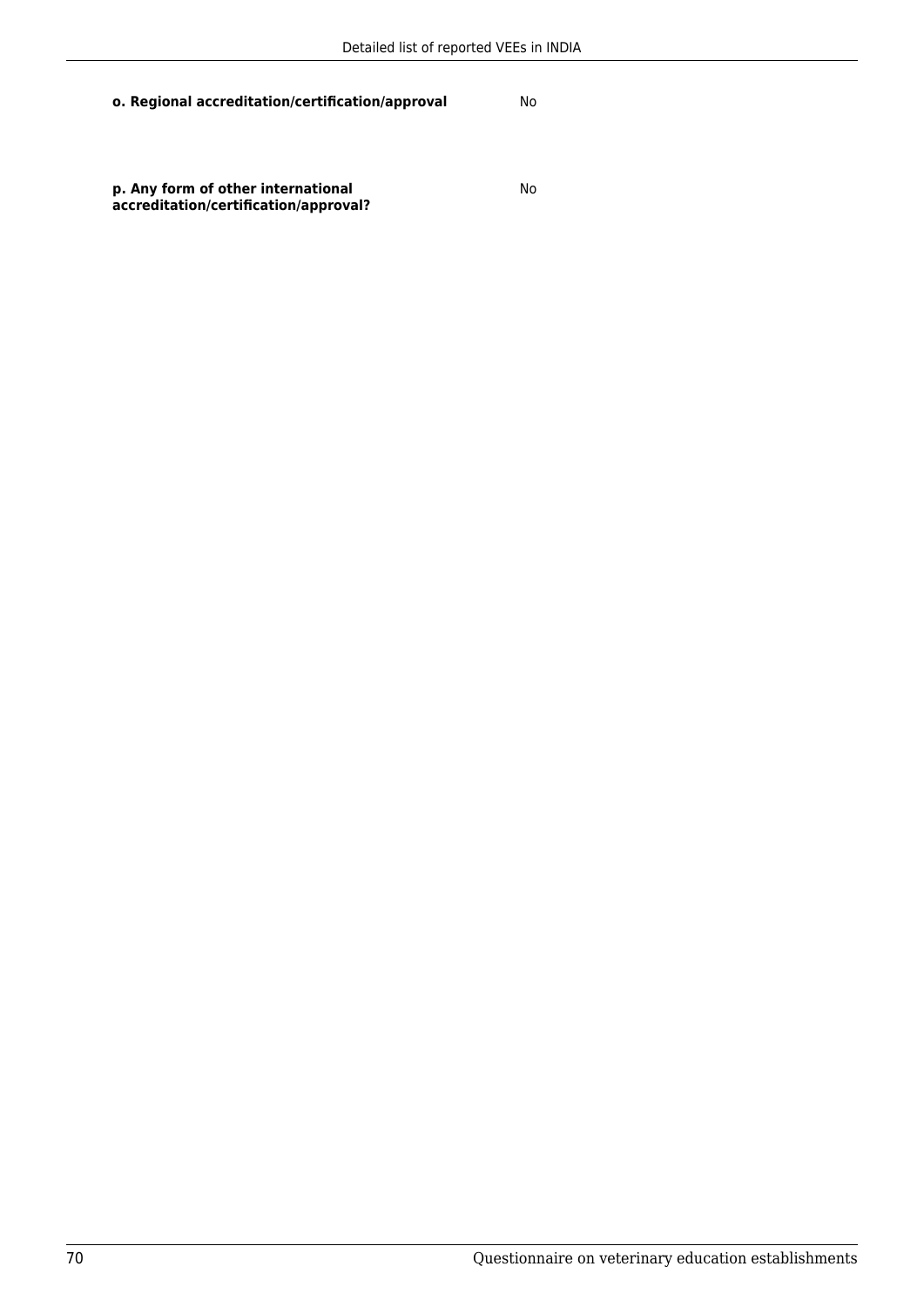**o. Regional accreditation/certification/approval** No

**p. Any form of other international accreditation/certification/approval?** No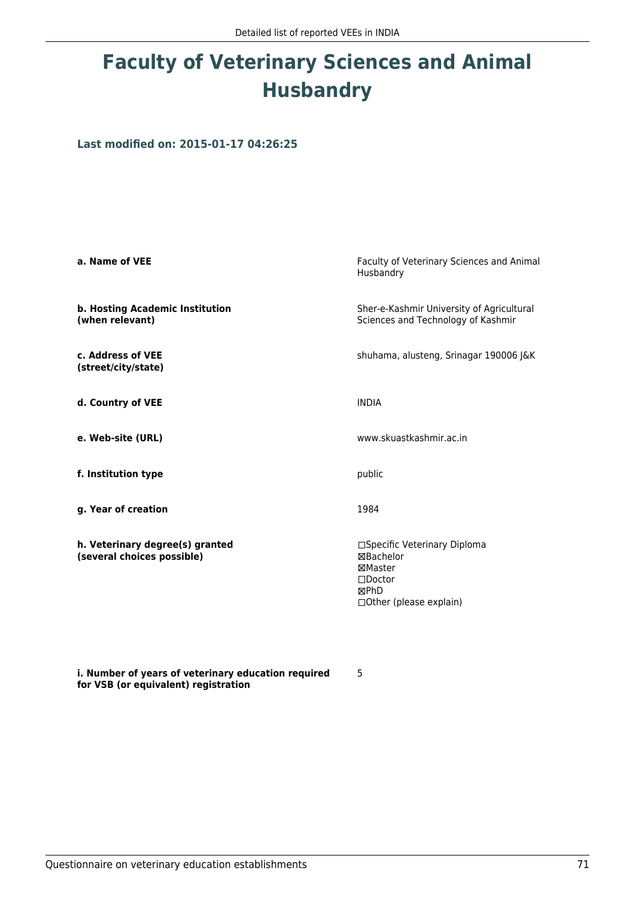# Faculty of Veterinary Sciences and Animal Husbandry

**Last modified on: 2015-01-17 04:26:25**

| | |
|---|---|
| **a. Name of VEE** | Faculty of Veterinary Sciences and Animal Husbandry |
| **b. Hosting Academic Institution (when relevant)** | Sher-e-Kashmir University of Agricultural Sciences and Technology of Kashmir |
| **c. Address of VEE (street/city/state)** | shuhama, alusteng, Srinagar 190006 J&K |
| **d. Country of VEE** | INDIA |
| **e. Web-site (URL)** | www.skuastkashmir.ac.in |
| **f. Institution type** | public |
| **g. Year of creation** | 1984 |
| **h. Veterinary degree(s) granted (several choices possible)** | ☐Specific Veterinary Diploma<br>☒Bachelor<br>☒Master<br>☐Doctor<br>☒PhD<br>☐Other (please explain) |
| **i. Number of years of veterinary education required for VSB (or equivalent) registration** | 5 |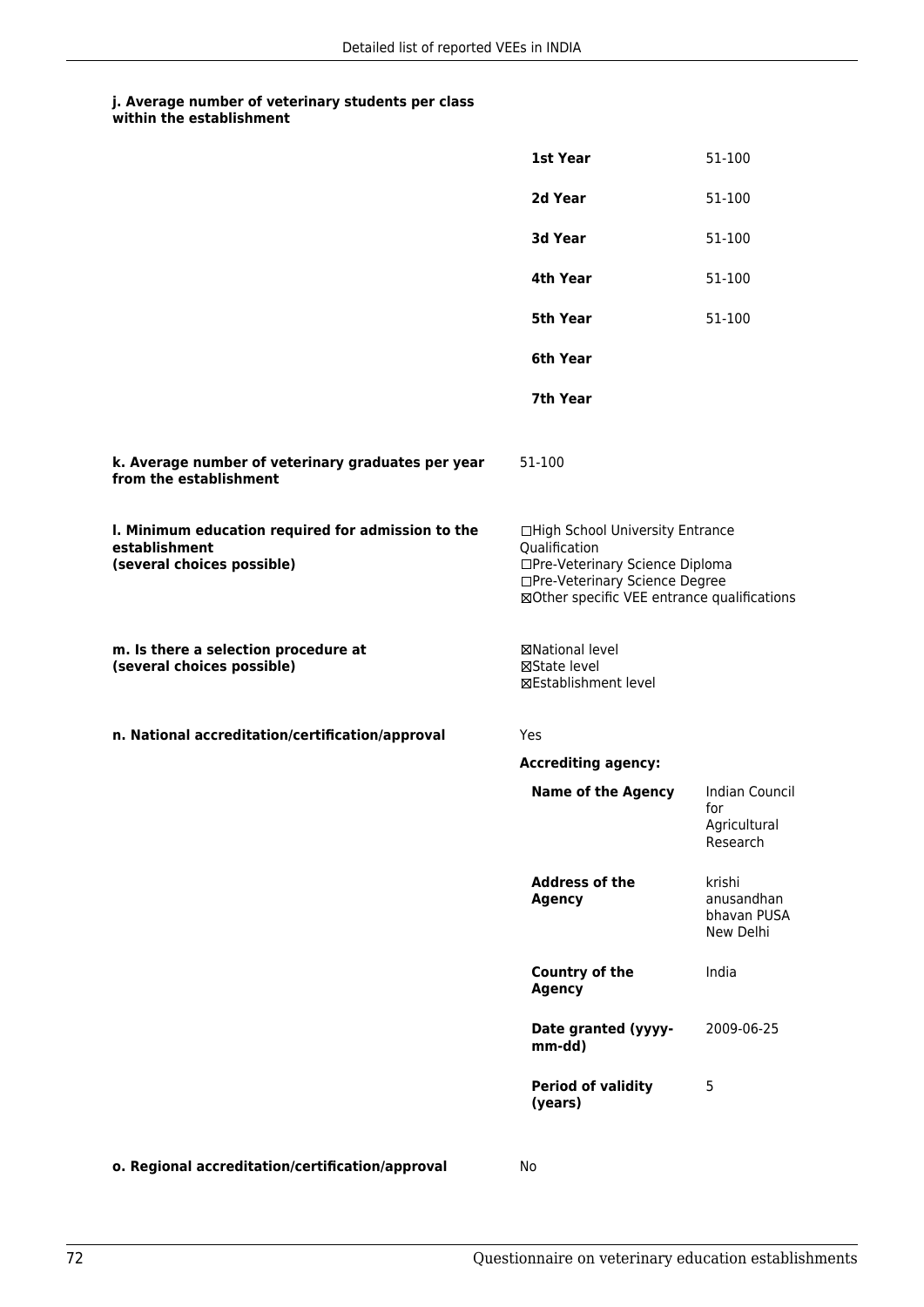**j. Average number of veterinary students per class within the establishment**

| | |
|---|---|
| **1st Year** | 51-100 |
| **2d Year** | 51-100 |
| **3d Year** | 51-100 |
| **4th Year** | 51-100 |
| **5th Year** | 51-100 |
| **6th Year** | |
| **7th Year** | |

**k. Average number of veterinary graduates per year from the establishment**

51-100

**l. Minimum education required for admission to the establishment (several choices possible)**

☐High School University Entrance Qualification
☐Pre-Veterinary Science Diploma
☐Pre-Veterinary Science Degree
☒Other specific VEE entrance qualifications

**m. Is there a selection procedure at (several choices possible)**

☒National level
☒State level
☒Establishment level

**n. National accreditation/certification/approval**

Yes

**Accrediting agency:**

| | |
|---|---|
| **Name of the Agency** | Indian Council for Agricultural Research |
| **Address of the Agency** | krishi anusandhan bhavan PUSA New Delhi |
| **Country of the Agency** | India |
| **Date granted (yyyy-mm-dd)** | 2009-06-25 |
| **Period of validity (years)** | 5 |

**o. Regional accreditation/certification/approval**

No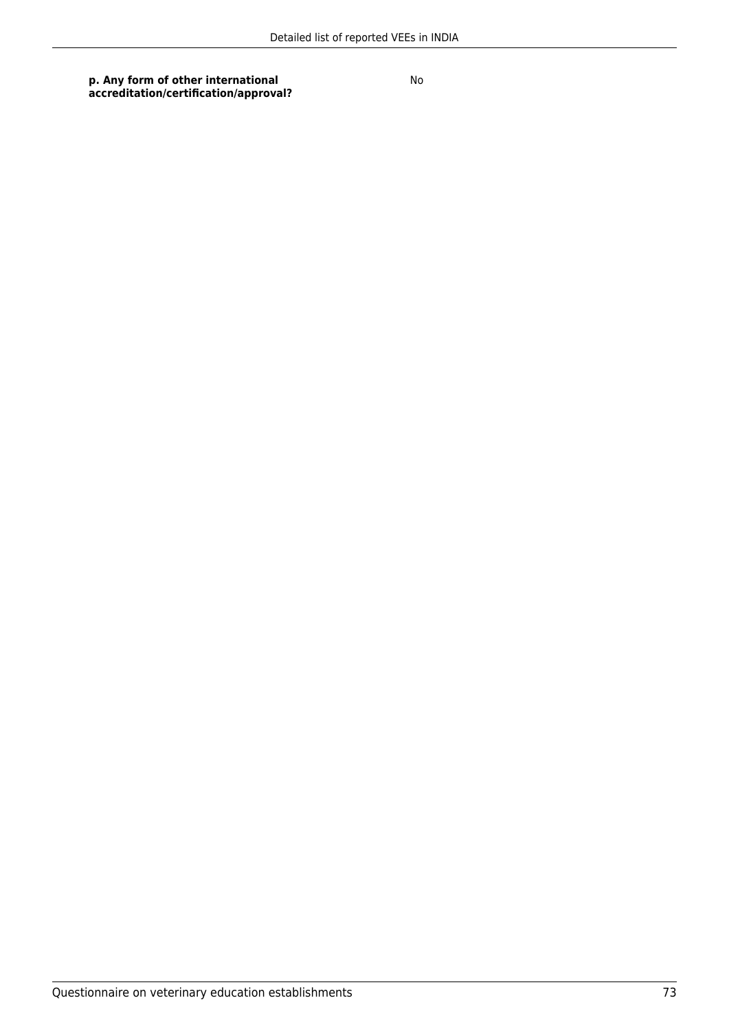| **p. Any form of other international accreditation/certification/approval?** | No |
| --- | --- |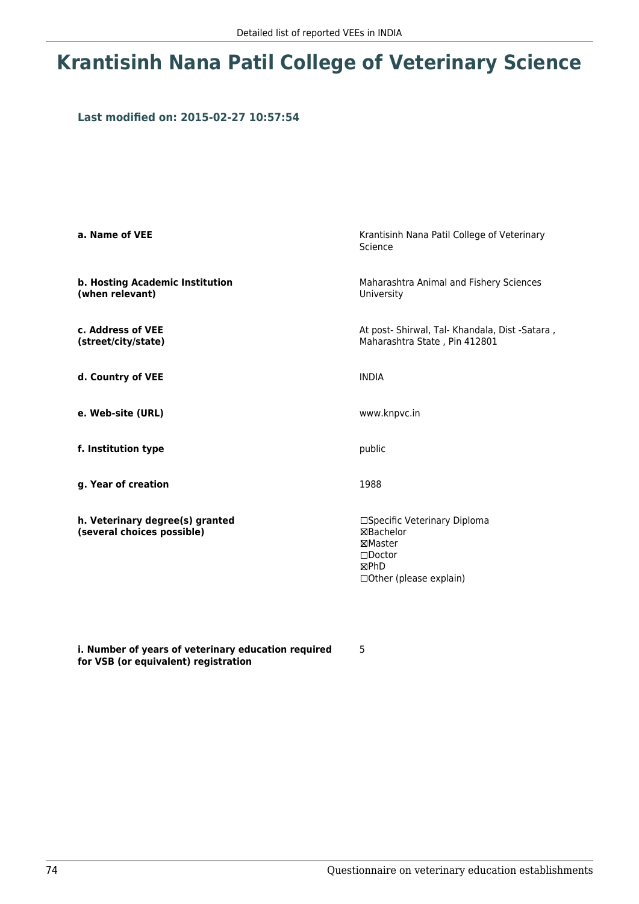# Krantisinh Nana Patil College of Veterinary Science

### Last modified on: 2015-02-27 10:57:54

| | |
|---|---|
| **a. Name of VEE** | Krantisinh Nana Patil College of Veterinary Science |
| **b. Hosting Academic Institution (when relevant)** | Maharashtra Animal and Fishery Sciences University |
| **c. Address of VEE (street/city/state)** | At post- Shirwal, Tal- Khandala, Dist -Satara , Maharashtra State , Pin 412801 |
| **d. Country of VEE** | INDIA |
| **e. Web-site (URL)** | www.knpvc.in |
| **f. Institution type** | public |
| **g. Year of creation** | 1988 |
| **h. Veterinary degree(s) granted (several choices possible)** | ☐Specific Veterinary Diploma<br>☒Bachelor<br>☒Master<br>☐Doctor<br>☒PhD<br>☐Other (please explain) |
| **i. Number of years of veterinary education required for VSB (or equivalent) registration** | 5 |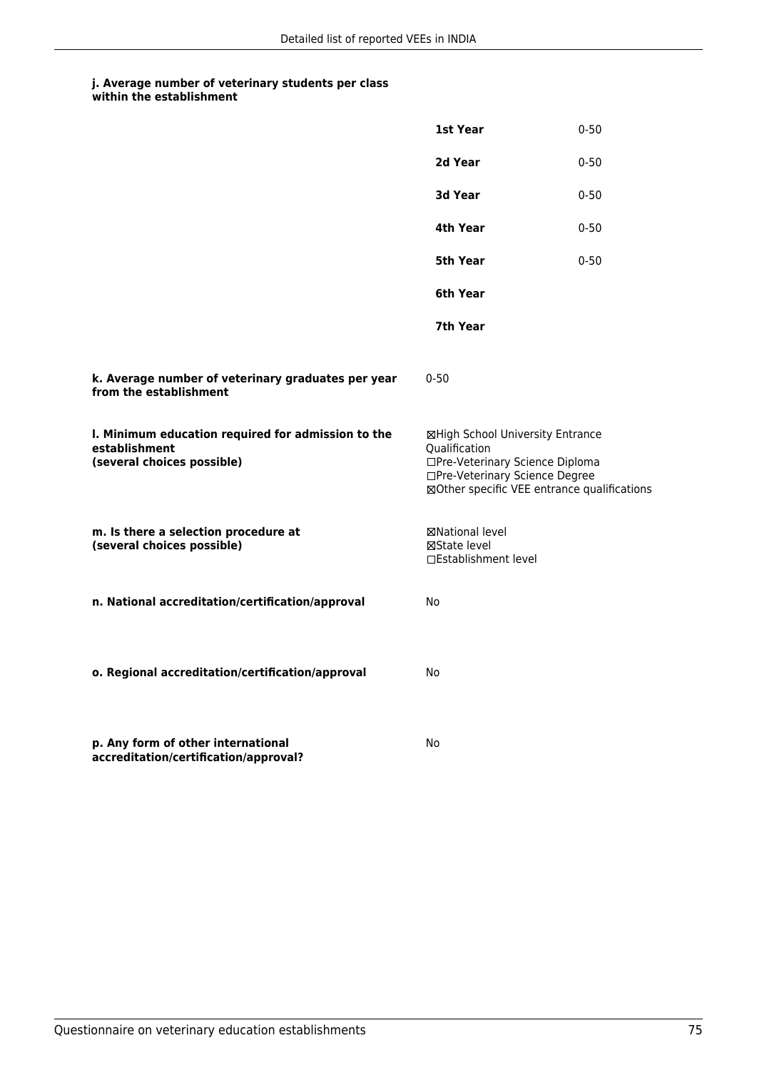**j. Average number of veterinary students per class within the establishment**

| | |
|---|---|
| **1st Year** | 0-50 |
| **2d Year** | 0-50 |
| **3d Year** | 0-50 |
| **4th Year** | 0-50 |
| **5th Year** | 0-50 |
| **6th Year** | |
| **7th Year** | |

**k. Average number of veterinary graduates per year from the establishment**

0-50

**l. Minimum education required for admission to the establishment (several choices possible)**

☒High School University Entrance Qualification
☐Pre-Veterinary Science Diploma
☐Pre-Veterinary Science Degree
☒Other specific VEE entrance qualifications

**m. Is there a selection procedure at (several choices possible)**

☒National level
☒State level
☐Establishment level

**n. National accreditation/certification/approval**

No

**o. Regional accreditation/certification/approval**

No

**p. Any form of other international accreditation/certification/approval?**

No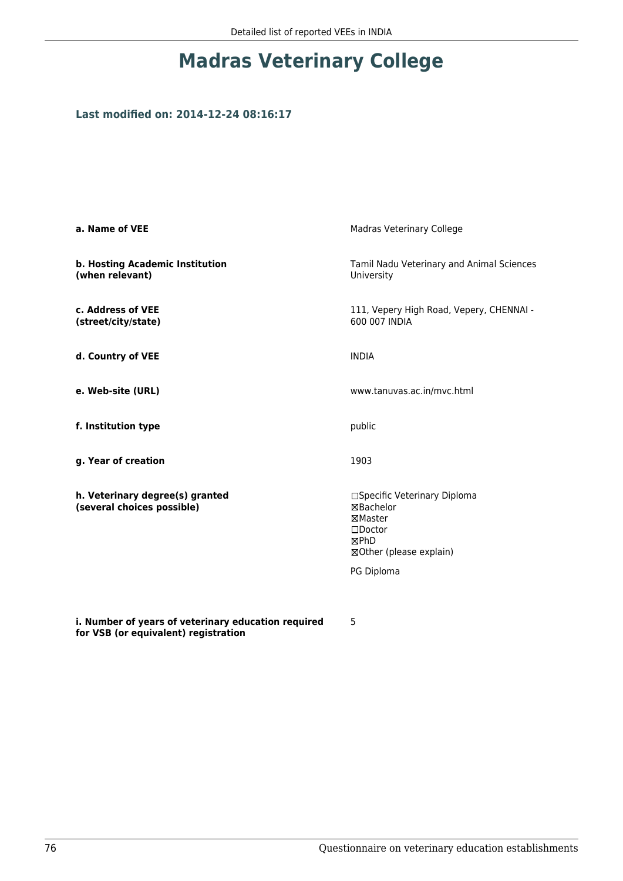# Madras Veterinary College

**Last modified on: 2014-12-24 08:16:17**

| | |
|---|---|
| **a. Name of VEE** | Madras Veterinary College |
| **b. Hosting Academic Institution (when relevant)** | Tamil Nadu Veterinary and Animal Sciences University |
| **c. Address of VEE (street/city/state)** | 111, Vepery High Road, Vepery, CHENNAI - 600 007 INDIA |
| **d. Country of VEE** | INDIA |
| **e. Web-site (URL)** | www.tanuvas.ac.in/mvc.html |
| **f. Institution type** | public |
| **g. Year of creation** | 1903 |
| **h. Veterinary degree(s) granted (several choices possible)** | ☐Specific Veterinary Diploma<br>☒Bachelor<br>☒Master<br>☐Doctor<br>☒PhD<br>☒Other (please explain)<br><br>PG Diploma |
| **i. Number of years of veterinary education required for VSB (or equivalent) registration** | 5 |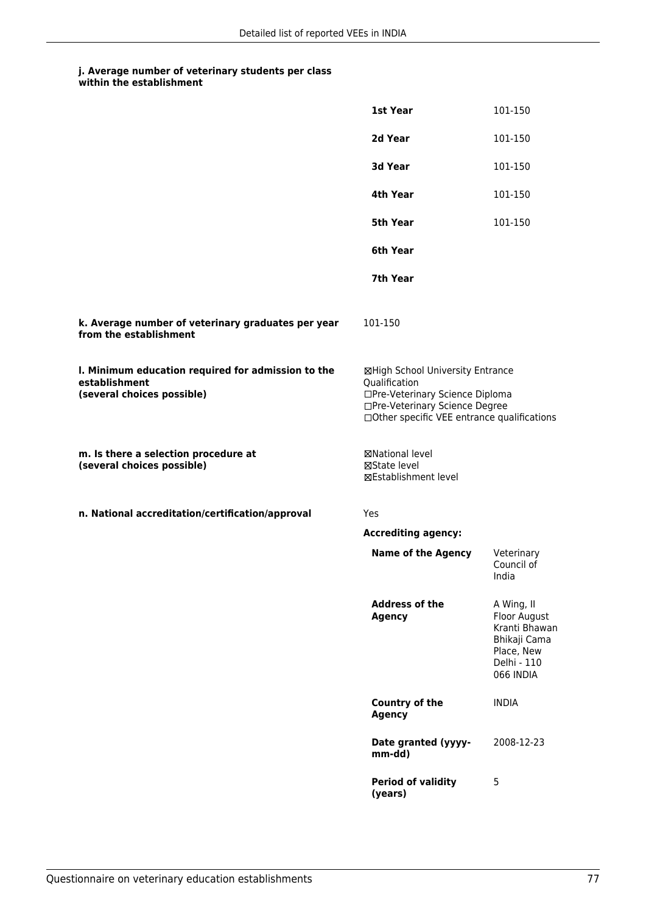#### j. Average number of veterinary students per class within the establishment

| | |
|---|---|
| **1st Year** | 101-150 |
| **2d Year** | 101-150 |
| **3d Year** | 101-150 |
| **4th Year** | 101-150 |
| **5th Year** | 101-150 |
| **6th Year** | |
| **7th Year** | |

**k. Average number of veterinary graduates per year from the establishment**

101-150

**l. Minimum education required for admission to the establishment (several choices possible)**

☒High School University Entrance Qualification
☐Pre-Veterinary Science Diploma
☐Pre-Veterinary Science Degree
☐Other specific VEE entrance qualifications

**m. Is there a selection procedure at (several choices possible)**

☒National level
☒State level
☒Establishment level

**n. National accreditation/certification/approval**

Yes

**Accrediting agency:**

| | |
|---|---|
| **Name of the Agency** | Veterinary Council of India |
| **Address of the Agency** | A Wing, II Floor August Kranti Bhawan Bhikaji Cama Place, New Delhi - 110 066 INDIA |
| **Country of the Agency** | INDIA |
| **Date granted (yyyy-mm-dd)** | 2008-12-23 |
| **Period of validity (years)** | 5 |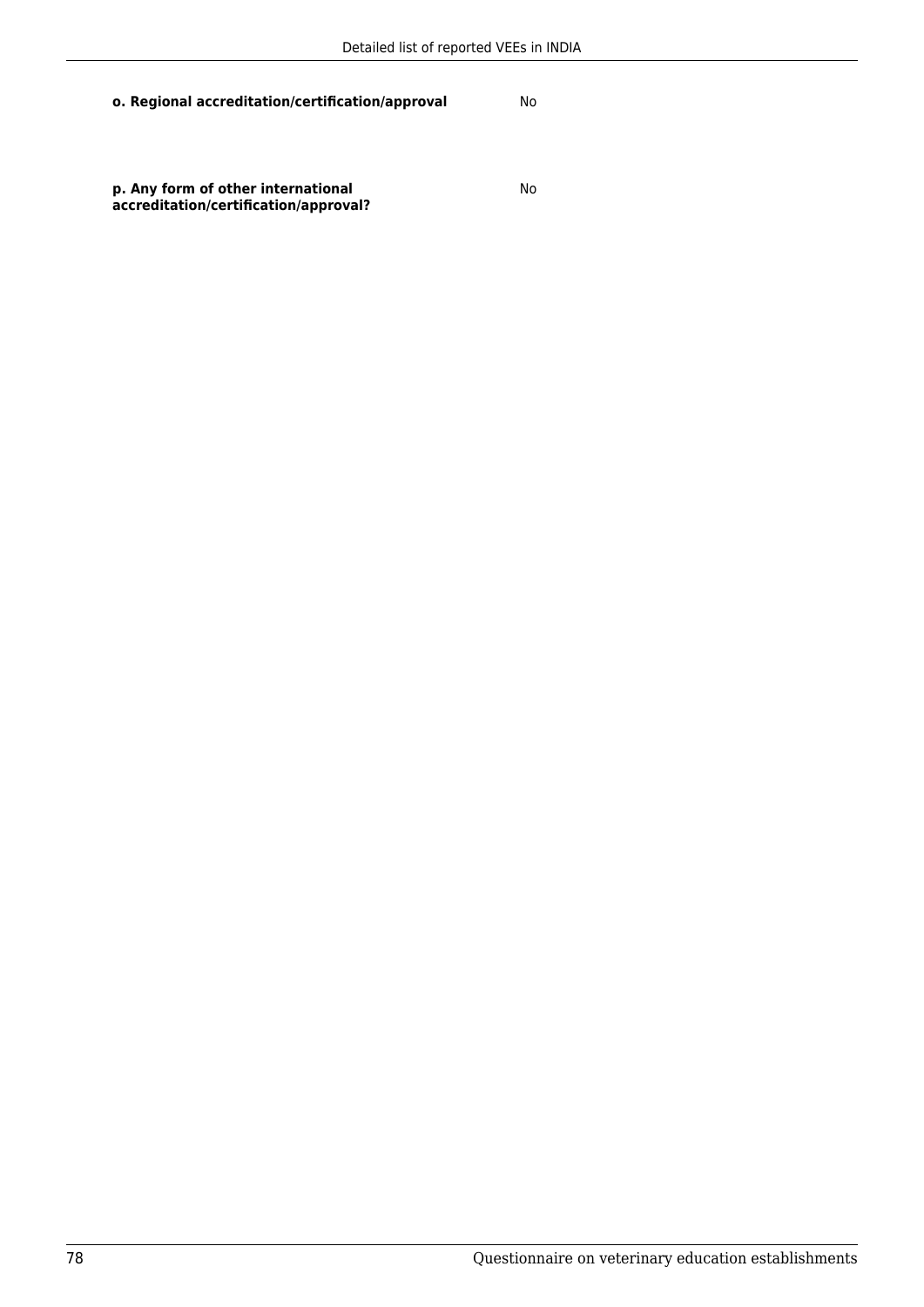| | |
|---|---|
| **o. Regional accreditation/certification/approval** | No |
| **p. Any form of other international accreditation/certification/approval?** | No |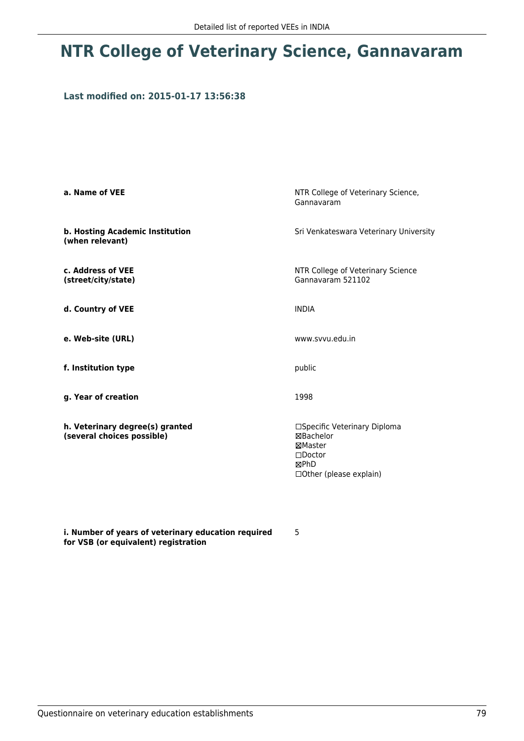# NTR College of Veterinary Science, Gannavaram

**Last modified on: 2015-01-17 13:56:38**

| | |
|---|---|
| **a. Name of VEE** | NTR College of Veterinary Science, Gannavaram |
| **b. Hosting Academic Institution (when relevant)** | Sri Venkateswara Veterinary University |
| **c. Address of VEE (street/city/state)** | NTR College of Veterinary Science<br>Gannavaram 521102 |
| **d. Country of VEE** | INDIA |
| **e. Web-site (URL)** | www.svvu.edu.in |
| **f. Institution type** | public |
| **g. Year of creation** | 1998 |
| **h. Veterinary degree(s) granted (several choices possible)** | ☐Specific Veterinary Diploma<br>☒Bachelor<br>☒Master<br>☐Doctor<br>☒PhD<br>☐Other (please explain) |
| **i. Number of years of veterinary education required for VSB (or equivalent) registration** | 5 |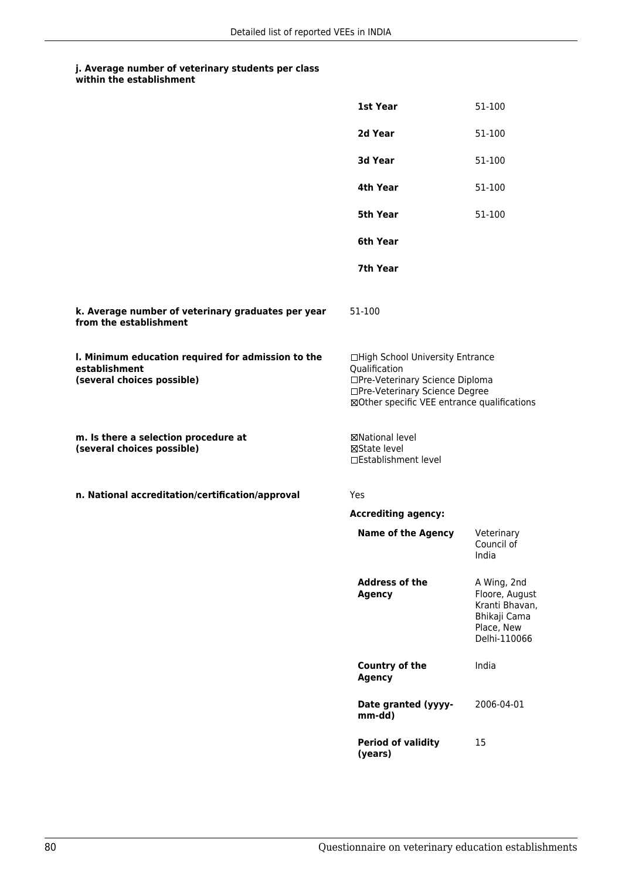**j. Average number of veterinary students per class within the establishment**

| | |
|---|---|
| **1st Year** | 51-100 |
| **2d Year** | 51-100 |
| **3d Year** | 51-100 |
| **4th Year** | 51-100 |
| **5th Year** | 51-100 |
| **6th Year** | |
| **7th Year** | |

**k. Average number of veterinary graduates per year from the establishment**

51-100

**l. Minimum education required for admission to the establishment (several choices possible)**

☐High School University Entrance Qualification
☐Pre-Veterinary Science Diploma
☐Pre-Veterinary Science Degree
☒Other specific VEE entrance qualifications

**m. Is there a selection procedure at (several choices possible)**

☒National level
☒State level
☐Establishment level

**n. National accreditation/certification/approval**

Yes

**Accrediting agency:**

| | |
|---|---|
| **Name of the Agency** | Veterinary Council of India |
| **Address of the Agency** | A Wing, 2nd Floore, August Kranti Bhavan, Bhikaji Cama Place, New Delhi-110066 |
| **Country of the Agency** | India |
| **Date granted (yyyy-mm-dd)** | 2006-04-01 |
| **Period of validity (years)** | 15 |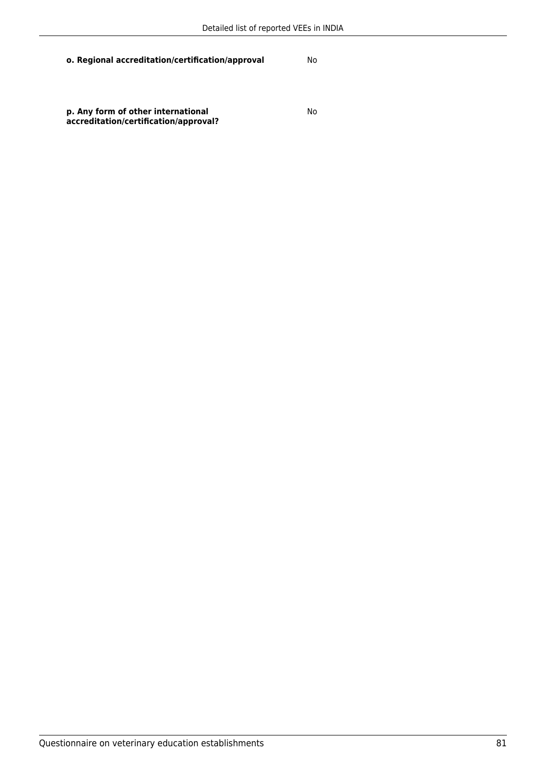**o. Regional accreditation/certification/approval**

No

**p. Any form of other international accreditation/certification/approval?**

No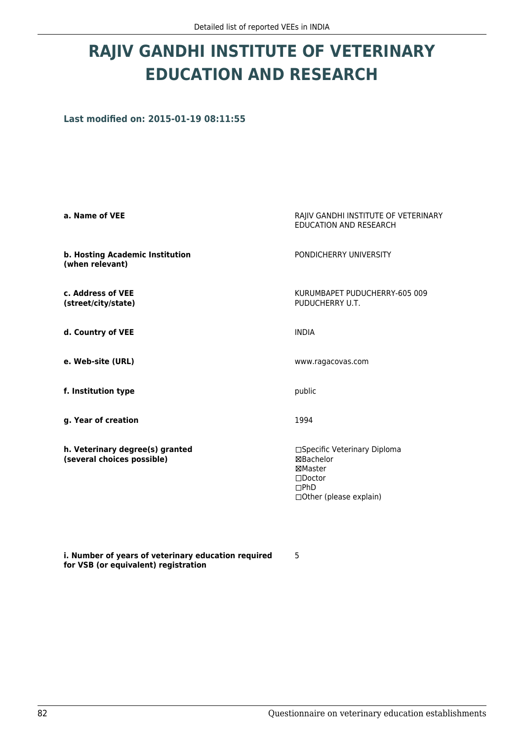# RAJIV GANDHI INSTITUTE OF VETERINARY EDUCATION AND RESEARCH

**Last modified on: 2015-01-19 08:11:55**

| | |
|---|---|
| **a. Name of VEE** | RAJIV GANDHI INSTITUTE OF VETERINARY EDUCATION AND RESEARCH |
| **b. Hosting Academic Institution (when relevant)** | PONDICHERRY UNIVERSITY |
| **c. Address of VEE (street/city/state)** | KURUMBAPET PUDUCHERRY-605 009 PUDUCHERRY U.T. |
| **d. Country of VEE** | INDIA |
| **e. Web-site (URL)** | www.ragacovas.com |
| **f. Institution type** | public |
| **g. Year of creation** | 1994 |
| **h. Veterinary degree(s) granted (several choices possible)** | ☐Specific Veterinary Diploma<br>☒Bachelor<br>☒Master<br>☐Doctor<br>☐PhD<br>☐Other (please explain) |
| **i. Number of years of veterinary education required for VSB (or equivalent) registration** | 5 |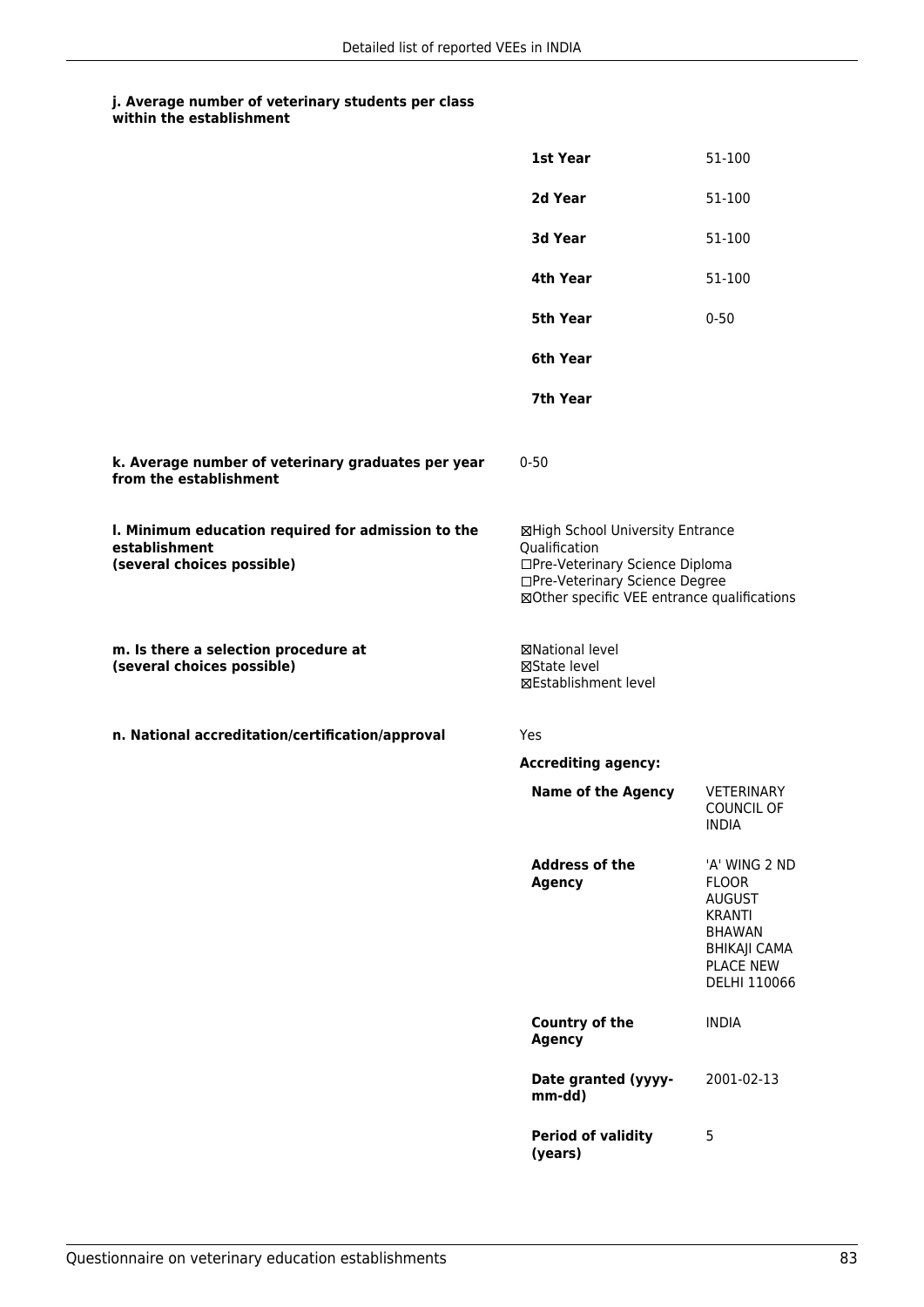**j. Average number of veterinary students per class within the establishment**

| | |
|---|---|
| **1st Year** | 51-100 |
| **2d Year** | 51-100 |
| **3d Year** | 51-100 |
| **4th Year** | 51-100 |
| **5th Year** | 0-50 |
| **6th Year** | |
| **7th Year** | |

**k. Average number of veterinary graduates per year from the establishment**

0-50

**l. Minimum education required for admission to the establishment (several choices possible)**

☒High School University Entrance Qualification
☐Pre-Veterinary Science Diploma
☐Pre-Veterinary Science Degree
☒Other specific VEE entrance qualifications

**m. Is there a selection procedure at (several choices possible)**

☒National level
☒State level
☒Establishment level

**n. National accreditation/certification/approval**

Yes

**Accrediting agency:**

| | |
|---|---|
| **Name of the Agency** | VETERINARY COUNCIL OF INDIA |
| **Address of the Agency** | 'A' WING 2 ND FLOOR AUGUST KRANTI BHAWAN BHIKAJI CAMA PLACE NEW DELHI 110066 |
| **Country of the Agency** | INDIA |
| **Date granted (yyyy-mm-dd)** | 2001-02-13 |
| **Period of validity (years)** | 5 |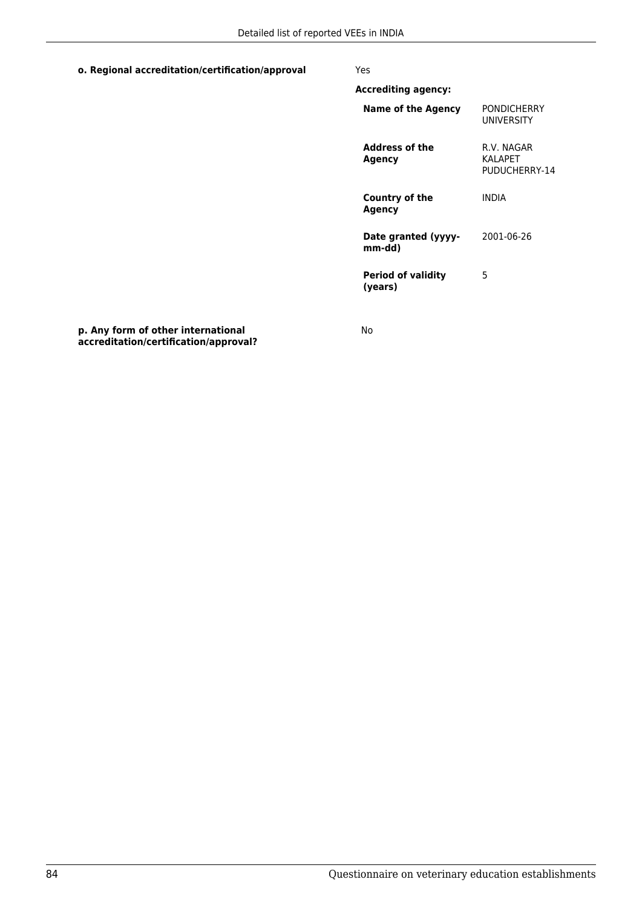**o. Regional accreditation/certification/approval** Yes

**Accrediting agency:**

| | |
|---|---|
| **Name of the Agency** | PONDICHERRY UNIVERSITY |
| **Address of the Agency** | R.V. NAGAR KALAPET PUDUCHERRY-14 |
| **Country of the Agency** | INDIA |
| **Date granted (yyyy-mm-dd)** | 2001-06-26 |
| **Period of validity (years)** | 5 |

**p. Any form of other international accreditation/certification/approval?** No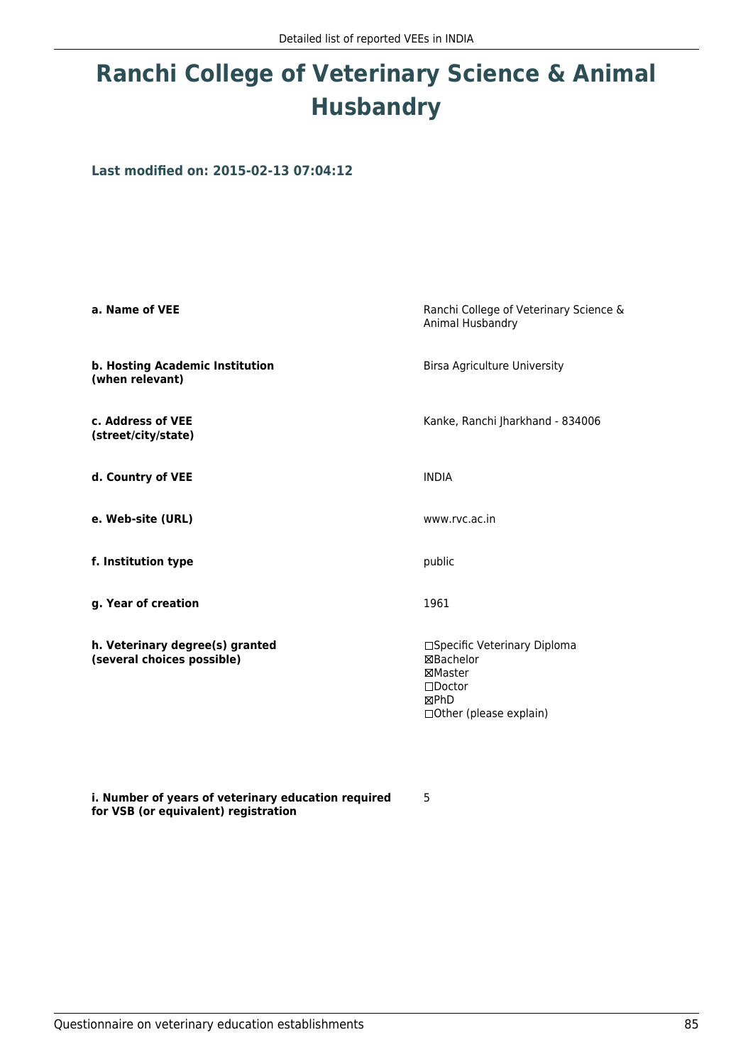# Ranchi College of Veterinary Science & Animal Husbandry

**Last modified on: 2015-02-13 07:04:12**

**a. Name of VEE**
Ranchi College of Veterinary Science & Animal Husbandry

**b. Hosting Academic Institution (when relevant)**
Birsa Agriculture University

**c. Address of VEE (street/city/state)**
Kanke, Ranchi Jharkhand - 834006

**d. Country of VEE**
INDIA

**e. Web-site (URL)**
www.rvc.ac.in

**f. Institution type**
public

**g. Year of creation**
1961

**h. Veterinary degree(s) granted (several choices possible)**
☐Specific Veterinary Diploma
☒Bachelor
☒Master
☐Doctor
☒PhD
☐Other (please explain)

**i. Number of years of veterinary education required for VSB (or equivalent) registration**
5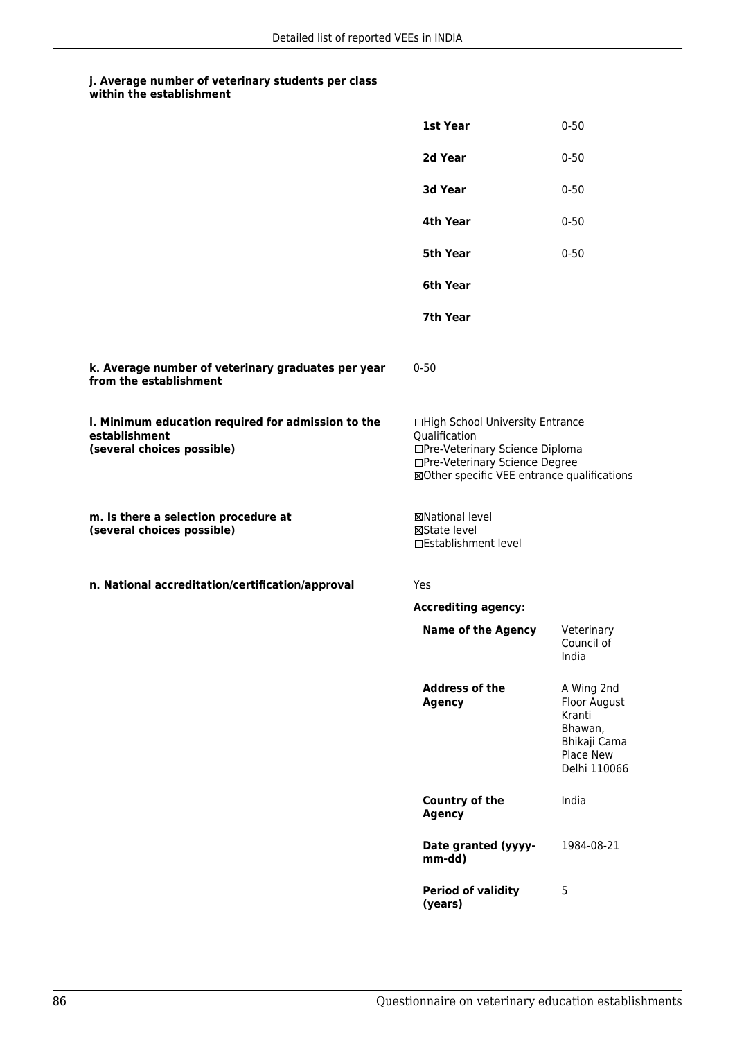**j. Average number of veterinary students per class within the establishment**

| | |
|---|---|
| **1st Year** | 0-50 |
| **2d Year** | 0-50 |
| **3d Year** | 0-50 |
| **4th Year** | 0-50 |
| **5th Year** | 0-50 |
| **6th Year** | |
| **7th Year** | |

**k. Average number of veterinary graduates per year from the establishment**

0-50

**l. Minimum education required for admission to the establishment (several choices possible)**

☐High School University Entrance Qualification
☐Pre-Veterinary Science Diploma
☐Pre-Veterinary Science Degree
☒Other specific VEE entrance qualifications

**m. Is there a selection procedure at (several choices possible)**

☒National level
☒State level
☐Establishment level

**n. National accreditation/certification/approval**

Yes

**Accrediting agency:**

| | |
|---|---|
| **Name of the Agency** | Veterinary Council of India |
| **Address of the Agency** | A Wing 2nd Floor August Kranti Bhawan, Bhikaji Cama Place New Delhi 110066 |
| **Country of the Agency** | India |
| **Date granted (yyyy-mm-dd)** | 1984-08-21 |
| **Period of validity (years)** | 5 |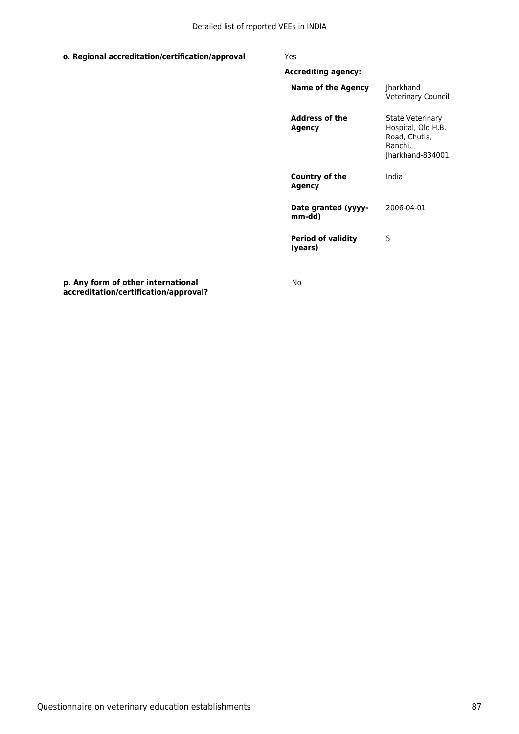**o. Regional accreditation/certification/approval** Yes

**Accrediting agency:**

| | |
|---|---|
| **Name of the Agency** | Jharkhand Veterinary Council |
| **Address of the Agency** | State Veterinary Hospital, Old H.B. Road, Chutia, Ranchi, Jharkhand-834001 |
| **Country of the Agency** | India |
| **Date granted (yyyy-mm-dd)** | 2006-04-01 |
| **Period of validity (years)** | 5 |

**p. Any form of other international accreditation/certification/approval?** No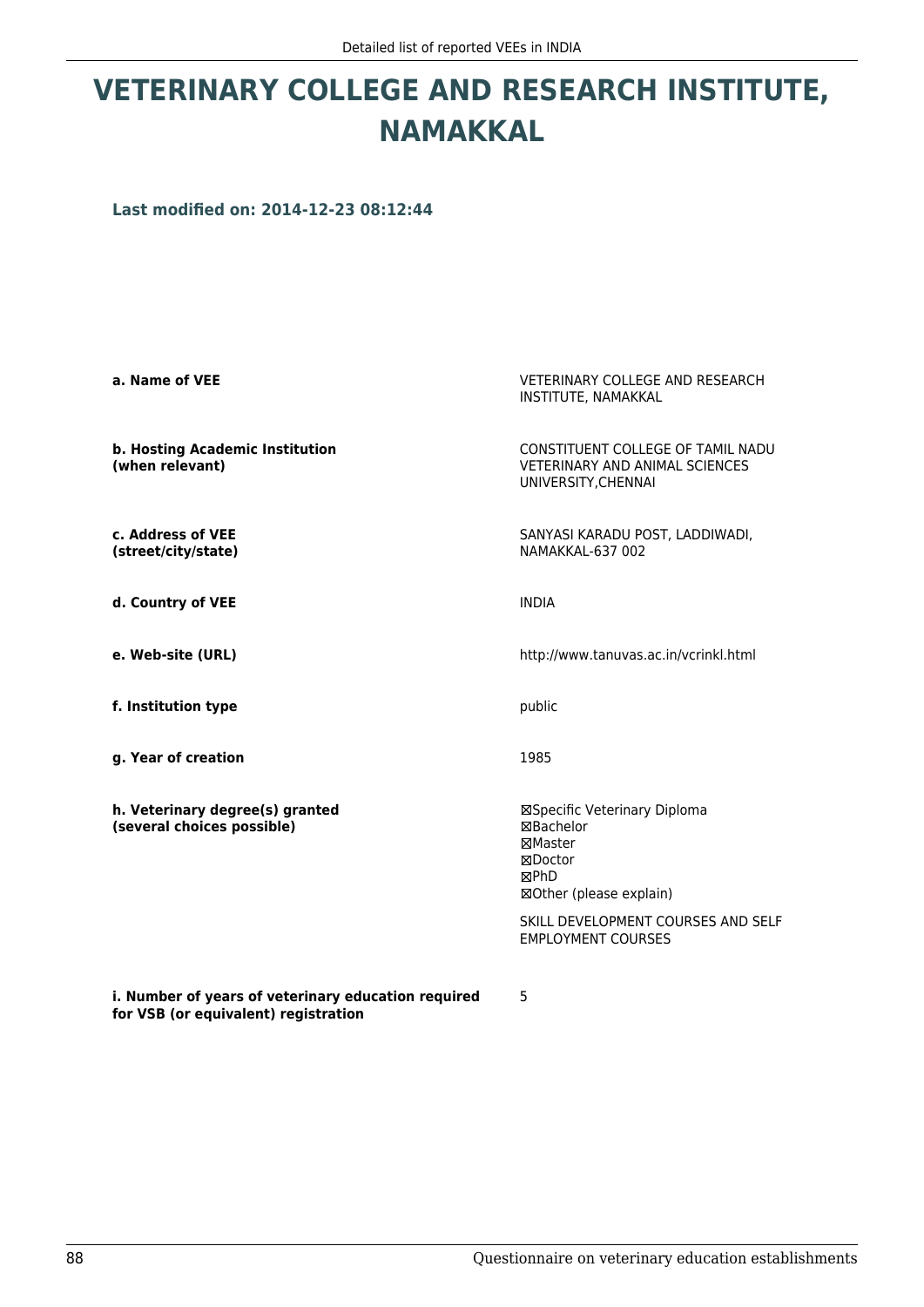# VETERINARY COLLEGE AND RESEARCH INSTITUTE, NAMAKKAL

**Last modified on: 2014-12-23 08:12:44**

| | |
|---|---|
| **a. Name of VEE** | VETERINARY COLLEGE AND RESEARCH INSTITUTE, NAMAKKAL |
| **b. Hosting Academic Institution (when relevant)** | CONSTITUENT COLLEGE OF TAMIL NADU VETERINARY AND ANIMAL SCIENCES UNIVERSITY,CHENNAI |
| **c. Address of VEE (street/city/state)** | SANYASI KARADU POST, LADDIWADI, NAMAKKAL-637 002 |
| **d. Country of VEE** | INDIA |
| **e. Web-site (URL)** | http://www.tanuvas.ac.in/vcrinkl.html |
| **f. Institution type** | public |
| **g. Year of creation** | 1985 |
| **h. Veterinary degree(s) granted (several choices possible)** | ☒Specific Veterinary Diploma<br>☒Bachelor<br>☒Master<br>☒Doctor<br>☒PhD<br>☒Other (please explain)<br><br>SKILL DEVELOPMENT COURSES AND SELF EMPLOYMENT COURSES |
| **i. Number of years of veterinary education required for VSB (or equivalent) registration** | 5 |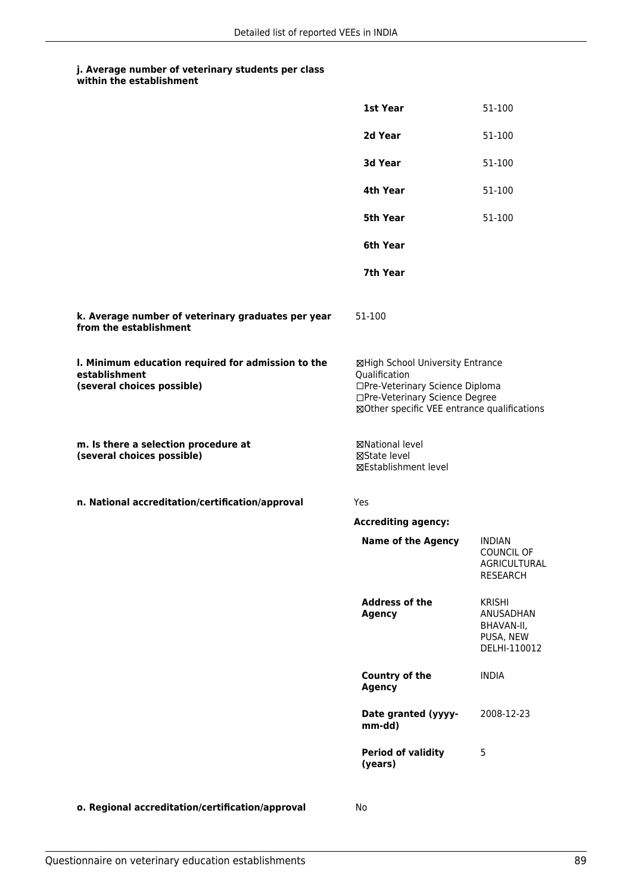**j. Average number of veterinary students per class within the establishment**

| | |
|---|---|
| **1st Year** | 51-100 |
| **2d Year** | 51-100 |
| **3d Year** | 51-100 |
| **4th Year** | 51-100 |
| **5th Year** | 51-100 |
| **6th Year** | |
| **7th Year** | |

**k. Average number of veterinary graduates per year from the establishment**

51-100

**l. Minimum education required for admission to the establishment (several choices possible)**

☒High School University Entrance Qualification
☐Pre-Veterinary Science Diploma
☐Pre-Veterinary Science Degree
☒Other specific VEE entrance qualifications

**m. Is there a selection procedure at (several choices possible)**

☒National level
☒State level
☒Establishment level

**n. National accreditation/certification/approval**

Yes

**Accrediting agency:**

| | |
|---|---|
| **Name of the Agency** | INDIAN COUNCIL OF AGRICULTURAL RESEARCH |
| **Address of the Agency** | KRISHI ANUSADHAN BHAVAN-II, PUSA, NEW DELHI-110012 |
| **Country of the Agency** | INDIA |
| **Date granted (yyyy-mm-dd)** | 2008-12-23 |
| **Period of validity (years)** | 5 |

**o. Regional accreditation/certification/approval**

No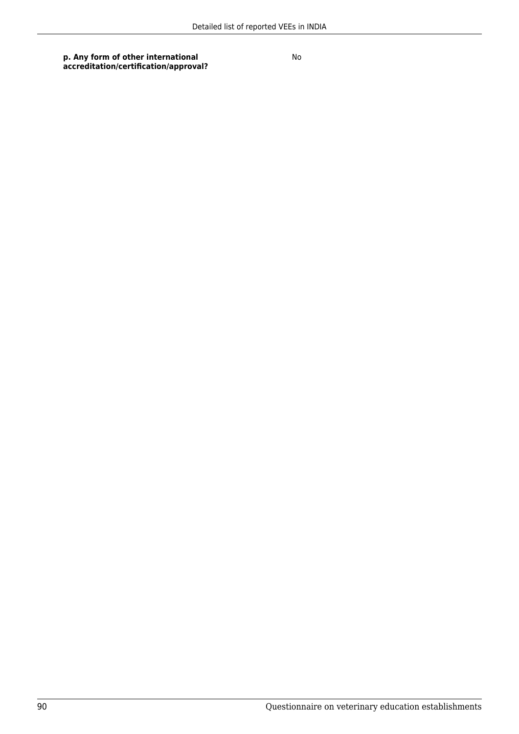| | |
|---|---|
| **p. Any form of other international accreditation/certification/approval?** | No |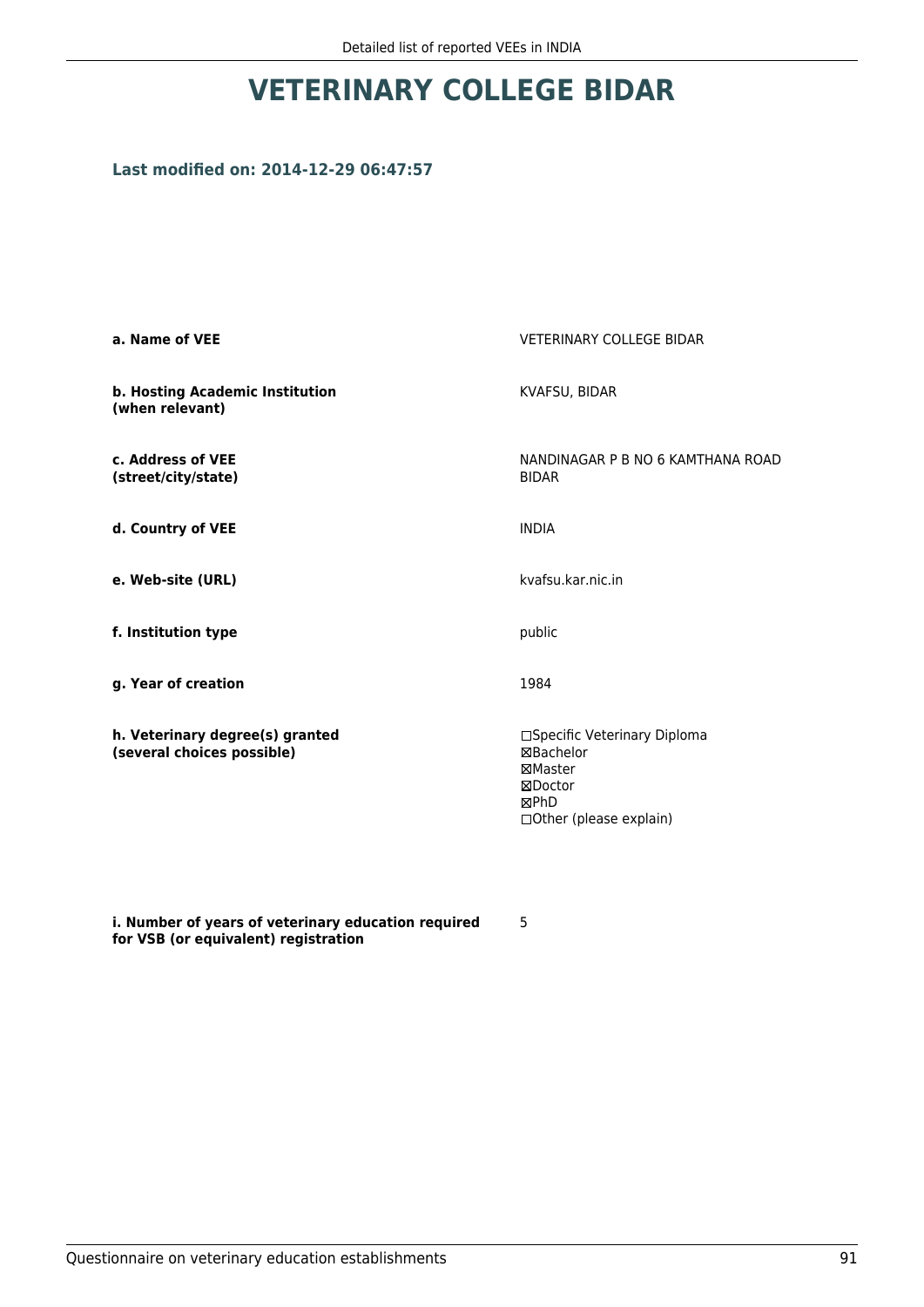# VETERINARY COLLEGE BIDAR

### Last modified on: 2014-12-29 06:47:57

| | |
|---|---|
| **a. Name of VEE** | VETERINARY COLLEGE BIDAR |
| **b. Hosting Academic Institution (when relevant)** | KVAFSU, BIDAR |
| **c. Address of VEE (street/city/state)** | NANDINAGAR P B NO 6 KAMTHANA ROAD BIDAR |
| **d. Country of VEE** | INDIA |
| **e. Web-site (URL)** | kvafsu.kar.nic.in |
| **f. Institution type** | public |
| **g. Year of creation** | 1984 |
| **h. Veterinary degree(s) granted (several choices possible)** | ☐Specific Veterinary Diploma<br>☒Bachelor<br>☒Master<br>☒Doctor<br>☒PhD<br>☐Other (please explain) |
| **i. Number of years of veterinary education required for VSB (or equivalent) registration** | 5 |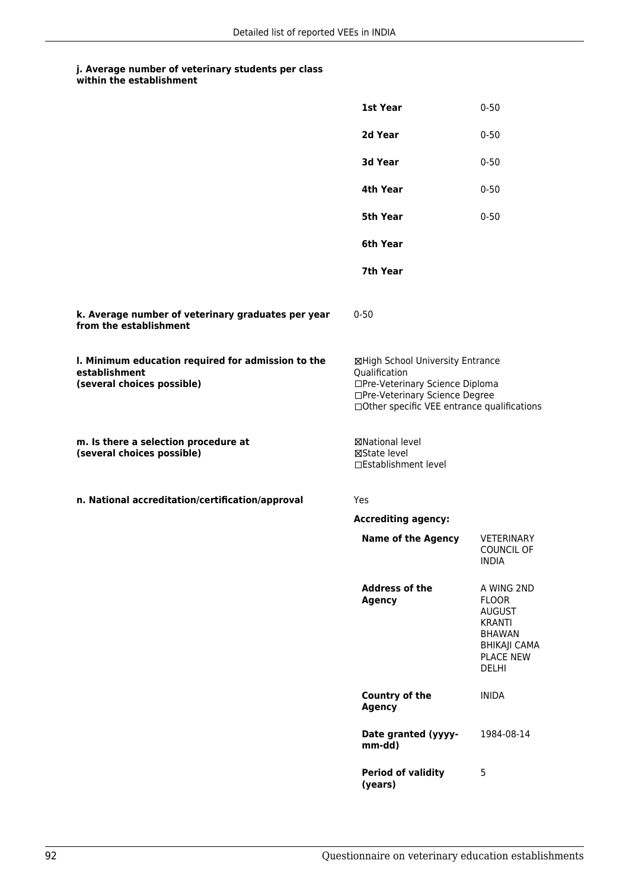#### j. Average number of veterinary students per class within the establishment

| | |
|---|---|
| **1st Year** | 0-50 |
| **2d Year** | 0-50 |
| **3d Year** | 0-50 |
| **4th Year** | 0-50 |
| **5th Year** | 0-50 |
| **6th Year** | |
| **7th Year** | |

**k. Average number of veterinary graduates per year from the establishment**

0-50

**l. Minimum education required for admission to the establishment (several choices possible)**

☒High School University Entrance Qualification
☐Pre-Veterinary Science Diploma
☐Pre-Veterinary Science Degree
☐Other specific VEE entrance qualifications

**m. Is there a selection procedure at (several choices possible)**

☒National level
☒State level
☐Establishment level

**n. National accreditation/certification/approval**

Yes

**Accrediting agency:**

| | |
|---|---|
| **Name of the Agency** | VETERINARY COUNCIL OF INDIA |
| **Address of the Agency** | A WING 2ND FLOOR AUGUST KRANTI BHAWAN BHIKAJI CAMA PLACE NEW DELHI |
| **Country of the Agency** | INIDA |
| **Date granted (yyyy-mm-dd)** | 1984-08-14 |
| **Period of validity (years)** | 5 |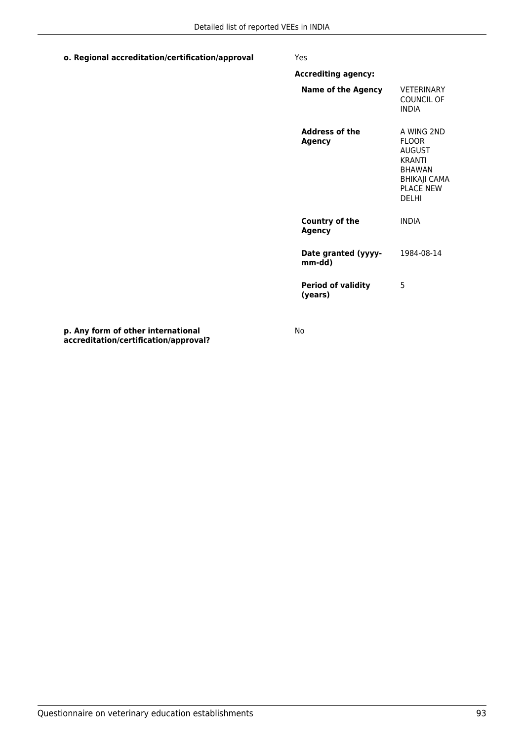**o. Regional accreditation/certification/approval** Yes

**Accrediting agency:**

| | |
|---|---|
| **Name of the Agency** | VETERINARY COUNCIL OF INDIA |
| **Address of the Agency** | A WING 2ND FLOOR AUGUST KRANTI BHAWAN BHIKAJI CAMA PLACE NEW DELHI |
| **Country of the Agency** | INDIA |
| **Date granted (yyyy-mm-dd)** | 1984-08-14 |
| **Period of validity (years)** | 5 |

**p. Any form of other international accreditation/certification/approval?** No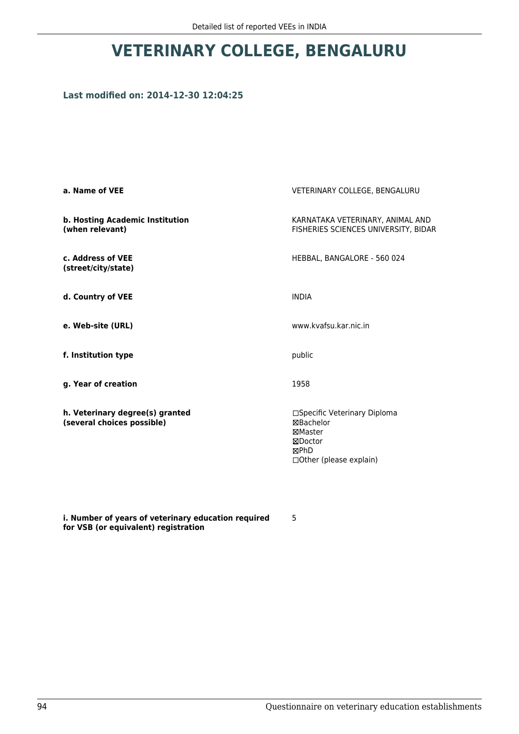# VETERINARY COLLEGE, BENGALURU

**Last modified on: 2014-12-30 12:04:25**

| | |
|---|---|
| **a. Name of VEE** | VETERINARY COLLEGE, BENGALURU |
| **b. Hosting Academic Institution (when relevant)** | KARNATAKA VETERINARY, ANIMAL AND FISHERIES SCIENCES UNIVERSITY, BIDAR |
| **c. Address of VEE (street/city/state)** | HEBBAL, BANGALORE - 560 024 |
| **d. Country of VEE** | INDIA |
| **e. Web-site (URL)** | www.kvafsu.kar.nic.in |
| **f. Institution type** | public |
| **g. Year of creation** | 1958 |
| **h. Veterinary degree(s) granted (several choices possible)** | ☐Specific Veterinary Diploma<br>☒Bachelor<br>☒Master<br>☒Doctor<br>☒PhD<br>☐Other (please explain) |
| **i. Number of years of veterinary education required for VSB (or equivalent) registration** | 5 |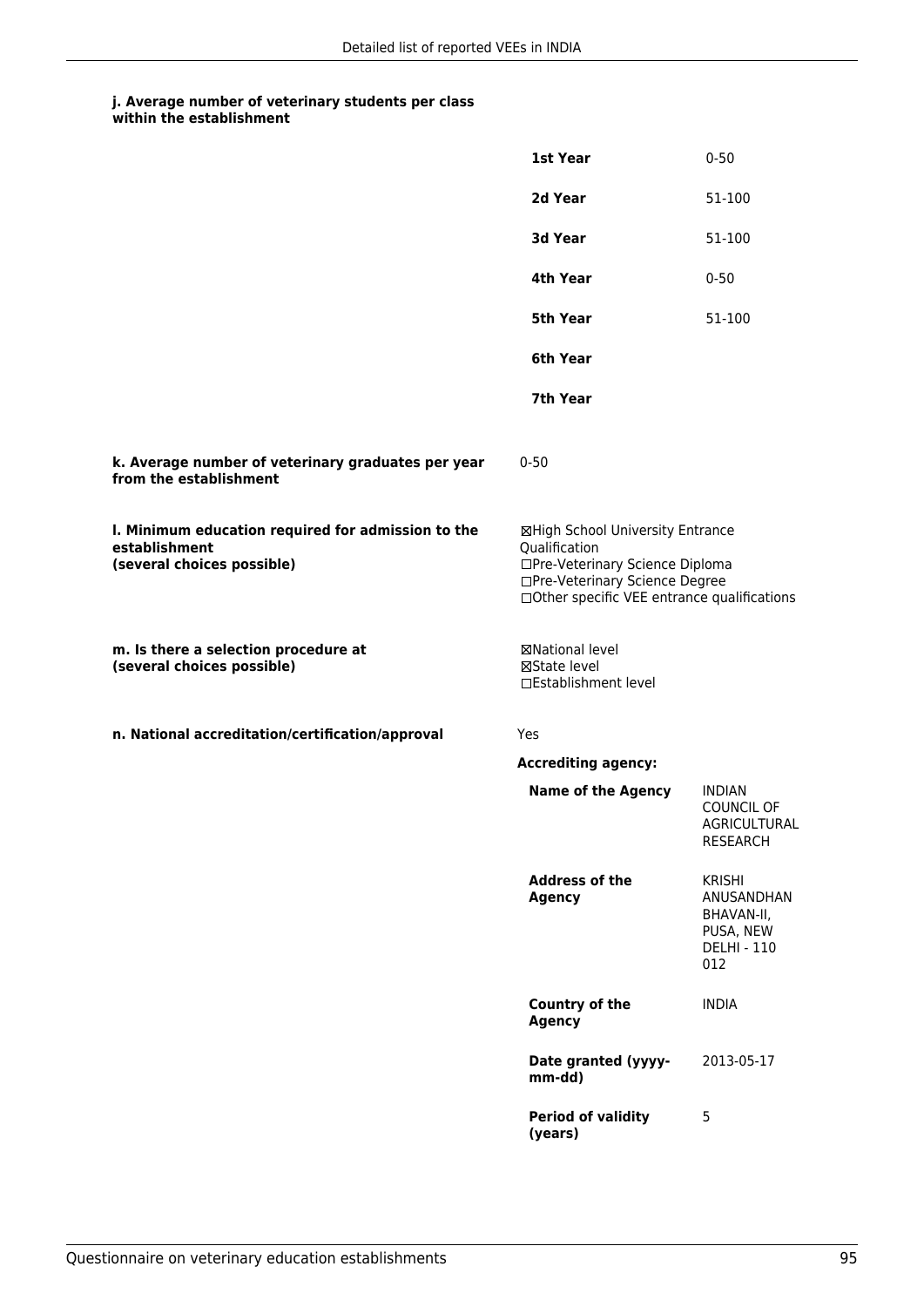#### j. Average number of veterinary students per class within the establishment

| | |
|---|---|
| **1st Year** | 0-50 |
| **2d Year** | 51-100 |
| **3d Year** | 51-100 |
| **4th Year** | 0-50 |
| **5th Year** | 51-100 |
| **6th Year** | |
| **7th Year** | |

**k. Average number of veterinary graduates per year from the establishment**

0-50

**l. Minimum education required for admission to the establishment (several choices possible)**

☒High School University Entrance Qualification
☐Pre-Veterinary Science Diploma
☐Pre-Veterinary Science Degree
☐Other specific VEE entrance qualifications

**m. Is there a selection procedure at (several choices possible)**

☒National level
☒State level
☐Establishment level

**n. National accreditation/certification/approval**

Yes

**Accrediting agency:**

| | |
|---|---|
| **Name of the Agency** | INDIAN COUNCIL OF AGRICULTURAL RESEARCH |
| **Address of the Agency** | KRISHI ANUSANDHAN BHAVAN-II, PUSA, NEW DELHI - 110 012 |
| **Country of the Agency** | INDIA |
| **Date granted (yyyy-mm-dd)** | 2013-05-17 |
| **Period of validity (years)** | 5 |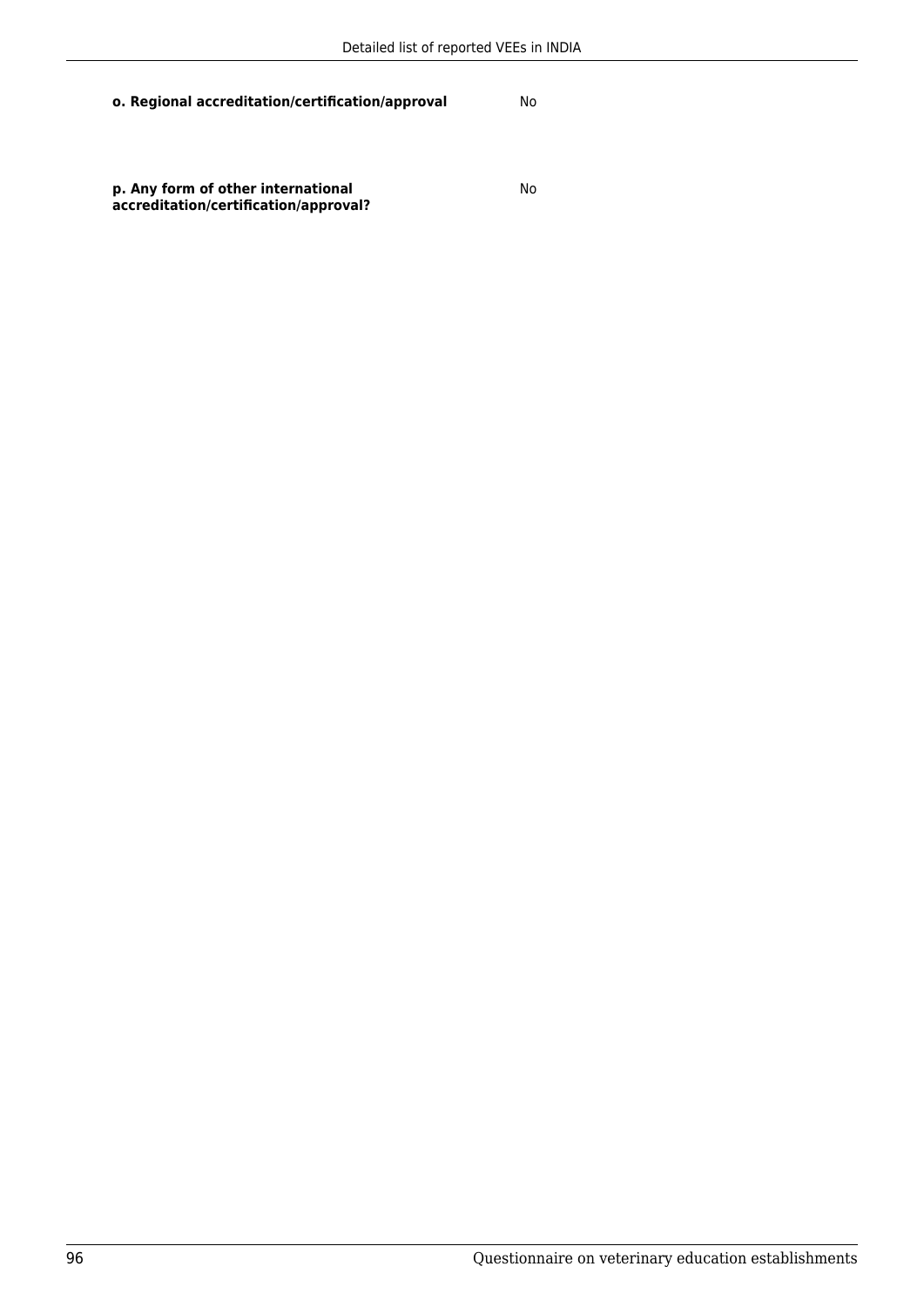| | |
|---|---|
| **o. Regional accreditation/certification/approval** | No |
| **p. Any form of other international accreditation/certification/approval?** | No |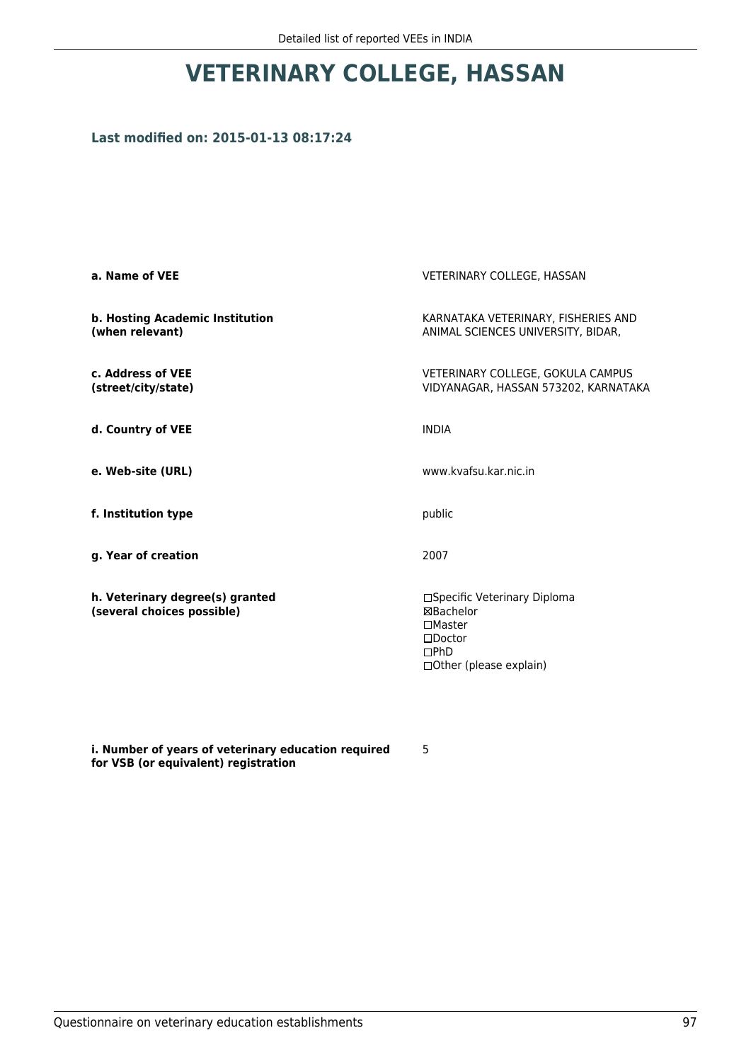# VETERINARY COLLEGE, HASSAN

### Last modified on: 2015-01-13 08:17:24

| | |
|---|---|
| **a. Name of VEE** | VETERINARY COLLEGE, HASSAN |
| **b. Hosting Academic Institution (when relevant)** | KARNATAKA VETERINARY, FISHERIES AND ANIMAL SCIENCES UNIVERSITY, BIDAR, |
| **c. Address of VEE (street/city/state)** | VETERINARY COLLEGE, GOKULA CAMPUS VIDYANAGAR, HASSAN 573202, KARNATAKA |
| **d. Country of VEE** | INDIA |
| **e. Web-site (URL)** | www.kvafsu.kar.nic.in |
| **f. Institution type** | public |
| **g. Year of creation** | 2007 |
| **h. Veterinary degree(s) granted (several choices possible)** | ☐Specific Veterinary Diploma<br>☒Bachelor<br>☐Master<br>☐Doctor<br>☐PhD<br>☐Other (please explain) |
| **i. Number of years of veterinary education required for VSB (or equivalent) registration** | 5 |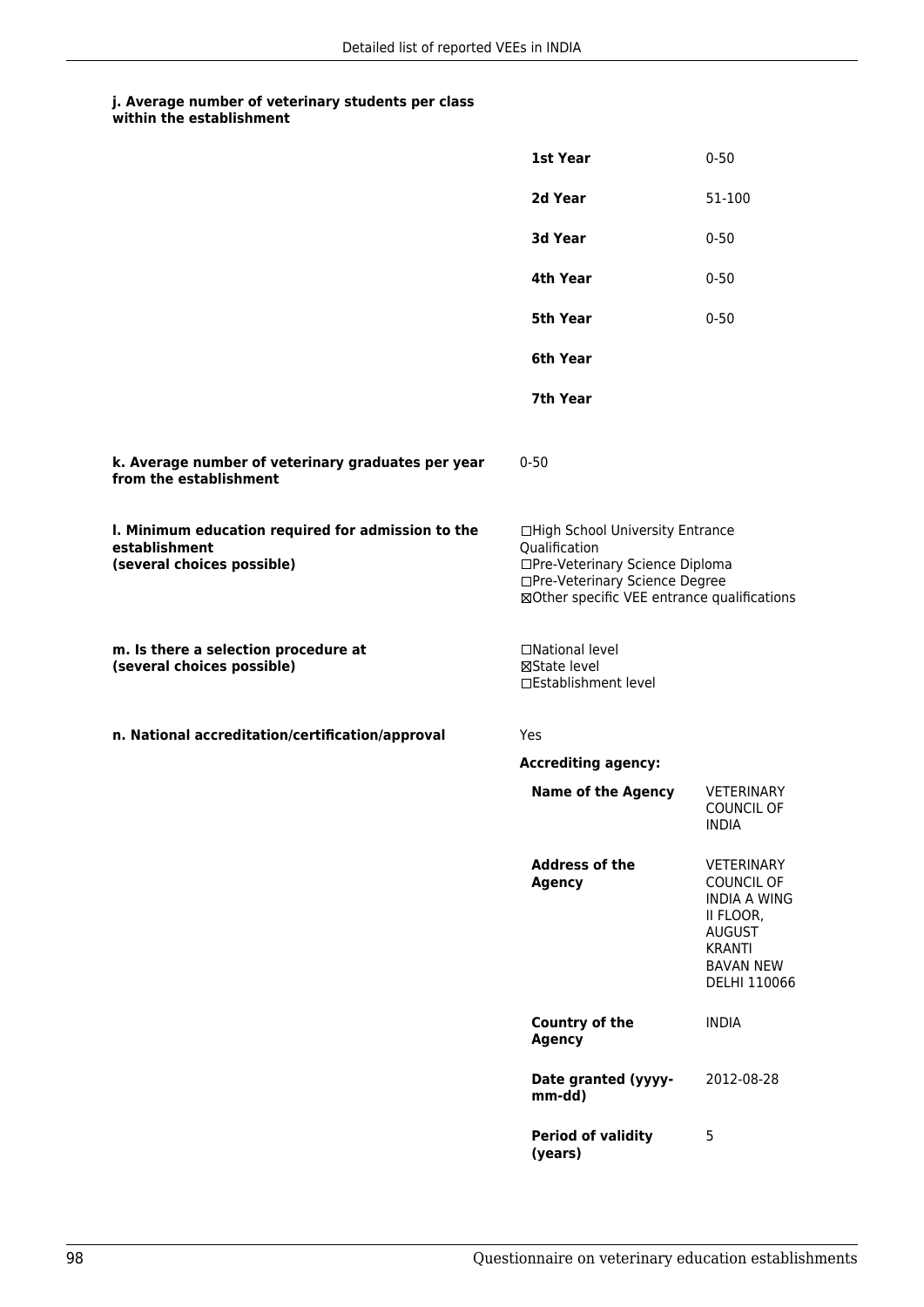**j. Average number of veterinary students per class within the establishment**

| | |
|---|---|
| **1st Year** | 0-50 |
| **2d Year** | 51-100 |
| **3d Year** | 0-50 |
| **4th Year** | 0-50 |
| **5th Year** | 0-50 |
| **6th Year** | |
| **7th Year** | |

**k. Average number of veterinary graduates per year from the establishment**

0-50

**l. Minimum education required for admission to the establishment (several choices possible)**

☐High School University Entrance Qualification
☐Pre-Veterinary Science Diploma
☐Pre-Veterinary Science Degree
☒Other specific VEE entrance qualifications

**m. Is there a selection procedure at (several choices possible)**

☐National level
☒State level
☐Establishment level

**n. National accreditation/certification/approval**

Yes

**Accrediting agency:**

| | |
|---|---|
| **Name of the Agency** | VETERINARY COUNCIL OF INDIA |
| **Address of the Agency** | VETERINARY COUNCIL OF INDIA A WING II FLOOR, AUGUST KRANTI BAVAN NEW DELHI 110066 |
| **Country of the Agency** | INDIA |
| **Date granted (yyyy-mm-dd)** | 2012-08-28 |
| **Period of validity (years)** | 5 |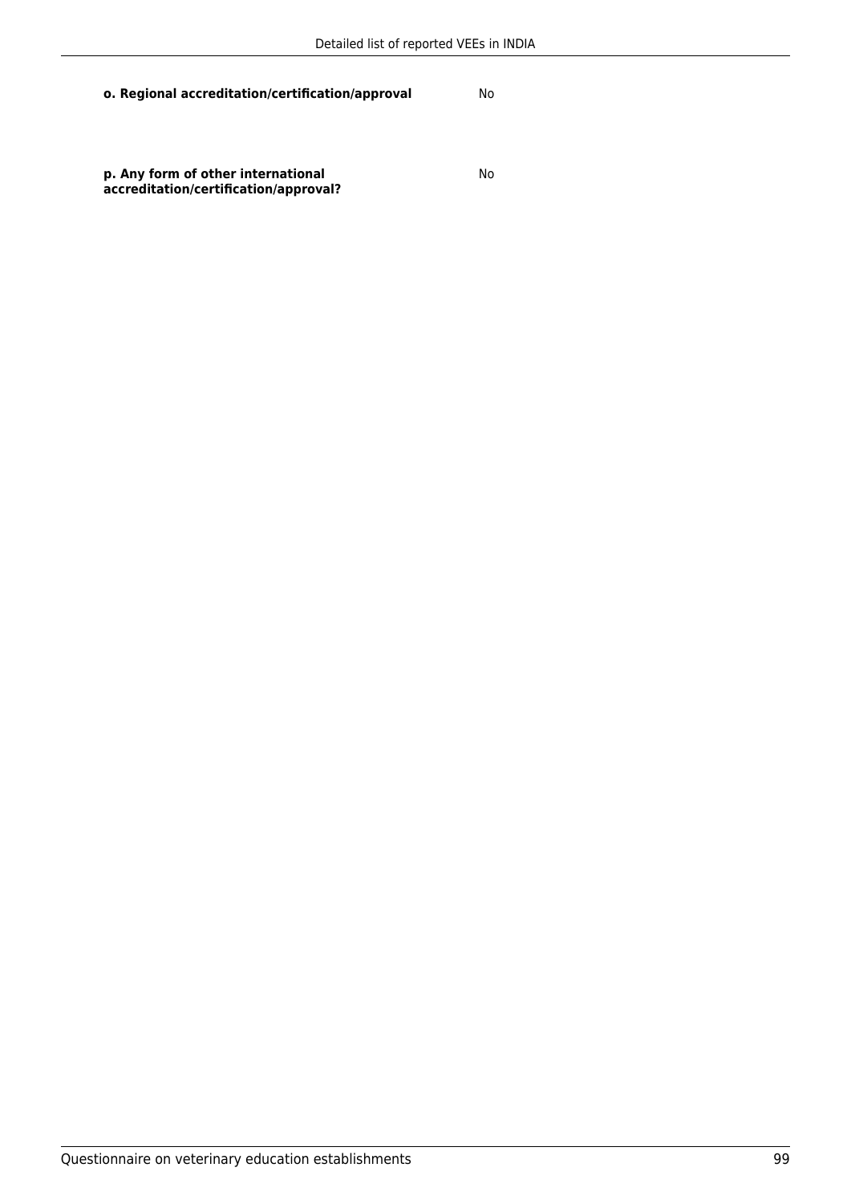**o. Regional accreditation/certification/approval** No

**p. Any form of other international accreditation/certification/approval?** No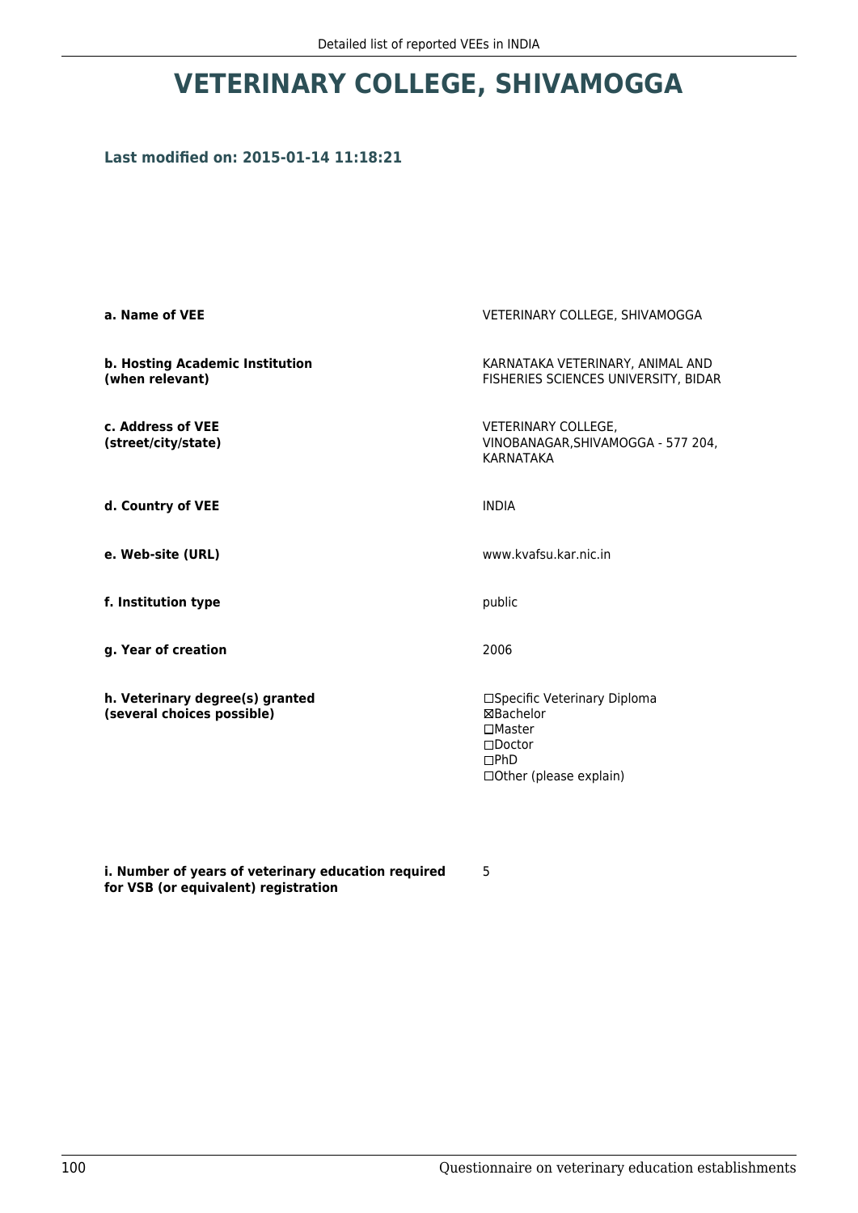# VETERINARY COLLEGE, SHIVAMOGGA

**Last modified on: 2015-01-14 11:18:21**

| | |
|---|---|
| **a. Name of VEE** | VETERINARY COLLEGE, SHIVAMOGGA |
| **b. Hosting Academic Institution (when relevant)** | KARNATAKA VETERINARY, ANIMAL AND FISHERIES SCIENCES UNIVERSITY, BIDAR |
| **c. Address of VEE (street/city/state)** | VETERINARY COLLEGE, VINOBANAGAR,SHIVAMOGGA - 577 204, KARNATAKA |
| **d. Country of VEE** | INDIA |
| **e. Web-site (URL)** | www.kvafsu.kar.nic.in |
| **f. Institution type** | public |
| **g. Year of creation** | 2006 |
| **h. Veterinary degree(s) granted (several choices possible)** | ☐Specific Veterinary Diploma<br>☒Bachelor<br>☐Master<br>☐Doctor<br>☐PhD<br>☐Other (please explain) |
| **i. Number of years of veterinary education required for VSB (or equivalent) registration** | 5 |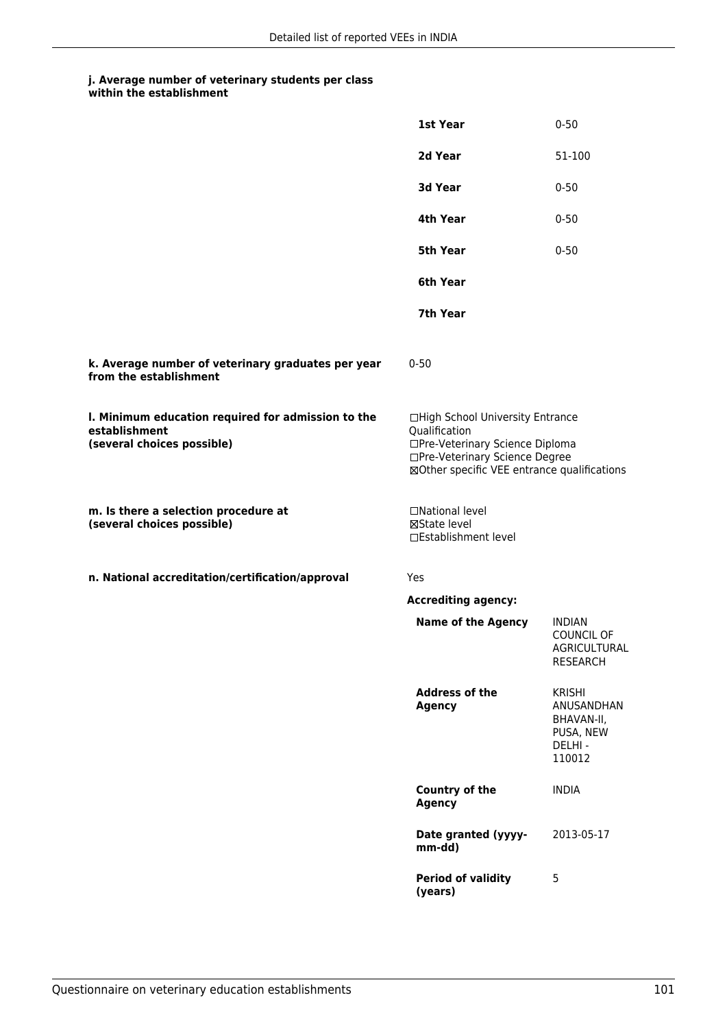#### j. Average number of veterinary students per class within the establishment

| | |
|---|---|
| **1st Year** | 0-50 |
| **2d Year** | 51-100 |
| **3d Year** | 0-50 |
| **4th Year** | 0-50 |
| **5th Year** | 0-50 |
| **6th Year** | |
| **7th Year** | |

**k. Average number of veterinary graduates per year from the establishment**

0-50

**l. Minimum education required for admission to the establishment (several choices possible)**

☐High School University Entrance Qualification
☐Pre-Veterinary Science Diploma
☐Pre-Veterinary Science Degree
☒Other specific VEE entrance qualifications

**m. Is there a selection procedure at (several choices possible)**

☐National level
☒State level
☐Establishment level

**n. National accreditation/certification/approval**

Yes

**Accrediting agency:**

| | |
|---|---|
| **Name of the Agency** | INDIAN COUNCIL OF AGRICULTURAL RESEARCH |
| **Address of the Agency** | KRISHI ANUSANDHAN BHAVAN-II, PUSA, NEW DELHI - 110012 |
| **Country of the Agency** | INDIA |
| **Date granted (yyyy-mm-dd)** | 2013-05-17 |
| **Period of validity (years)** | 5 |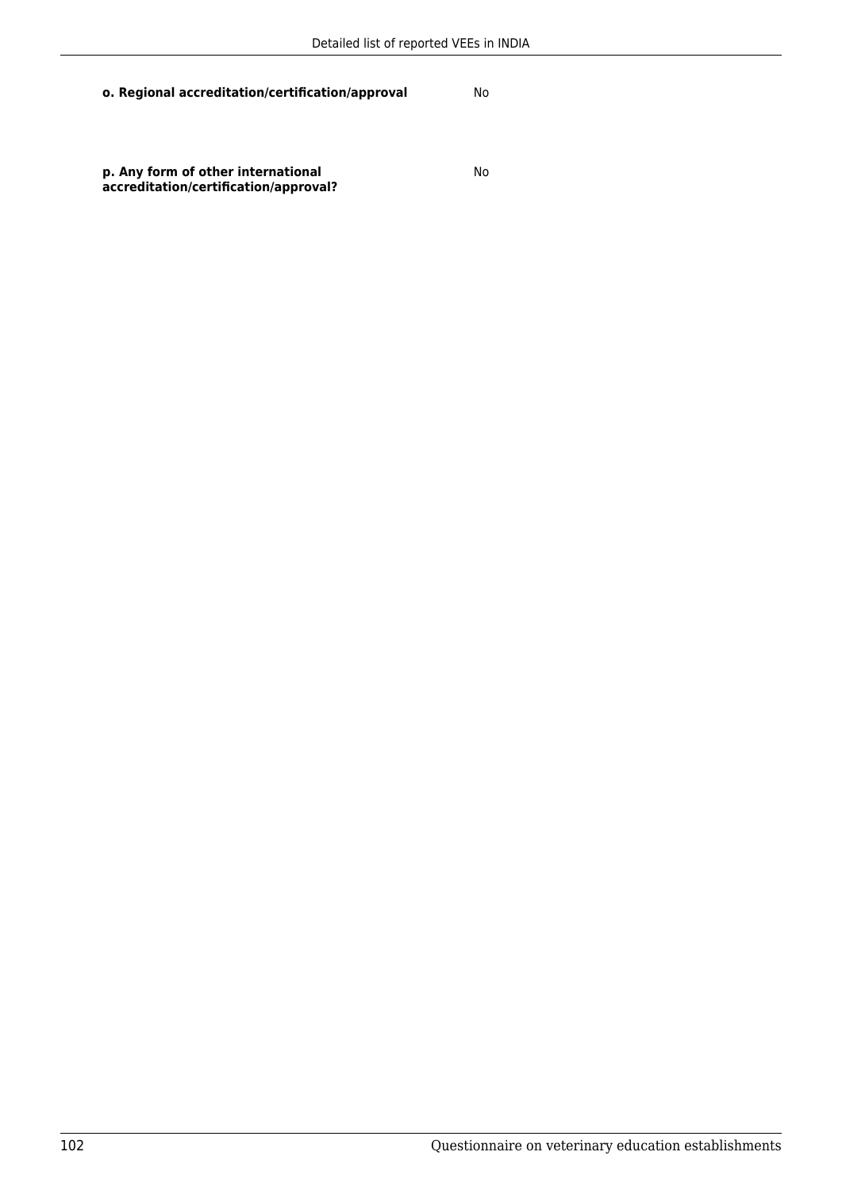| | |
|---|---|
| **o. Regional accreditation/certification/approval** | No |
| **p. Any form of other international accreditation/certification/approval?** | No |